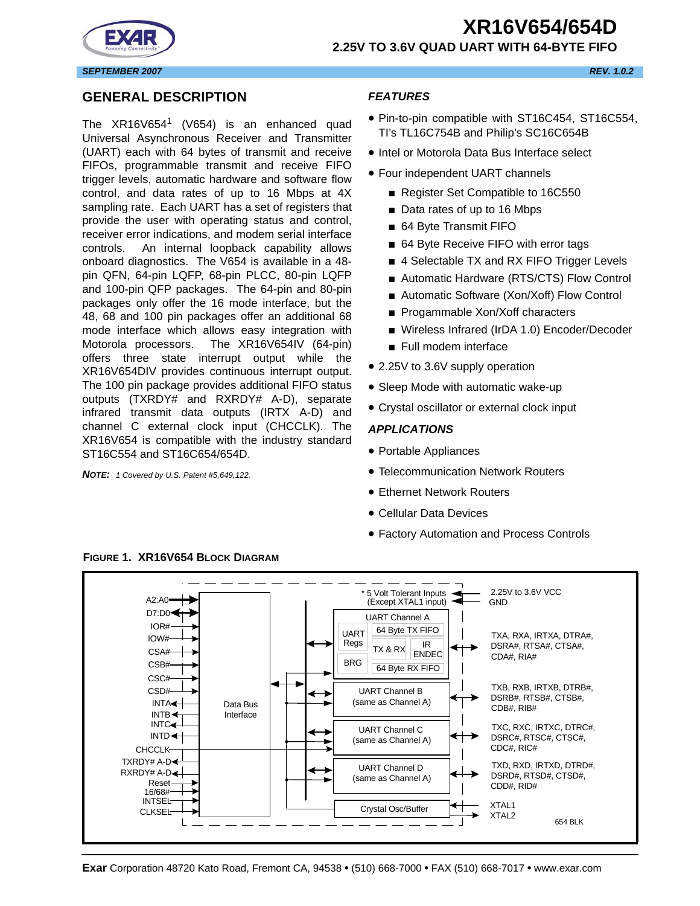# XR16V654/654D

## 2.25V TO 3.6V QUAD UART WITH 64-BYTE FIFO

SEPTEMBER 2007 REV. 1.0.2

## GENERAL DESCRIPTION

The XR16V654[1] (V654) is an enhanced quad Universal Asynchronous Receiver and Transmitter (UART) each with 64 bytes of transmit and receive FIFOs, programmable transmit and receive FIFO trigger levels, automatic hardware and software flow control, and data rates of up to 16 Mbps at 4X sampling rate. Each UART has a set of registers that provide the user with operating status and control, receiver error indications, and modem serial interface controls. An internal loopback capability allows onboard diagnostics. The V654 is available in a 48-pin QFN, 64-pin LQFP, 68-pin PLCC, 80-pin LQFP and 100-pin QFP packages. The 64-pin and 80-pin packages only offer the 16 mode interface, but the 48, 68 and 100 pin packages offer an additional 68 mode interface which allows easy integration with Motorola processors. The XR16V654IV (64-pin) offers three state interrupt output while the XR16V654DIV provides continuous interrupt output. The 100 pin package provides additional FIFO status outputs (TXRDY# and RXRDY# A-D), separate infrared transmit data outputs (IRTX A-D) and channel C external clock input (CHCCLK). The XR16V654 is compatible with the industry standard ST16C554 and ST16C654/654D.

**NOTE:** *1 Covered by U.S. Patent #5,649,122.*

### *FEATURES*

- Pin-to-pin compatible with ST16C454, ST16C554, TI's TL16C754B and Philip's SC16C654B
- Intel or Motorola Data Bus Interface select
- Four independent UART channels
  - Register Set Compatible to 16C550
  - Data rates of up to 16 Mbps
  - 64 Byte Transmit FIFO
  - 64 Byte Receive FIFO with error tags
  - 4 Selectable TX and RX FIFO Trigger Levels
  - Automatic Hardware (RTS/CTS) Flow Control
  - Automatic Software (Xon/Xoff) Flow Control
  - Progammable Xon/Xoff characters
  - Wireless Infrared (IrDA 1.0) Encoder/Decoder
  - Full modem interface
- 2.25V to 3.6V supply operation
- Sleep Mode with automatic wake-up
- Crystal oscillator or external clock input

### *APPLICATIONS*

- Portable Appliances
- Telecommunication Network Routers
- Ethernet Network Routers
- Cellular Data Devices
- Factory Automation and Process Controls

**FIGURE 1. XR16V654 BLOCK DIAGRAM**

A2:A0, D7:D0, IOR#, IOW#, CSA#, CSB#, CSC#, CSD#, INTA, INTB, INTC, INTD, CHCCLK, TXRDY# A-D, RXRDY# A-D, Reset, 16/68#, INTSEL, CLKSEL

Data Bus Interface

* 5 Volt Tolerant Inputs (Except XTAL1 input)

2.25V to 3.6V VCC
GND

UART Channel A: UART Regs, BRG, 64 Byte TX FIFO, TX & RX, IR ENDEC, 64 Byte RX FIFO — TXA, RXA, IRTXA, DTRA#, DSRA#, RTSA#, CTSA#, CDA#, RIA#

UART Channel B (same as Channel A) — TXB, RXB, IRTXB, DTRB#, DSRB#, RTSB#, CTSB#, CDB#, RIB#

UART Channel C (same as Channel A) — TXC, RXC, IRTXC, DTRC#, DSRC#, RTSC#, CTSC#, CDC#, RIC#

UART Channel D (same as Channel A) — TXD, RXD, IRTXD, DTRD#, DSRD#, RTSD#, CTSD#, CDD#, RID#

Crystal Osc/Buffer — XTAL1, XTAL2

654 BLK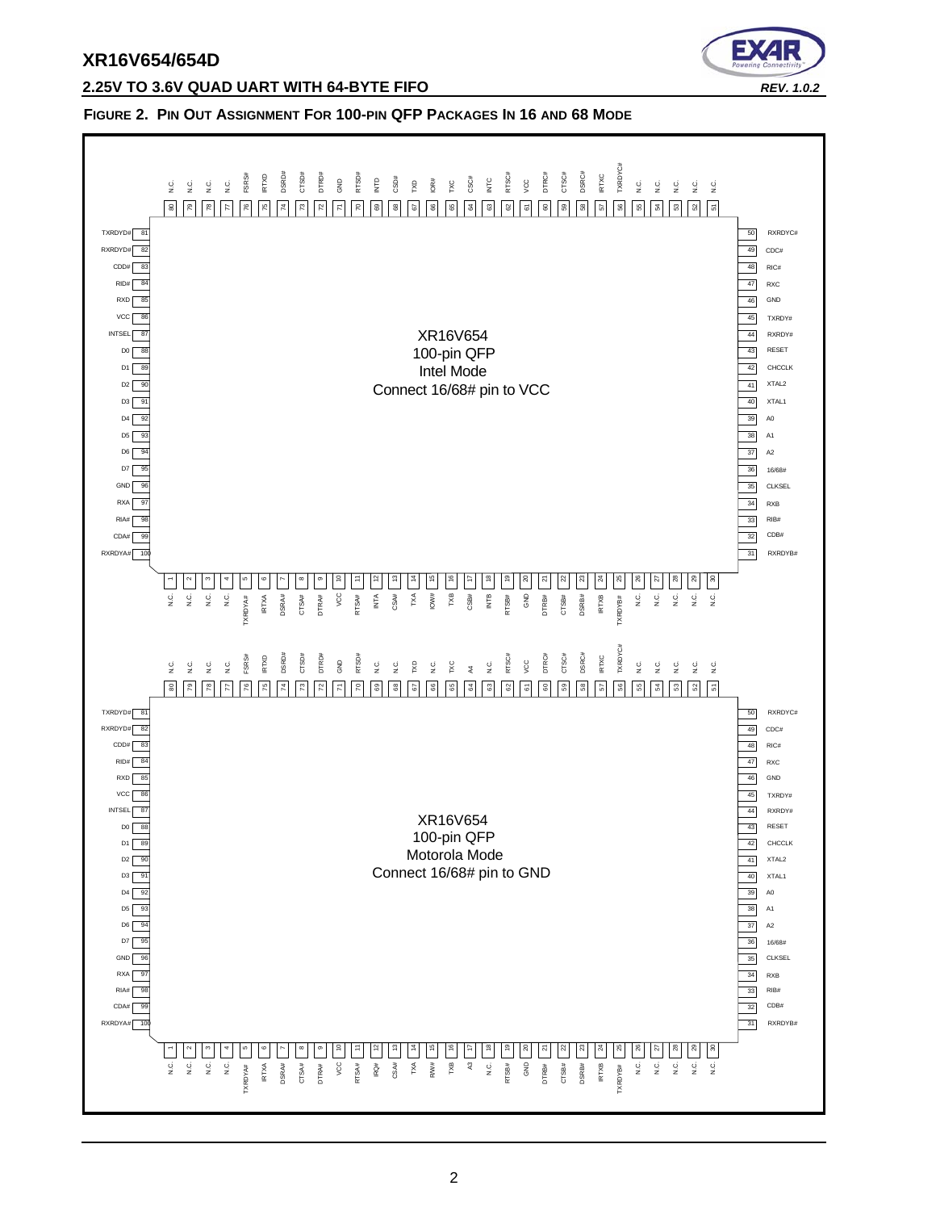**FIGURE 2. PIN OUT ASSIGNMENT FOR 100-PIN QFP PACKAGES IN 16 AND 68 MODE**

**XR16V654 100-pin QFP Intel Mode — Connect 16/68# pin to VCC**

| Pin | Name | Pin | Name | Pin | Name | Pin | Name |
|---|---|---|---|---|---|---|---|
| 1 | N.C. | 26 | N.C. | 51 | N.C. | 76 | FSRS# |
| 2 | N.C. | 27 | N.C. | 52 | N.C. | 77 | N.C. |
| 3 | N.C. | 28 | N.C. | 53 | N.C. | 78 | N.C. |
| 4 | N.C. | 29 | N.C. | 54 | N.C. | 79 | N.C. |
| 5 | TXRDYA# | 30 | N.C. | 55 | N.C. | 80 | N.C. |
| 6 | IRTXA | 31 | RXRDYB# | 56 | TXRDYC# | 81 | TXRDYD# |
| 7 | DSRA# | 32 | CDB# | 57 | IRTXC | 82 | RXRDYD# |
| 8 | CTSA# | 33 | RIB# | 58 | DSRC# | 83 | CDD# |
| 9 | DTRA# | 34 | RXB | 59 | CTSC# | 84 | RID# |
| 10 | VCC | 35 | CLKSEL | 60 | DTRC# | 85 | RXD |
| 11 | RTSA# | 36 | 16/68# | 61 | VCC | 86 | VCC |
| 12 | INTA | 37 | A2 | 62 | RTSC# | 87 | INTSEL |
| 13 | CSA# | 38 | A1 | 63 | INTC | 88 | D0 |
| 14 | TXA | 39 | A0 | 64 | CSC# | 89 | D1 |
| 15 | IOW# | 40 | XTAL1 | 65 | TXC | 90 | D2 |
| 16 | TXB | 41 | XTAL2 | 66 | IOR# | 91 | D3 |
| 17 | CSB# | 42 | CHCCLK | 67 | TXD | 92 | D4 |
| 18 | INTB | 43 | RESET | 68 | CSD# | 93 | D5 |
| 19 | RTSB# | 44 | RXRDY# | 69 | INTD | 94 | D6 |
| 20 | GND | 45 | TXRDY# | 70 | RTSD# | 95 | D7 |
| 21 | DTRB# | 46 | GND | 71 | GND | 96 | GND |
| 22 | CTSB# | 47 | RXC | 72 | DTRD# | 97 | RXA |
| 23 | DSRB# | 48 | RIC# | 73 | CTSD# | 98 | RIA# |
| 24 | IRTXB | 49 | CDC# | 74 | DSRD# | 99 | CDA# |
| 25 | TXRDYB# | 50 | RXRDYC# | 75 | IRTXD | 100 | RXRDYA# |

**XR16V654 100-pin QFP Motorola Mode — Connect 16/68# pin to GND**

| Pin | Name | Pin | Name | Pin | Name | Pin | Name |
|---|---|---|---|---|---|---|---|
| 1 | N.C. | 26 | N.C. | 51 | N.C. | 76 | FSRS# |
| 2 | N.C. | 27 | N.C. | 52 | N.C. | 77 | N.C. |
| 3 | N.C. | 28 | N.C. | 53 | N.C. | 78 | N.C. |
| 4 | N.C. | 29 | N.C. | 54 | N.C. | 79 | N.C. |
| 5 | TXRDYA# | 30 | N.C. | 55 | N.C. | 80 | N.C. |
| 6 | IRTXA | 31 | RXRDYB# | 56 | TXRDYC# | 81 | TXRDYD# |
| 7 | DSRA# | 32 | CDB# | 57 | IRTXC | 82 | RXRDYD# |
| 8 | CTSA# | 33 | RIB# | 58 | DSRC# | 83 | CDD# |
| 9 | DTRA# | 34 | RXB | 59 | CTSC# | 84 | RID# |
| 10 | VCC | 35 | CLKSEL | 60 | DTRC# | 85 | RXD |
| 11 | RTSA# | 36 | 16/68# | 61 | VCC | 86 | VCC |
| 12 | IRQ# | 37 | A2 | 62 | RTSC# | 87 | INTSEL |
| 13 | CS# | 38 | A1 | 63 | N.C. | 88 | D0 |
| 14 | TXA | 39 | A0 | 64 | A4 | 89 | D1 |
| 15 | R/W# | 40 | XTAL1 | 65 | TXC | 90 | D2 |
| 16 | TXB | 41 | XTAL2 | 66 | N.C. | 91 | D3 |
| 17 | A3 | 42 | CHCCLK | 67 | TXD | 92 | D4 |
| 18 | N.C. | 43 | RESET | 68 | N.C. | 93 | D5 |
| 19 | RTSB# | 44 | RXRDY# | 69 | N.C. | 94 | D6 |
| 20 | GND | 45 | TXRDY# | 70 | RTSD# | 95 | D7 |
| 21 | DTRB# | 46 | GND | 71 | GND | 96 | GND |
| 22 | CTSB# | 47 | RXC | 72 | DTRD# | 97 | RXA |
| 23 | DSRB# | 48 | RIC# | 73 | CTSD# | 98 | RIA# |
| 24 | IRTXB | 49 | CDC# | 74 | DSRD# | 99 | CDA# |
| 25 | TXRDYB# | 50 | RXRDYC# | 75 | IRTXD | 100 | RXRDYA# |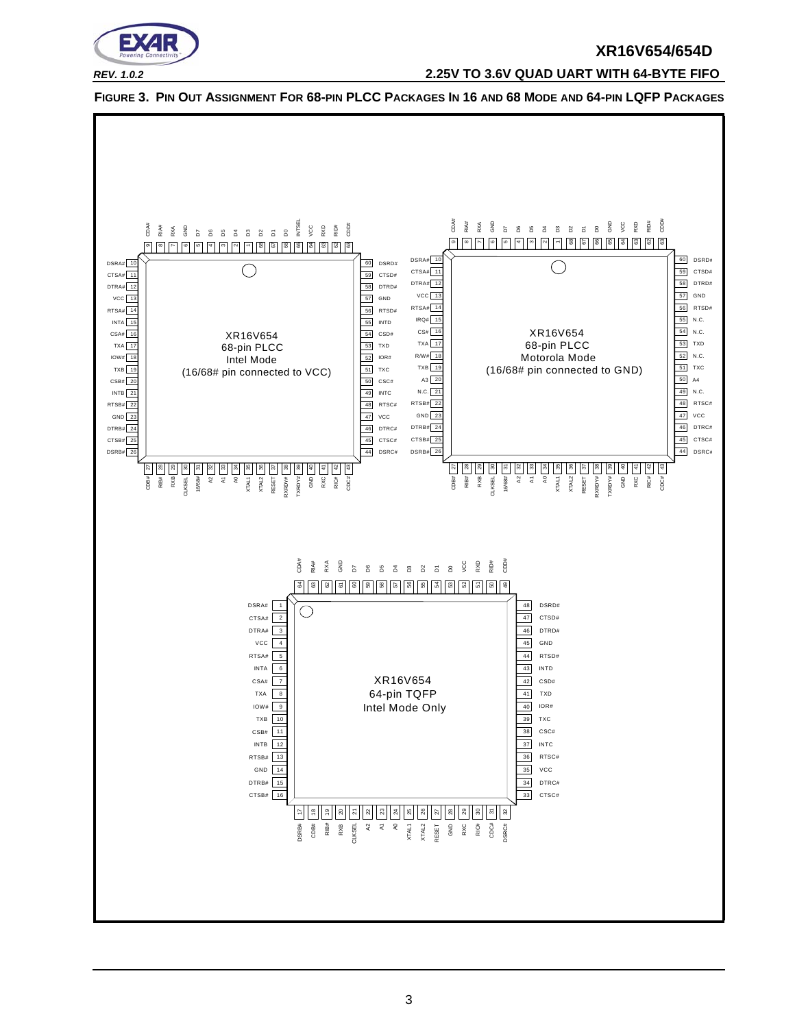**FIGURE 3. PIN OUT ASSIGNMENT FOR 68-PIN PLCC PACKAGES IN 16 AND 68 MODE AND 64-PIN LQFP PACKAGES**

**XR16V654 68-pin PLCC Intel Mode (16/68# pin connected to VCC)**

| Pin | Name | Pin | Name | Pin | Name | Pin | Name |
|---|---|---|---|---|---|---|---|
| 1 | D2 | 18 | IOW# | 35 | XTAL1 | 52 | IOR# |
| 2 | D3 | 19 | TXB | 36 | XTAL2 | 53 | TXD |
| 3 | D4 | 20 | CSB# | 37 | RESET | 54 | CSD# |
| 4 | D5 | 21 | INTB | 38 | RXRDY# | 55 | INTD |
| 5 | D6 | 22 | RTSB# | 39 | TXRDY# | 56 | RTSD# |
| 6 | D7 | 23 | GND | 40 | GND | 57 | GND |
| 7 | RXA | 24 | DTRB# | 41 | RXC | 58 | DTRD# |
| 8 | RIA# | 25 | CTSB# | 42 | RIC# | 59 | CTSD# |
| 9 | CDA# | 26 | DSRB# | 43 | CDC# | 60 | DSRD# |
| 10 | DSRA# | 27 | CDB# | 44 | DSRC# | 61 | CDD# |
| 11 | CTSA# | 28 | RIB# | 45 | CTSC# | 62 | RID# |
| 12 | DTRA# | 29 | RXB | 46 | DTRC# | 63 | RXD |
| 13 | VCC | 30 | CLKSEL | 47 | VCC | 64 | VCC |
| 14 | RTSA# | 31 | 16/68# | 48 | RTSC# | 65 | INTSEL |
| 15 | INTA | 32 | A2 | 49 | INTC | 66 | D0 |
| 16 | CSA# | 33 | A1 | 50 | CSC# | 67 | D1 |
| 17 | TXA | 34 | A0 | 51 | TXC | 68 | D2 |

**XR16V654 68-pin PLCC Motorola Mode (16/68# pin connected to GND)**

| Pin | Name | Pin | Name | Pin | Name | Pin | Name |
|---|---|---|---|---|---|---|---|
| 1 | D2 | 18 | R/W# | 35 | XTAL1 | 52 | N.C. |
| 2 | D3 | 19 | TXB | 36 | XTAL2 | 53 | TXD |
| 3 | D4 | 20 | A3 | 37 | RESET | 54 | N.C. |
| 4 | D5 | 21 | N.C. | 38 | RXRDY# | 55 | N.C. |
| 5 | D6 | 22 | RTSB# | 39 | TXRDY# | 56 | RTSD# |
| 6 | D7 | 23 | GND | 40 | GND | 57 | GND |
| 7 | RXA | 24 | DTRB# | 41 | RXC | 58 | DTRD# |
| 8 | RIA# | 25 | CTSB# | 42 | RIC# | 59 | CTSD# |
| 9 | CDA# | 26 | DSRB# | 43 | CDC# | 60 | DSRD# |
| 10 | DSRA# | 27 | CDB# | 44 | DSRC# | 61 | CDD# |
| 11 | CTSA# | 28 | RIB# | 45 | CTSC# | 62 | RID# |
| 12 | DTRA# | 29 | RXB | 46 | DTRC# | 63 | RXD |
| 13 | VCC | 30 | CLKSEL | 47 | VCC | 64 | VCC |
| 14 | RTSA# | 31 | 16/68# | 48 | RTSC# | 65 | GND |
| 15 | IRQ# | 32 | A2 | 49 | N.C. | 66 | D0 |
| 16 | CS# | 33 | A1 | 50 | A4 | 67 | D1 |
| 17 | TXA | 34 | A0 | 51 | TXC | 68 | D2 |

**XR16V654 64-pin TQFP Intel Mode Only**

| Pin | Name | Pin | Name | Pin | Name | Pin | Name |
|---|---|---|---|---|---|---|---|
| 1 | DSRA# | 17 | DSRB# | 33 | CTSC# | 49 | CDD# |
| 2 | CTSA# | 18 | CDB# | 34 | DTRC# | 50 | RID# |
| 3 | DTRA# | 19 | RIB# | 35 | VCC | 51 | RXD |
| 4 | VCC | 20 | RXB | 36 | RTSC# | 52 | VCC |
| 5 | RTSA# | 21 | CLKSEL | 37 | INTC | 53 | D0 |
| 6 | INTA | 22 | A2 | 38 | CSC# | 54 | D1 |
| 7 | CSA# | 23 | A1 | 39 | TXC | 55 | D2 |
| 8 | TXA | 24 | A0 | 40 | IOR# | 56 | D3 |
| 9 | IOW# | 25 | XTAL1 | 41 | TXD | 57 | D4 |
| 10 | TXB | 26 | XTAL2 | 42 | CSD# | 58 | D5 |
| 11 | CSB# | 27 | RESET | 43 | INTD | 59 | D6 |
| 12 | INTB | 28 | GND | 44 | RTSD# | 60 | D7 |
| 13 | RTSB# | 29 | RXC | 45 | GND | 61 | GND |
| 14 | GND | 30 | RIC# | 46 | DTRD# | 62 | RXA |
| 15 | DTRB# | 31 | CDC# | 47 | CTSD# | 63 | RIA# |
| 16 | CTSB# | 32 | DSRC# | 48 | DSRD# | 64 | CDA# |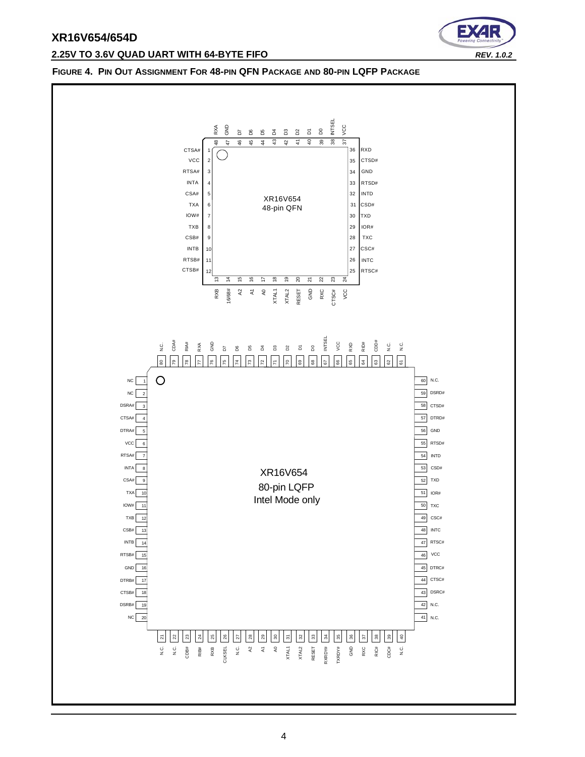**FIGURE 4. PIN OUT ASSIGNMENT FOR 48-PIN QFN PACKAGE AND 80-PIN LQFP PACKAGE**

**XR16V654 48-pin QFN**

| Pin | Name | Pin | Name | Pin | Name | Pin | Name |
|---|---|---|---|---|---|---|---|
| 1 | CTSA# | 13 | RXB | 25 | RTSC# | 37 | VCC |
| 2 | VCC | 14 | 16/68# | 26 | INTC | 38 | INTSEL |
| 3 | RTSA# | 15 | A2 | 27 | CSC# | 39 | D0 |
| 4 | INTA | 16 | A1 | 28 | TXC | 40 | D1 |
| 5 | CSA# | 17 | A0 | 29 | IOR# | 41 | D2 |
| 6 | TXA | 18 | XTAL1 | 30 | TXD | 42 | D3 |
| 7 | IOW# | 19 | XTAL2 | 31 | CSD# | 43 | D4 |
| 8 | TXB | 20 | RESET | 32 | INTD | 44 | D5 |
| 9 | CSB# | 21 | GND | 33 | RTSD# | 45 | D6 |
| 10 | INTB | 22 | RXC | 34 | GND | 46 | D7 |
| 11 | RTSB# | 23 | CTSC# | 35 | CTSD# | 47 | GND |
| 12 | CTSB# | 24 | VCC | 36 | RXD | 48 | RXA |

**XR16V654 80-pin LQFP Intel Mode only**

| Pin | Name | Pin | Name | Pin | Name | Pin | Name |
|---|---|---|---|---|---|---|---|
| 1 | NC | 21 | N.C. | 41 | N.C. | 61 | N.C. |
| 2 | NC | 22 | N.C. | 42 | N.C. | 62 | N.C. |
| 3 | DSRA# | 23 | CDB# | 43 | DSRC# | 63 | CDD# |
| 4 | CTSA# | 24 | RIB# | 44 | CTSC# | 64 | RID# |
| 5 | DTRA# | 25 | RXB | 45 | DTRC# | 65 | RXD |
| 6 | VCC | 26 | CLKSEL | 46 | VCC | 66 | VCC |
| 7 | RTSA# | 27 | N.C. | 47 | RTSC# | 67 | INTSEL |
| 8 | INTA | 28 | A2 | 48 | INTC | 68 | D0 |
| 9 | CSA# | 29 | A1 | 49 | CSC# | 69 | D1 |
| 10 | TXA | 30 | A0 | 50 | TXC | 70 | D2 |
| 11 | IOW# | 31 | XTAL1 | 51 | IOR# | 71 | D3 |
| 12 | TXB | 32 | XTAL2 | 52 | TXD | 72 | D4 |
| 13 | CSB# | 33 | RESET | 53 | CSD# | 73 | D5 |
| 14 | INTB | 34 | RXRDY# | 54 | INTD | 74 | D6 |
| 15 | RTSB# | 35 | TXRDY# | 55 | RTSD# | 75 | D7 |
| 16 | GND | 36 | GND | 56 | GND | 76 | GND |
| 17 | DTRB# | 37 | RXC | 57 | DTRD# | 77 | RXA |
| 18 | CTSB# | 38 | RIC# | 58 | CTSD# | 78 | RIA# |
| 19 | DSRB# | 39 | CDC# | 59 | DSRD# | 79 | CDA# |
| 20 | NC | 40 | N.C. | 60 | N.C. | 80 | N.C. |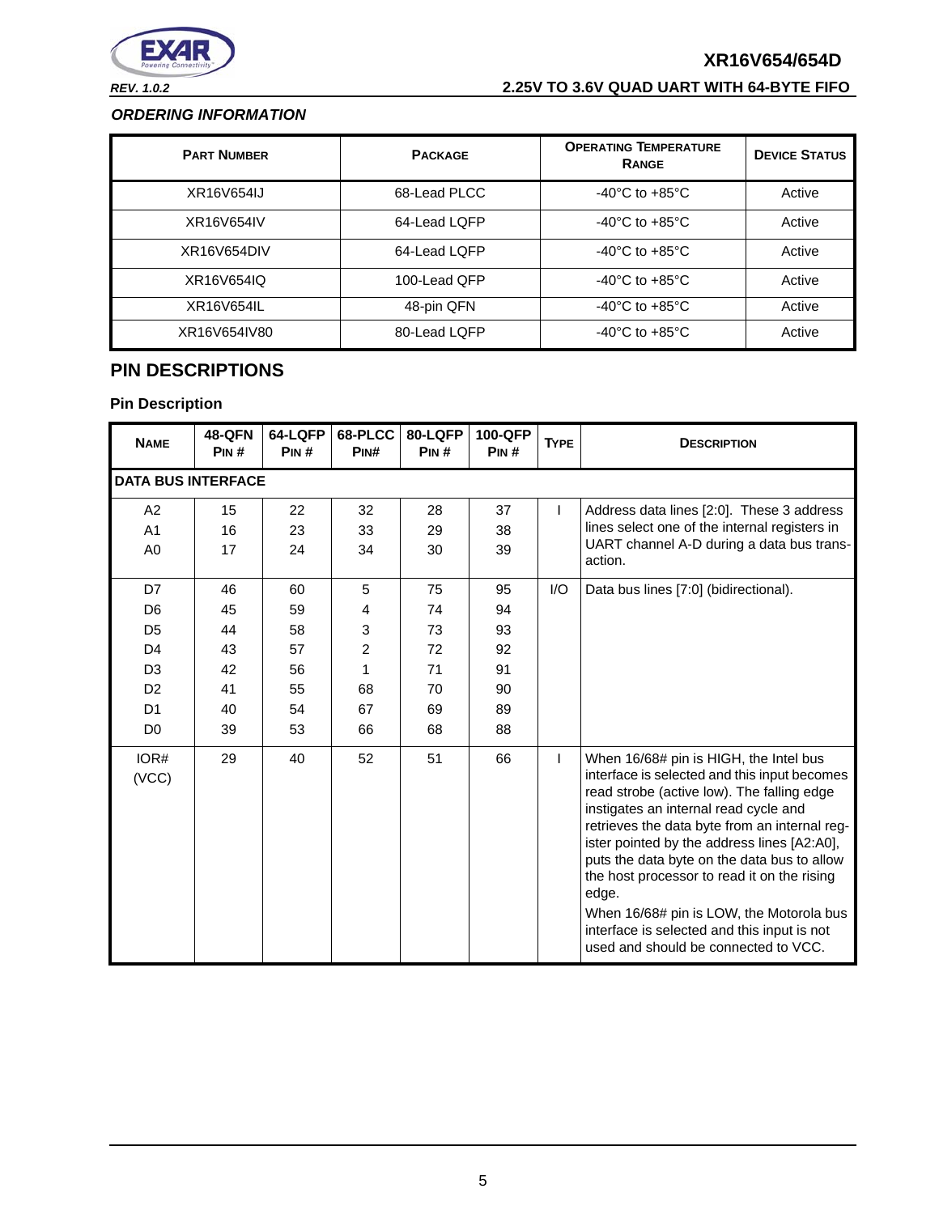### *ORDERING INFORMATION*

| Part Number | Package | Operating Temperature Range | Device Status |
|---|---|---|---|
| XR16V654IJ | 68-Lead PLCC | -40°C to +85°C | Active |
| XR16V654IV | 64-Lead LQFP | -40°C to +85°C | Active |
| XR16V654DIV | 64-Lead LQFP | -40°C to +85°C | Active |
| XR16V654IQ | 100-Lead QFP | -40°C to +85°C | Active |
| XR16V654IL | 48-pin QFN | -40°C to +85°C | Active |
| XR16V654IV80 | 80-Lead LQFP | -40°C to +85°C | Active |

## PIN DESCRIPTIONS

### Pin Description

| Name | 48-QFN Pin # | 64-LQFP Pin # | 68-PLCC Pin# | 80-LQFP Pin # | 100-QFP Pin # | Type | Description |
|---|---|---|---|---|---|---|---|
| **DATA BUS INTERFACE** | | | | | | | |
| A2<br>A1<br>A0 | 15<br>16<br>17 | 22<br>23<br>24 | 32<br>33<br>34 | 28<br>29<br>30 | 37<br>38<br>39 | I | Address data lines [2:0]. These 3 address lines select one of the internal registers in UART channel A-D during a data bus transaction. |
| D7<br>D6<br>D5<br>D4<br>D3<br>D2<br>D1<br>D0 | 46<br>45<br>44<br>43<br>42<br>41<br>40<br>39 | 60<br>59<br>58<br>57<br>56<br>55<br>54<br>53 | 5<br>4<br>3<br>2<br>1<br>68<br>67<br>66 | 75<br>74<br>73<br>72<br>71<br>70<br>69<br>68 | 95<br>94<br>93<br>92<br>91<br>90<br>89<br>88 | I/O | Data bus lines [7:0] (bidirectional). |
| IOR#<br>(VCC) | 29 | 40 | 52 | 51 | 66 | I | When 16/68# pin is HIGH, the Intel bus interface is selected and this input becomes read strobe (active low). The falling edge instigates an internal read cycle and retrieves the data byte from an internal register pointed by the address lines [A2:A0], puts the data byte on the data bus to allow the host processor to read it on the rising edge.<br>When 16/68# pin is LOW, the Motorola bus interface is selected and this input is not used and should be connected to VCC. |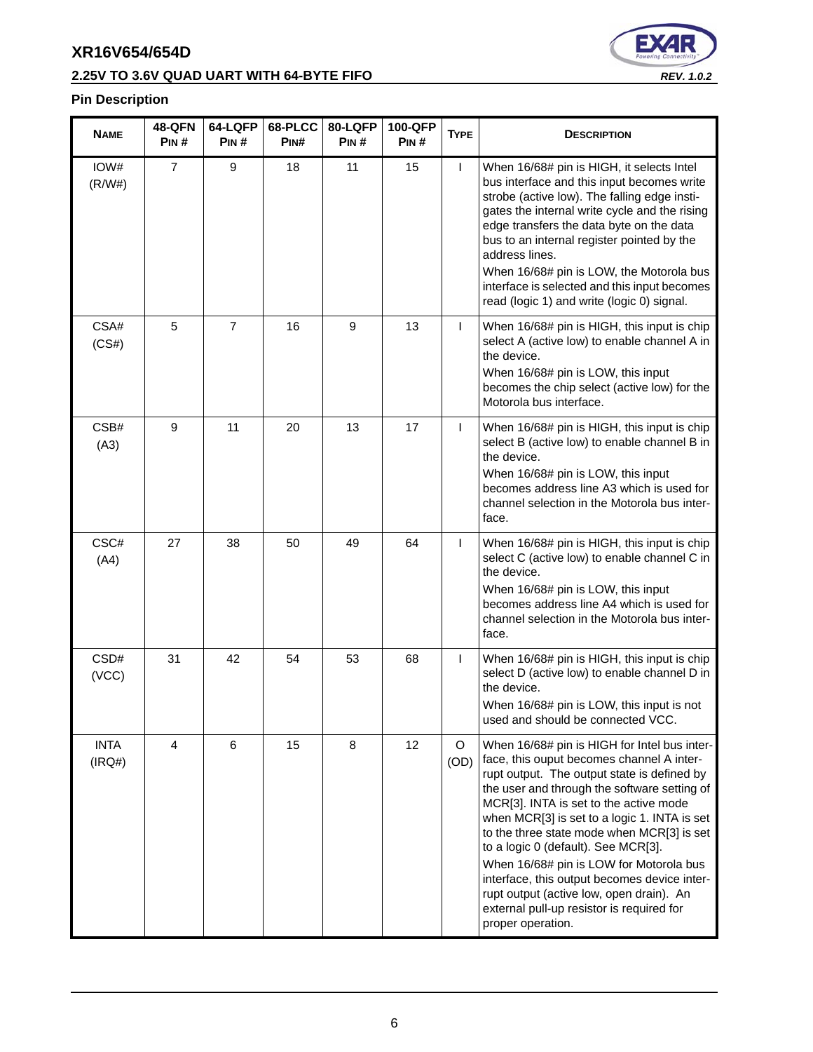### Pin Description

| Name | 48-QFN Pin # | 64-LQFP Pin # | 68-PLCC Pin# | 80-LQFP Pin # | 100-QFP Pin # | Type | Description |
|---|---|---|---|---|---|---|---|
| IOW# (R/W#) | 7 | 9 | 18 | 11 | 15 | I | When 16/68# pin is HIGH, it selects Intel bus interface and this input becomes write strobe (active low). The falling edge instigates the internal write cycle and the rising edge transfers the data byte on the data bus to an internal register pointed by the address lines.<br>When 16/68# pin is LOW, the Motorola bus interface is selected and this input becomes read (logic 1) and write (logic 0) signal. |
| CSA# (CS#) | 5 | 7 | 16 | 9 | 13 | I | When 16/68# pin is HIGH, this input is chip select A (active low) to enable channel A in the device.<br>When 16/68# pin is LOW, this input becomes the chip select (active low) for the Motorola bus interface. |
| CSB# (A3) | 9 | 11 | 20 | 13 | 17 | I | When 16/68# pin is HIGH, this input is chip select B (active low) to enable channel B in the device.<br>When 16/68# pin is LOW, this input becomes address line A3 which is used for channel selection in the Motorola bus interface. |
| CSC# (A4) | 27 | 38 | 50 | 49 | 64 | I | When 16/68# pin is HIGH, this input is chip select C (active low) to enable channel C in the device.<br>When 16/68# pin is LOW, this input becomes address line A4 which is used for channel selection in the Motorola bus interface. |
| CSD# (VCC) | 31 | 42 | 54 | 53 | 68 | I | When 16/68# pin is HIGH, this input is chip select D (active low) to enable channel D in the device.<br>When 16/68# pin is LOW, this input is not used and should be connected VCC. |
| INTA (IRQ#) | 4 | 6 | 15 | 8 | 12 | O (OD) | When 16/68# pin is HIGH for Intel bus interface, this ouput becomes channel A interrupt output. The output state is defined by the user and through the software setting of MCR[3]. INTA is set to the active mode when MCR[3] is set to a logic 1. INTA is set to the three state mode when MCR[3] is set to a logic 0 (default). See MCR[3].<br>When 16/68# pin is LOW for Motorola bus interface, this output becomes device interrupt output (active low, open drain). An external pull-up resistor is required for proper operation. |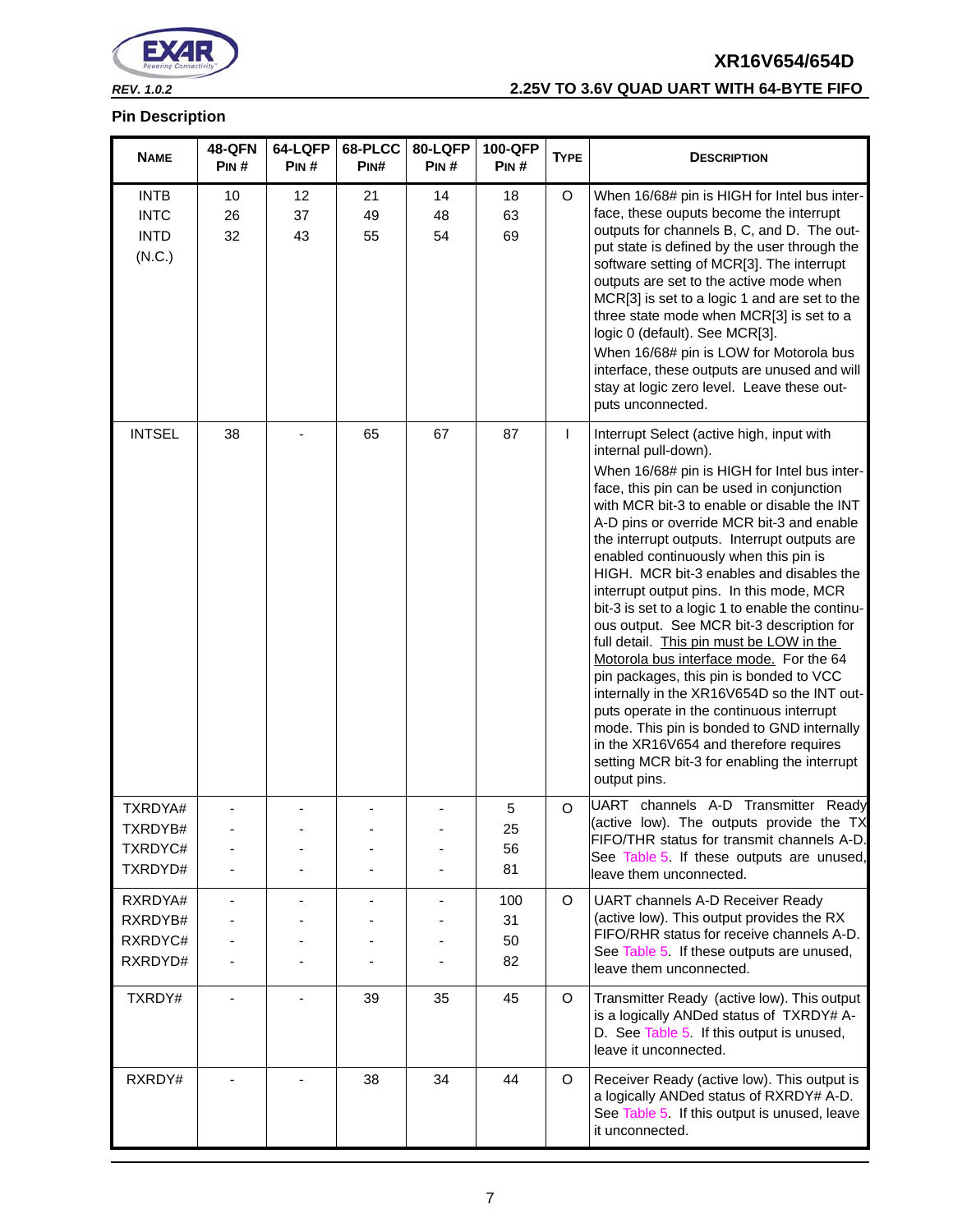## Pin Description

| Name | 48-QFN Pin # | 64-LQFP Pin # | 68-PLCC Pin# | 80-LQFP Pin # | 100-QFP Pin # | Type | Description |
|---|---|---|---|---|---|---|---|
| INTB<br>INTC<br>INTD<br>(N.C.) | 10<br>26<br>32 | 12<br>37<br>43 | 21<br>49<br>55 | 14<br>48<br>54 | 18<br>63<br>69 | O | When 16/68# pin is HIGH for Intel bus interface, these ouputs become the interrupt outputs for channels B, C, and D. The output state is defined by the user through the software setting of MCR[3]. The interrupt outputs are set to the active mode when MCR[3] is set to a logic 1 and are set to the three state mode when MCR[3] is set to a logic 0 (default). See MCR[3].<br>When 16/68# pin is LOW for Motorola bus interface, these outputs are unused and will stay at logic zero level. Leave these outputs unconnected. |
| INTSEL | 38 | - | 65 | 67 | 87 | I | Interrupt Select (active high, input with internal pull-down).<br>When 16/68# pin is HIGH for Intel bus interface, this pin can be used in conjunction with MCR bit-3 to enable or disable the INT A-D pins or override MCR bit-3 and enable the interrupt outputs. Interrupt outputs are enabled continuously when this pin is HIGH. MCR bit-3 enables and disables the interrupt output pins. In this mode, MCR bit-3 is set to a logic 1 to enable the continuous output. See MCR bit-3 description for full detail. This pin must be LOW in the Motorola bus interface mode. For the 64 pin packages, this pin is bonded to VCC internally in the XR16V654D so the INT outputs operate in the continuous interrupt mode. This pin is bonded to GND internally in the XR16V654 and therefore requires setting MCR bit-3 for enabling the interrupt output pins. |
| TXRDYA#<br>TXRDYB#<br>TXRDYC#<br>TXRDYD# | -<br>-<br>-<br>- | -<br>-<br>-<br>- | -<br>-<br>-<br>- | -<br>-<br>-<br>- | 5<br>25<br>56<br>81 | O | UART channels A-D Transmitter Ready (active low). The outputs provide the TX FIFO/THR status for transmit channels A-D. See Table 5. If these outputs are unused, leave them unconnected. |
| RXRDYA#<br>RXRDYB#<br>RXRDYC#<br>RXRDYD# | -<br>-<br>-<br>- | -<br>-<br>-<br>- | -<br>-<br>-<br>- | -<br>-<br>-<br>- | 100<br>31<br>50<br>82 | O | UART channels A-D Receiver Ready (active low). This output provides the RX FIFO/RHR status for receive channels A-D. See Table 5. If these outputs are unused, leave them unconnected. |
| TXRDY# | - | - | 39 | 35 | 45 | O | Transmitter Ready (active low). This output is a logically ANDed status of TXRDY# A-D. See Table 5. If this output is unused, leave it unconnected. |
| RXRDY# | - | - | 38 | 34 | 44 | O | Receiver Ready (active low). This output is a logically ANDed status of RXRDY# A-D. See Table 5. If this output is unused, leave it unconnected. |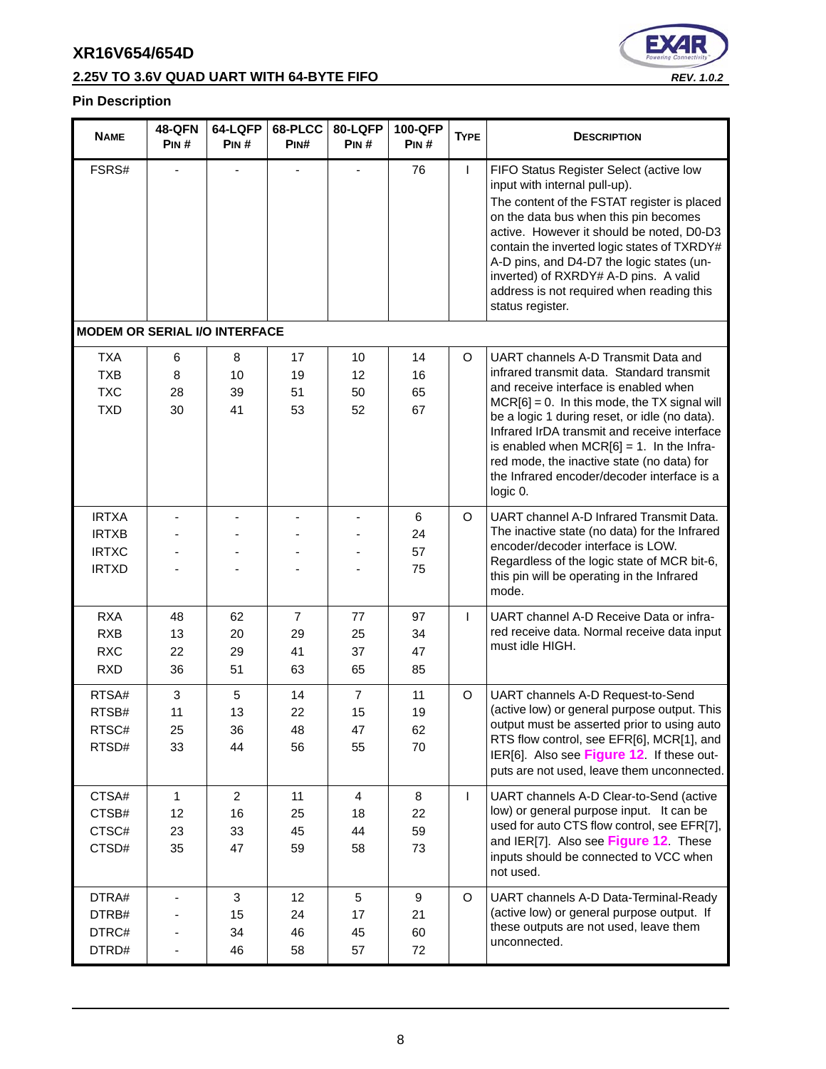## Pin Description

| Name | 48-QFN Pin # | 64-LQFP Pin # | 68-PLCC Pin# | 80-LQFP Pin # | 100-QFP Pin # | Type | Description |
|---|---|---|---|---|---|---|---|
| FSRS# | - | - | - | - | 76 | I | FIFO Status Register Select (active low input with internal pull-up). The content of the FSTAT register is placed on the data bus when this pin becomes active. However it should be noted, D0-D3 contain the inverted logic states of TXRDY# A-D pins, and D4-D7 the logic states (un-inverted) of RXRDY# A-D pins. A valid address is not required when reading this status register. |
| **MODEM OR SERIAL I/O INTERFACE** | | | | | | | |
| TXA<br>TXB<br>TXC<br>TXD | 6<br>8<br>28<br>30 | 8<br>10<br>39<br>41 | 17<br>19<br>51<br>53 | 10<br>12<br>50<br>52 | 14<br>16<br>65<br>67 | O | UART channels A-D Transmit Data and infrared transmit data. Standard transmit and receive interface is enabled when MCR[6] = 0. In this mode, the TX signal will be a logic 1 during reset, or idle (no data). Infrared IrDA transmit and receive interface is enabled when MCR[6] = 1. In the Infrared mode, the inactive state (no data) for the Infrared encoder/decoder interface is a logic 0. |
| IRTXA<br>IRTXB<br>IRTXC<br>IRTXD | -<br>-<br>-<br>- | -<br>-<br>-<br>- | -<br>-<br>-<br>- | -<br>-<br>-<br>- | 6<br>24<br>57<br>75 | O | UART channel A-D Infrared Transmit Data. The inactive state (no data) for the Infrared encoder/decoder interface is LOW. Regardless of the logic state of MCR bit-6, this pin will be operating in the Infrared mode. |
| RXA<br>RXB<br>RXC<br>RXD | 48<br>13<br>22<br>36 | 62<br>20<br>29<br>51 | 7<br>29<br>41<br>63 | 77<br>25<br>37<br>65 | 97<br>34<br>47<br>85 | I | UART channel A-D Receive Data or infrared receive data. Normal receive data input must idle HIGH. |
| RTSA#<br>RTSB#<br>RTSC#<br>RTSD# | 3<br>11<br>25<br>33 | 5<br>13<br>36<br>44 | 14<br>22<br>48<br>56 | 7<br>15<br>47<br>55 | 11<br>19<br>62<br>70 | O | UART channels A-D Request-to-Send (active low) or general purpose output. This output must be asserted prior to using auto RTS flow control, see EFR[6], MCR[1], and IER[6]. Also see **Figure 12**. If these outputs are not used, leave them unconnected. |
| CTSA#<br>CTSB#<br>CTSC#<br>CTSD# | 1<br>12<br>23<br>35 | 2<br>16<br>33<br>47 | 11<br>25<br>45<br>59 | 4<br>18<br>44<br>58 | 8<br>22<br>59<br>73 | I | UART channels A-D Clear-to-Send (active low) or general purpose input. It can be used for auto CTS flow control, see EFR[7], and IER[7]. Also see **Figure 12**. These inputs should be connected to VCC when not used. |
| DTRA#<br>DTRB#<br>DTRC#<br>DTRD# | -<br>-<br>-<br>- | 3<br>15<br>34<br>46 | 12<br>24<br>46<br>58 | 5<br>17<br>45<br>57 | 9<br>21<br>60<br>72 | O | UART channels A-D Data-Terminal-Ready (active low) or general purpose output. If these outputs are not used, leave them unconnected. |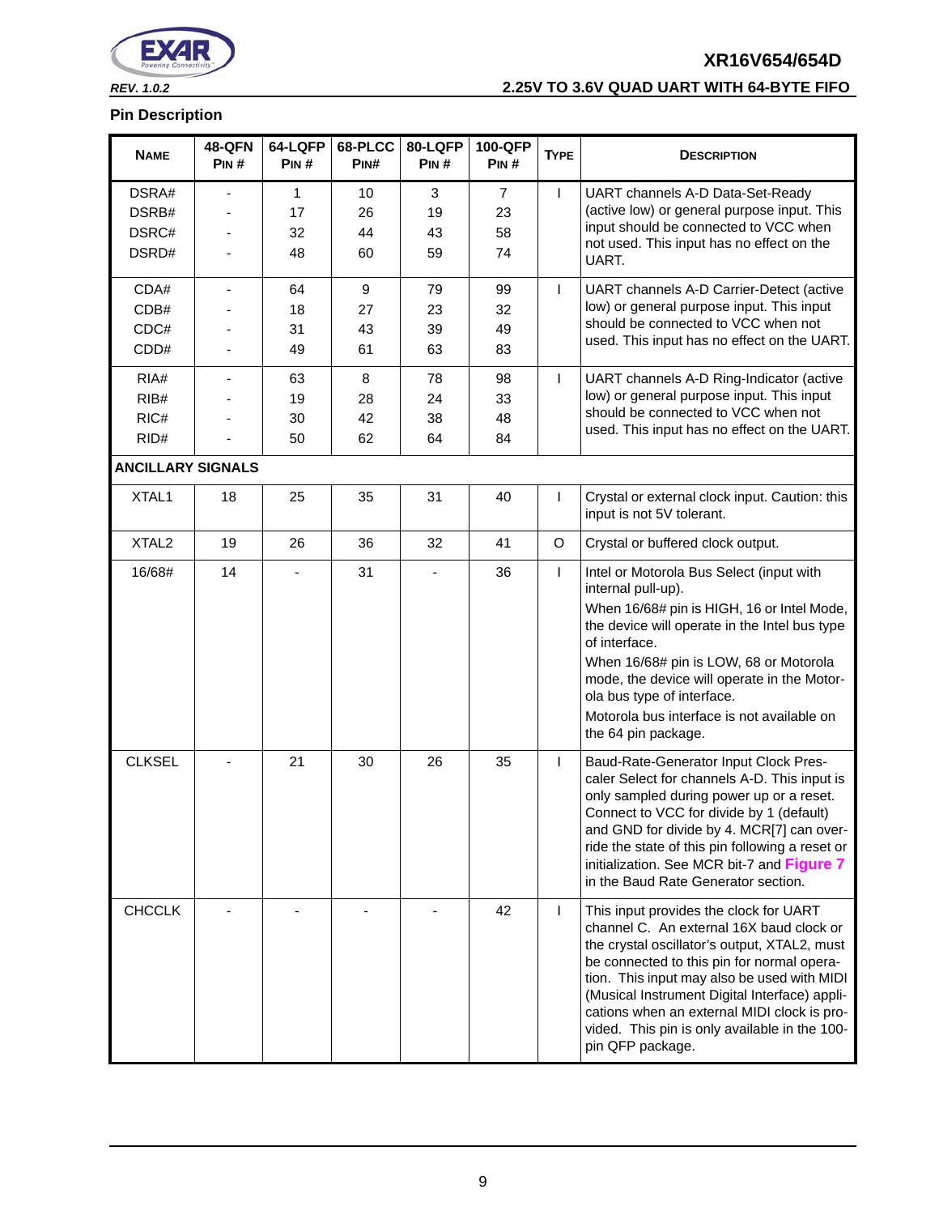## Pin Description

| NAME | 48-QFN PIN # | 64-LQFP PIN # | 68-PLCC PIN# | 80-LQFP PIN # | 100-QFP PIN # | TYPE | DESCRIPTION |
|---|---|---|---|---|---|---|---|
| DSRA#<br>DSRB#<br>DSRC#<br>DSRD# | -<br>-<br>-<br>- | 1<br>17<br>32<br>48 | 10<br>26<br>44<br>60 | 3<br>19<br>43<br>59 | 7<br>23<br>58<br>74 | I | UART channels A-D Data-Set-Ready (active low) or general purpose input. This input should be connected to VCC when not used. This input has no effect on the UART. |
| CDA#<br>CDB#<br>CDC#<br>CDD# | -<br>-<br>-<br>- | 64<br>18<br>31<br>49 | 9<br>27<br>43<br>61 | 79<br>23<br>39<br>63 | 99<br>32<br>49<br>83 | I | UART channels A-D Carrier-Detect (active low) or general purpose input. This input should be connected to VCC when not used. This input has no effect on the UART. |
| RIA#<br>RIB#<br>RIC#<br>RID# | -<br>-<br>-<br>- | 63<br>19<br>30<br>50 | 8<br>28<br>42<br>62 | 78<br>24<br>38<br>64 | 98<br>33<br>48<br>84 | I | UART channels A-D Ring-Indicator (active low) or general purpose input. This input should be connected to VCC when not used. This input has no effect on the UART. |
| **ANCILLARY SIGNALS** | | | | | | | |
| XTAL1 | 18 | 25 | 35 | 31 | 40 | I | Crystal or external clock input. Caution: this input is not 5V tolerant. |
| XTAL2 | 19 | 26 | 36 | 32 | 41 | O | Crystal or buffered clock output. |
| 16/68# | 14 | - | 31 | - | 36 | I | Intel or Motorola Bus Select (input with internal pull-up).<br>When 16/68# pin is HIGH, 16 or Intel Mode, the device will operate in the Intel bus type of interface.<br>When 16/68# pin is LOW, 68 or Motorola mode, the device will operate in the Motorola bus type of interface.<br>Motorola bus interface is not available on the 64 pin package. |
| CLKSEL | - | 21 | 30 | 26 | 35 | I | Baud-Rate-Generator Input Clock Prescaler Select for channels A-D. This input is only sampled during power up or a reset. Connect to VCC for divide by 1 (default) and GND for divide by 4. MCR[7] can override the state of this pin following a reset or initialization. See MCR bit-7 and Figure 7 in the Baud Rate Generator section. |
| CHCCLK | - | - | - | - | 42 | I | This input provides the clock for UART channel C. An external 16X baud clock or the crystal oscillator's output, XTAL2, must be connected to this pin for normal operation. This input may also be used with MIDI (Musical Instrument Digital Interface) applications when an external MIDI clock is provided. This pin is only available in the 100-pin QFP package. |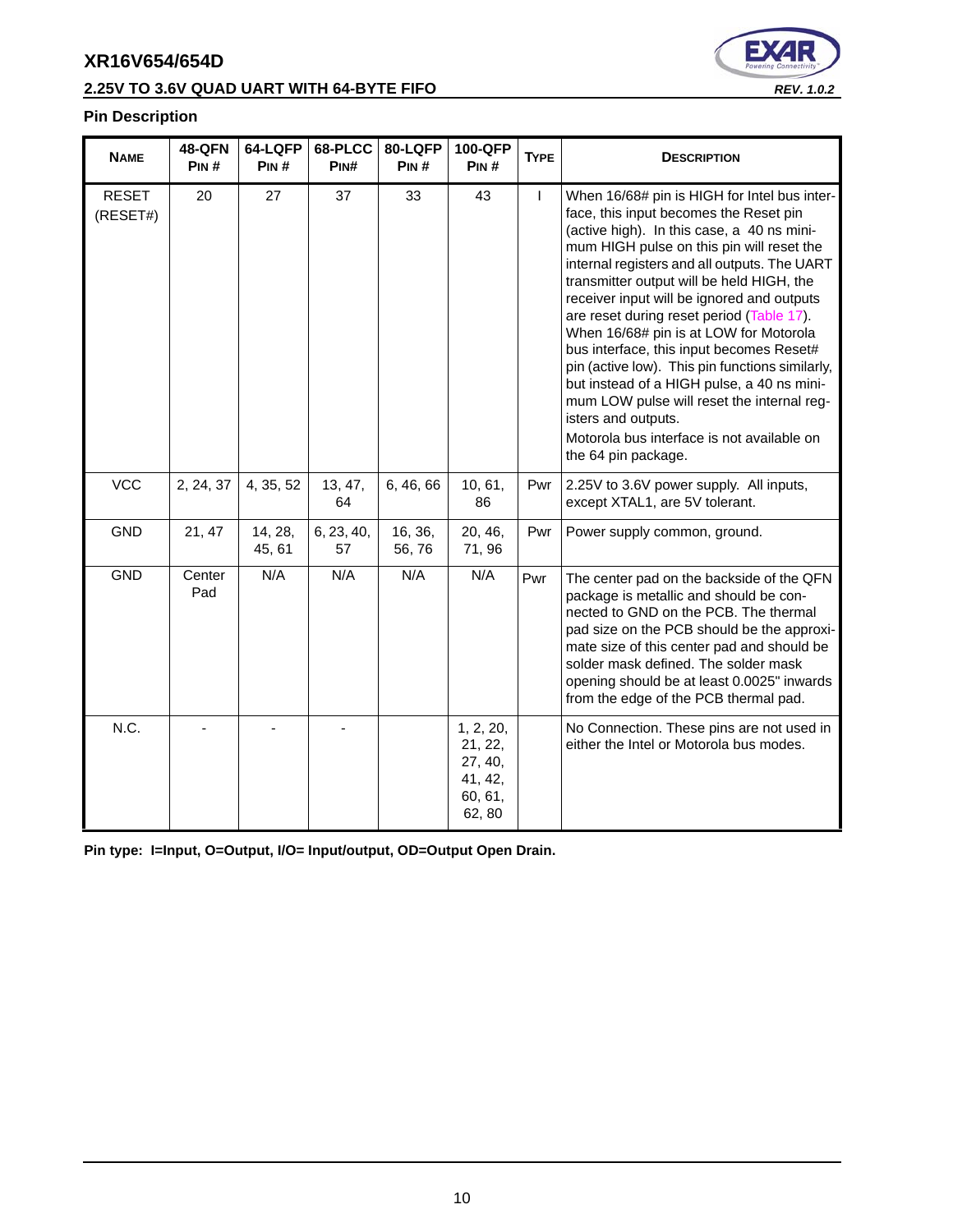## Pin Description

| NAME | 48-QFN PIN # | 64-LQFP PIN # | 68-PLCC PIN# | 80-LQFP PIN # | 100-QFP PIN # | TYPE | DESCRIPTION |
|---|---|---|---|---|---|---|---|
| RESET (RESET#) | 20 | 27 | 37 | 33 | 43 | I | When 16/68# pin is HIGH for Intel bus interface, this input becomes the Reset pin (active high). In this case, a 40 ns minimum HIGH pulse on this pin will reset the internal registers and all outputs. The UART transmitter output will be held HIGH, the receiver input will be ignored and outputs are reset during reset period (Table 17). When 16/68# pin is at LOW for Motorola bus interface, this input becomes Reset# pin (active low). This pin functions similarly, but instead of a HIGH pulse, a 40 ns minimum LOW pulse will reset the internal registers and outputs. Motorola bus interface is not available on the 64 pin package. |
| VCC | 2, 24, 37 | 4, 35, 52 | 13, 47, 64 | 6, 46, 66 | 10, 61, 86 | Pwr | 2.25V to 3.6V power supply. All inputs, except XTAL1, are 5V tolerant. |
| GND | 21, 47 | 14, 28, 45, 61 | 6, 23, 40, 57 | 16, 36, 56, 76 | 20, 46, 71, 96 | Pwr | Power supply common, ground. |
| GND | Center Pad | N/A | N/A | N/A | N/A | Pwr | The center pad on the backside of the QFN package is metallic and should be connected to GND on the PCB. The thermal pad size on the PCB should be the approximate size of this center pad and should be solder mask defined. The solder mask opening should be at least 0.0025" inwards from the edge of the PCB thermal pad. |
| N.C. | - | - | - | | 1, 2, 20, 21, 22, 27, 40, 41, 42, 60, 61, 62, 80 | | No Connection. These pins are not used in either the Intel or Motorola bus modes. |

**Pin type: I=Input, O=Output, I/O= Input/output, OD=Output Open Drain.**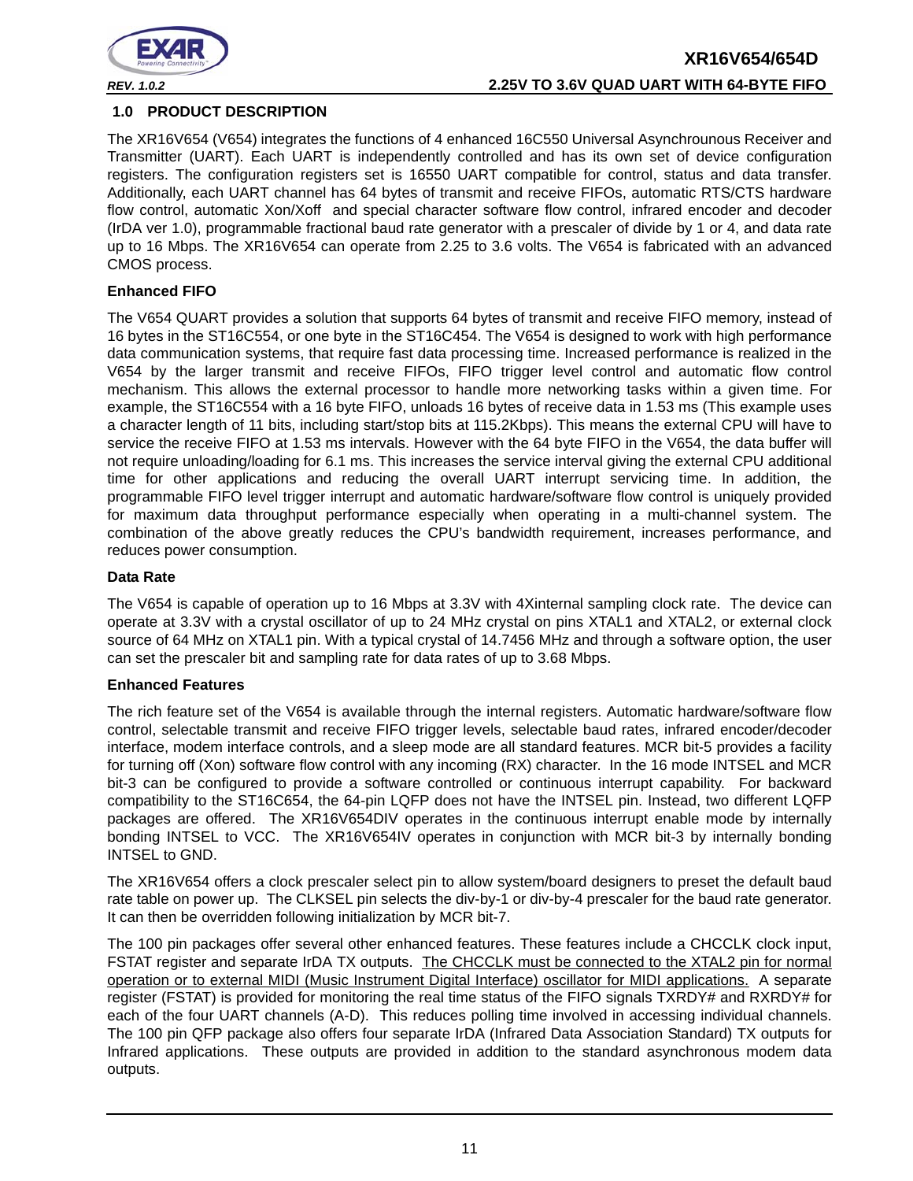## 1.0 PRODUCT DESCRIPTION

The XR16V654 (V654) integrates the functions of 4 enhanced 16C550 Universal Asynchrounous Receiver and Transmitter (UART). Each UART is independently controlled and has its own set of device configuration registers. The configuration registers set is 16550 UART compatible for control, status and data transfer. Additionally, each UART channel has 64 bytes of transmit and receive FIFOs, automatic RTS/CTS hardware flow control, automatic Xon/Xoff and special character software flow control, infrared encoder and decoder (IrDA ver 1.0), programmable fractional baud rate generator with a prescaler of divide by 1 or 4, and data rate up to 16 Mbps. The XR16V654 can operate from 2.25 to 3.6 volts. The V654 is fabricated with an advanced CMOS process.

**Enhanced FIFO**

The V654 QUART provides a solution that supports 64 bytes of transmit and receive FIFO memory, instead of 16 bytes in the ST16C554, or one byte in the ST16C454. The V654 is designed to work with high performance data communication systems, that require fast data processing time. Increased performance is realized in the V654 by the larger transmit and receive FIFOs, FIFO trigger level control and automatic flow control mechanism. This allows the external processor to handle more networking tasks within a given time. For example, the ST16C554 with a 16 byte FIFO, unloads 16 bytes of receive data in 1.53 ms (This example uses a character length of 11 bits, including start/stop bits at 115.2Kbps). This means the external CPU will have to service the receive FIFO at 1.53 ms intervals. However with the 64 byte FIFO in the V654, the data buffer will not require unloading/loading for 6.1 ms. This increases the service interval giving the external CPU additional time for other applications and reducing the overall UART interrupt servicing time. In addition, the programmable FIFO level trigger interrupt and automatic hardware/software flow control is uniquely provided for maximum data throughput performance especially when operating in a multi-channel system. The combination of the above greatly reduces the CPU's bandwidth requirement, increases performance, and reduces power consumption.

**Data Rate**

The V654 is capable of operation up to 16 Mbps at 3.3V with 4Xinternal sampling clock rate. The device can operate at 3.3V with a crystal oscillator of up to 24 MHz crystal on pins XTAL1 and XTAL2, or external clock source of 64 MHz on XTAL1 pin. With a typical crystal of 14.7456 MHz and through a software option, the user can set the prescaler bit and sampling rate for data rates of up to 3.68 Mbps.

**Enhanced Features**

The rich feature set of the V654 is available through the internal registers. Automatic hardware/software flow control, selectable transmit and receive FIFO trigger levels, selectable baud rates, infrared encoder/decoder interface, modem interface controls, and a sleep mode are all standard features. MCR bit-5 provides a facility for turning off (Xon) software flow control with any incoming (RX) character. In the 16 mode INTSEL and MCR bit-3 can be configured to provide a software controlled or continuous interrupt capability. For backward compatibility to the ST16C654, the 64-pin LQFP does not have the INTSEL pin. Instead, two different LQFP packages are offered. The XR16V654DIV operates in the continuous interrupt enable mode by internally bonding INTSEL to VCC. The XR16V654IV operates in conjunction with MCR bit-3 by internally bonding INTSEL to GND.

The XR16V654 offers a clock prescaler select pin to allow system/board designers to preset the default baud rate table on power up. The CLKSEL pin selects the div-by-1 or div-by-4 prescaler for the baud rate generator. It can then be overridden following initialization by MCR bit-7.

The 100 pin packages offer several other enhanced features. These features include a CHCCLK clock input, FSTAT register and separate IrDA TX outputs. The CHCCLK must be connected to the XTAL2 pin for normal operation or to external MIDI (Music Instrument Digital Interface) oscillator for MIDI applications. A separate register (FSTAT) is provided for monitoring the real time status of the FIFO signals TXRDY# and RXRDY# for each of the four UART channels (A-D). This reduces polling time involved in accessing individual channels. The 100 pin QFP package also offers four separate IrDA (Infrared Data Association Standard) TX outputs for Infrared applications. These outputs are provided in addition to the standard asynchronous modem data outputs.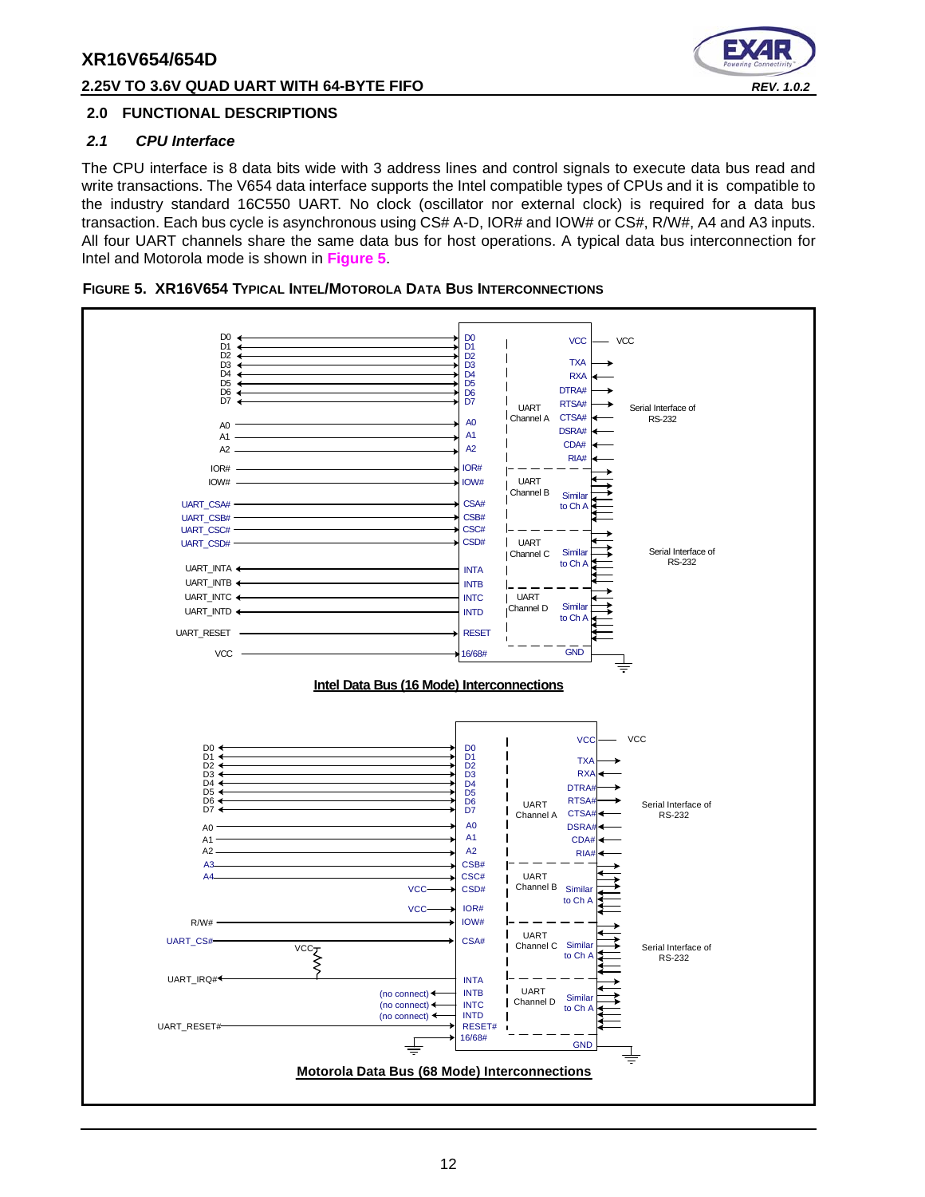## 2.0 FUNCTIONAL DESCRIPTIONS

### *2.1 CPU Interface*

The CPU interface is 8 data bits wide with 3 address lines and control signals to execute data bus read and write transactions. The V654 data interface supports the Intel compatible types of CPUs and it is compatible to the industry standard 16C550 UART. No clock (oscillator nor external clock) is required for a data bus transaction. Each bus cycle is asynchronous using CS# A-D, IOR# and IOW# or CS#, R/W#, A4 and A3 inputs. All four UART channels share the same data bus for host operations. A typical data bus interconnection for Intel and Motorola mode is shown in **Figure 5**.

**FIGURE 5. XR16V654 TYPICAL INTEL/MOTOROLA DATA BUS INTERCONNECTIONS**

**Intel Data Bus (16 Mode) Interconnections**

**Motorola Data Bus (68 Mode) Interconnections**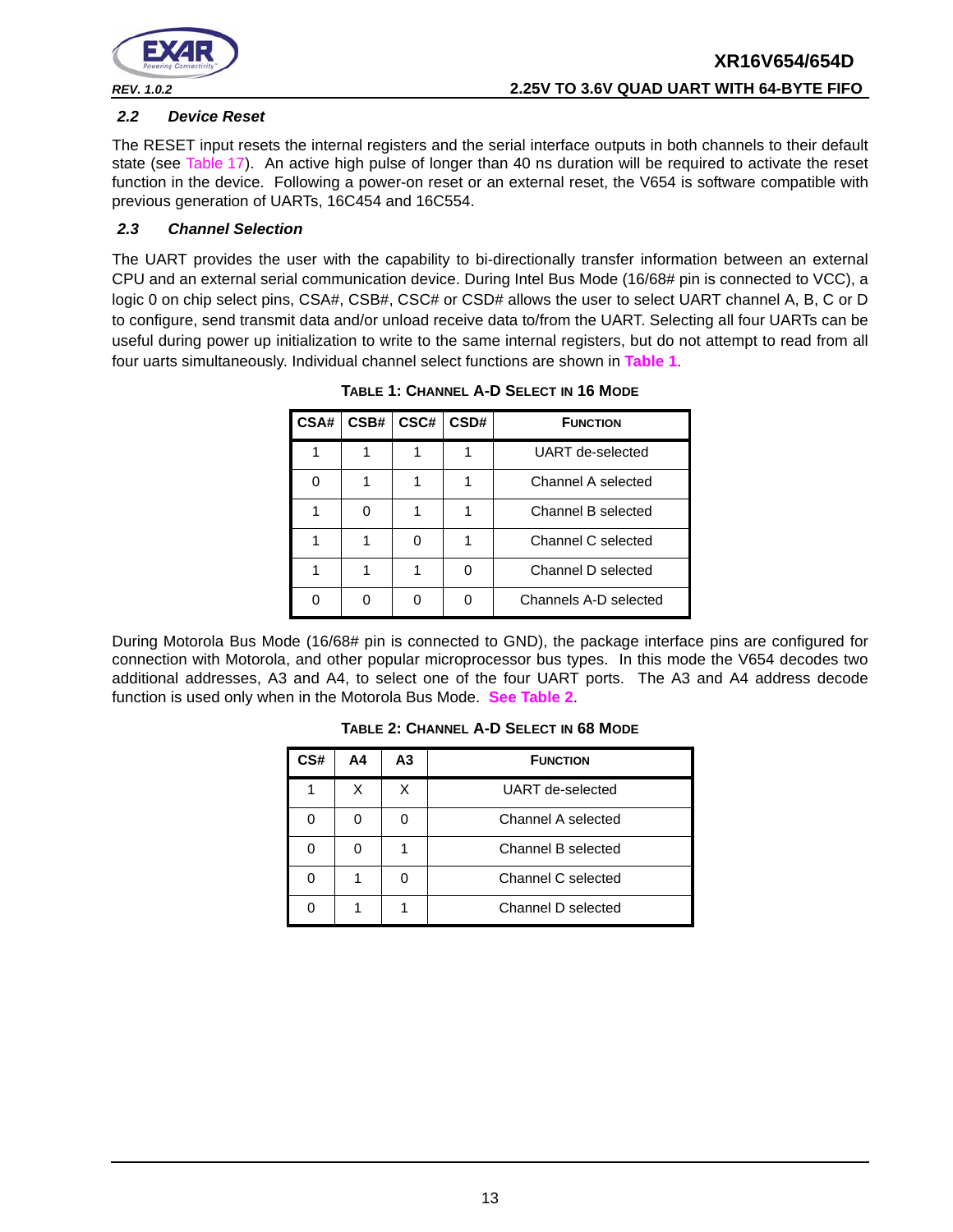### 2.2 Device Reset

The RESET input resets the internal registers and the serial interface outputs in both channels to their default state (see Table 17). An active high pulse of longer than 40 ns duration will be required to activate the reset function in the device. Following a power-on reset or an external reset, the V654 is software compatible with previous generation of UARTs, 16C454 and 16C554.

### 2.3 Channel Selection

The UART provides the user with the capability to bi-directionally transfer information between an external CPU and an external serial communication device. During Intel Bus Mode (16/68# pin is connected to VCC), a logic 0 on chip select pins, CSA#, CSB#, CSC# or CSD# allows the user to select UART channel A, B, C or D to configure, send transmit data and/or unload receive data to/from the UART. Selecting all four UARTs can be useful during power up initialization to write to the same internal registers, but do not attempt to read from all four uarts simultaneously. Individual channel select functions are shown in **Table 1**.

**TABLE 1: CHANNEL A-D SELECT IN 16 MODE**

| CSA# | CSB# | CSC# | CSD# | FUNCTION |
|---|---|---|---|---|
| 1 | 1 | 1 | 1 | UART de-selected |
| 0 | 1 | 1 | 1 | Channel A selected |
| 1 | 0 | 1 | 1 | Channel B selected |
| 1 | 1 | 0 | 1 | Channel C selected |
| 1 | 1 | 1 | 0 | Channel D selected |
| 0 | 0 | 0 | 0 | Channels A-D selected |

During Motorola Bus Mode (16/68# pin is connected to GND), the package interface pins are configured for connection with Motorola, and other popular microprocessor bus types. In this mode the V654 decodes two additional addresses, A3 and A4, to select one of the four UART ports. The A3 and A4 address decode function is used only when in the Motorola Bus Mode. **See Table 2**.

**TABLE 2: CHANNEL A-D SELECT IN 68 MODE**

| CS# | A4 | A3 | FUNCTION |
|---|---|---|---|
| 1 | X | X | UART de-selected |
| 0 | 0 | 0 | Channel A selected |
| 0 | 0 | 1 | Channel B selected |
| 0 | 1 | 0 | Channel C selected |
| 0 | 1 | 1 | Channel D selected |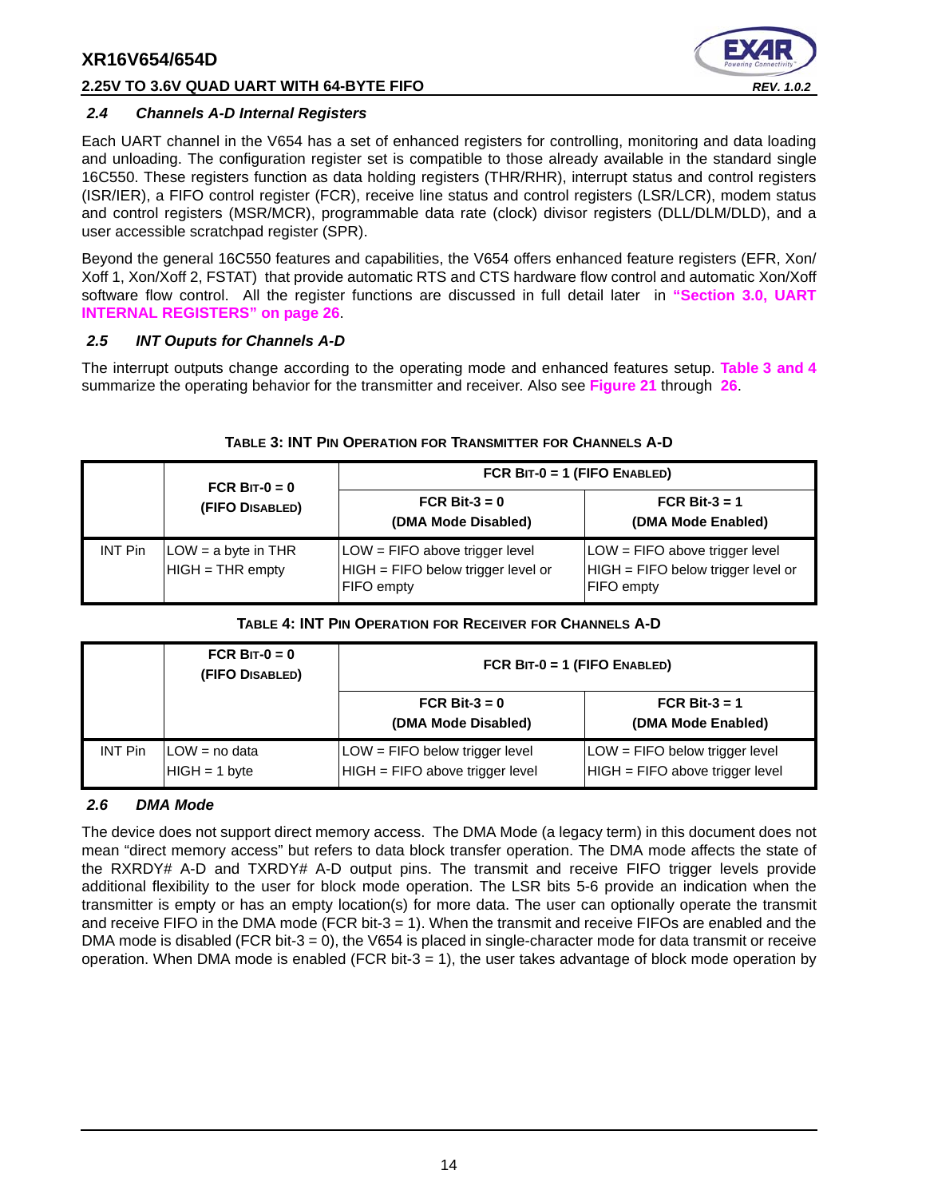### *2.4 Channels A-D Internal Registers*

Each UART channel in the V654 has a set of enhanced registers for controlling, monitoring and data loading and unloading. The configuration register set is compatible to those already available in the standard single 16C550. These registers function as data holding registers (THR/RHR), interrupt status and control registers (ISR/IER), a FIFO control register (FCR), receive line status and control registers (LSR/LCR), modem status and control registers (MSR/MCR), programmable data rate (clock) divisor registers (DLL/DLM/DLD), and a user accessible scratchpad register (SPR).

Beyond the general 16C550 features and capabilities, the V654 offers enhanced feature registers (EFR, Xon/Xoff 1, Xon/Xoff 2, FSTAT) that provide automatic RTS and CTS hardware flow control and automatic Xon/Xoff software flow control. All the register functions are discussed in full detail later in **"Section 3.0, UART INTERNAL REGISTERS" on page 26**.

### *2.5 INT Ouputs for Channels A-D*

The interrupt outputs change according to the operating mode and enhanced features setup. **Table 3 and 4** summarize the operating behavior for the transmitter and receiver. Also see **Figure 21** through **26**.

**TABLE 3: INT PIN OPERATION FOR TRANSMITTER FOR CHANNELS A-D**

| | FCR BIT-0 = 0 (FIFO DISABLED) | FCR BIT-0 = 1 (FIFO ENABLED) | |
|---|---|---|---|
| | | **FCR Bit-3 = 0 (DMA Mode Disabled)** | **FCR Bit-3 = 1 (DMA Mode Enabled)** |
| INT Pin | LOW = a byte in THR<br>HIGH = THR empty | LOW = FIFO above trigger level<br>HIGH = FIFO below trigger level or FIFO empty | LOW = FIFO above trigger level<br>HIGH = FIFO below trigger level or FIFO empty |

**TABLE 4: INT PIN OPERATION FOR RECEIVER FOR CHANNELS A-D**

| | FCR BIT-0 = 0 (FIFO DISABLED) | FCR BIT-0 = 1 (FIFO ENABLED) | |
|---|---|---|---|
| | | **FCR Bit-3 = 0 (DMA Mode Disabled)** | **FCR Bit-3 = 1 (DMA Mode Enabled)** |
| INT Pin | LOW = no data<br>HIGH = 1 byte | LOW = FIFO below trigger level<br>HIGH = FIFO above trigger level | LOW = FIFO below trigger level<br>HIGH = FIFO above trigger level |

### *2.6 DMA Mode*

The device does not support direct memory access. The DMA Mode (a legacy term) in this document does not mean "direct memory access" but refers to data block transfer operation. The DMA mode affects the state of the RXRDY# A-D and TXRDY# A-D output pins. The transmit and receive FIFO trigger levels provide additional flexibility to the user for block mode operation. The LSR bits 5-6 provide an indication when the transmitter is empty or has an empty location(s) for more data. The user can optionally operate the transmit and receive FIFO in the DMA mode (FCR bit-3 = 1). When the transmit and receive FIFOs are enabled and the DMA mode is disabled (FCR bit-3 = 0), the V654 is placed in single-character mode for data transmit or receive operation. When DMA mode is enabled (FCR bit-3 = 1), the user takes advantage of block mode operation by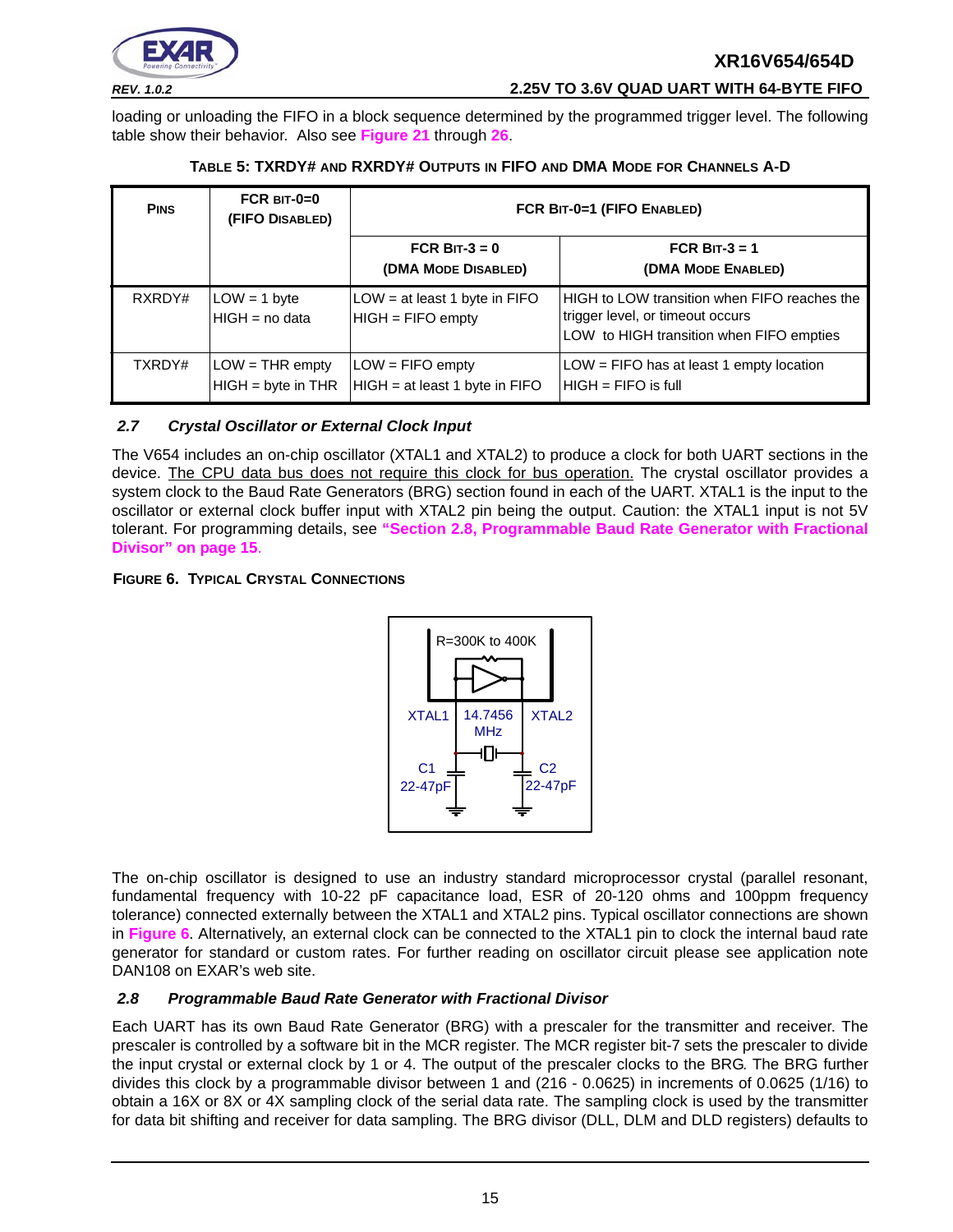loading or unloading the FIFO in a block sequence determined by the programmed trigger level. The following table show their behavior. Also see Figure 21 through 26.

**TABLE 5: TXRDY# AND RXRDY# OUTPUTS IN FIFO AND DMA MODE FOR CHANNELS A-D**

| PINS | FCR BIT-0=0 (FIFO DISABLED) | FCR BIT-0=1 (FIFO ENABLED) | |
|---|---|---|---|
| | | FCR BIT-3 = 0 (DMA MODE DISABLED) | FCR BIT-3 = 1 (DMA MODE ENABLED) |
| RXRDY# | LOW = 1 byte<br>HIGH = no data | LOW = at least 1 byte in FIFO<br>HIGH = FIFO empty | HIGH to LOW transition when FIFO reaches the trigger level, or timeout occurs<br>LOW to HIGH transition when FIFO empties |
| TXRDY# | LOW = THR empty<br>HIGH = byte in THR | LOW = FIFO empty<br>HIGH = at least 1 byte in FIFO | LOW = FIFO has at least 1 empty location<br>HIGH = FIFO is full |

### *2.7 Crystal Oscillator or External Clock Input*

The V654 includes an on-chip oscillator (XTAL1 and XTAL2) to produce a clock for both UART sections in the device. The CPU data bus does not require this clock for bus operation. The crystal oscillator provides a system clock to the Baud Rate Generators (BRG) section found in each of the UART. XTAL1 is the input to the oscillator or external clock buffer input with XTAL2 pin being the output. Caution: the XTAL1 input is not 5V tolerant. For programming details, see **"Section 2.8, Programmable Baud Rate Generator with Fractional Divisor" on page 15**.

**FIGURE 6. TYPICAL CRYSTAL CONNECTIONS**

R=300K to 400K

XTAL1 14.7456 MHz XTAL2

C1 22-47pF C2 22-47pF

The on-chip oscillator is designed to use an industry standard microprocessor crystal (parallel resonant, fundamental frequency with 10-22 pF capacitance load, ESR of 20-120 ohms and 100ppm frequency tolerance) connected externally between the XTAL1 and XTAL2 pins. Typical oscillator connections are shown in Figure 6. Alternatively, an external clock can be connected to the XTAL1 pin to clock the internal baud rate generator for standard or custom rates. For further reading on oscillator circuit please see application note DAN108 on EXAR's web site.

### *2.8 Programmable Baud Rate Generator with Fractional Divisor*

Each UART has its own Baud Rate Generator (BRG) with a prescaler for the transmitter and receiver. The prescaler is controlled by a software bit in the MCR register. The MCR register bit-7 sets the prescaler to divide the input crystal or external clock by 1 or 4. The output of the prescaler clocks to the BRG. The BRG further divides this clock by a programmable divisor between 1 and (216 - 0.0625) in increments of 0.0625 (1/16) to obtain a 16X or 8X or 4X sampling clock of the serial data rate. The sampling clock is used by the transmitter for data bit shifting and receiver for data sampling. The BRG divisor (DLL, DLM and DLD registers) defaults to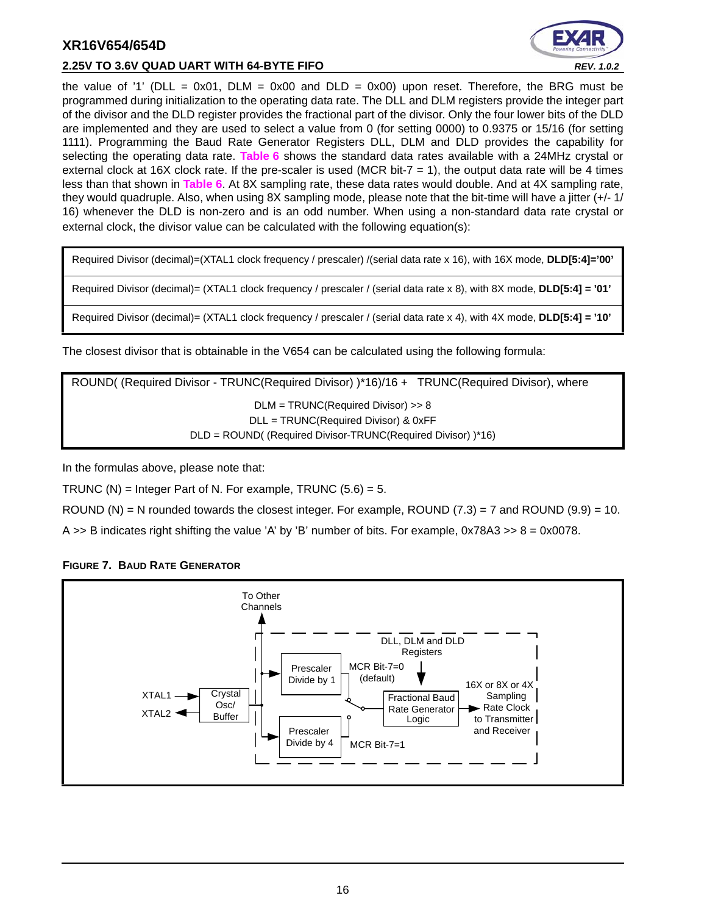the value of '1' (DLL = 0x01, DLM = 0x00 and DLD = 0x00) upon reset. Therefore, the BRG must be programmed during initialization to the operating data rate. The DLL and DLM registers provide the integer part of the divisor and the DLD register provides the fractional part of the divisor. Only the four lower bits of the DLD are implemented and they are used to select a value from 0 (for setting 0000) to 0.9375 or 15/16 (for setting 1111). Programming the Baud Rate Generator Registers DLL, DLM and DLD provides the capability for selecting the operating data rate. **Table 6** shows the standard data rates available with a 24MHz crystal or external clock at 16X clock rate. If the pre-scaler is used (MCR bit-7 = 1), the output data rate will be 4 times less than that shown in **Table 6**. At 8X sampling rate, these data rates would double. And at 4X sampling rate, they would quadruple. Also, when using 8X sampling mode, please note that the bit-time will have a jitter (+/- 1/16) whenever the DLD is non-zero and is an odd number. When using a non-standard data rate crystal or external clock, the divisor value can be calculated with the following equation(s):

| Required Divisor (decimal)=(XTAL1 clock frequency / prescaler) /(serial data rate x 16), with 16X mode, **DLD[5:4]='00'** |
|---|
| Required Divisor (decimal)= (XTAL1 clock frequency / prescaler / (serial data rate x 8), with 8X mode, **DLD[5:4] = '01'** |
| Required Divisor (decimal)= (XTAL1 clock frequency / prescaler / (serial data rate x 4), with 4X mode, **DLD[5:4] = '10'** |

The closest divisor that is obtainable in the V654 can be calculated using the following formula:

| ROUND( (Required Divisor - TRUNC(Required Divisor) )*16)/16 +   TRUNC(Required Divisor), where |
|---|
| DLM = TRUNC(Required Divisor) >> 8 |
| DLL = TRUNC(Required Divisor) & 0xFF |
| DLD = ROUND( (Required Divisor-TRUNC(Required Divisor) )*16) |

In the formulas above, please note that:

TRUNC (N) = Integer Part of N. For example, TRUNC (5.6) = 5.

ROUND (N) = N rounded towards the closest integer. For example, ROUND (7.3) = 7 and ROUND (9.9) = 10.

A >> B indicates right shifting the value 'A' by 'B' number of bits. For example, 0x78A3 >> 8 = 0x0078.

**FIGURE 7. BAUD RATE GENERATOR**

To Other Channels

DLL, DLM and DLD Registers

XTAL1 → Crystal Osc/ Buffer; XTAL2

Prescaler Divide by 1 — MCR Bit-7=0 (default)

Prescaler Divide by 4 — MCR Bit-7=1

Fractional Baud Rate Generator Logic → 16X or 8X or 4X Sampling Rate Clock to Transmitter and Receiver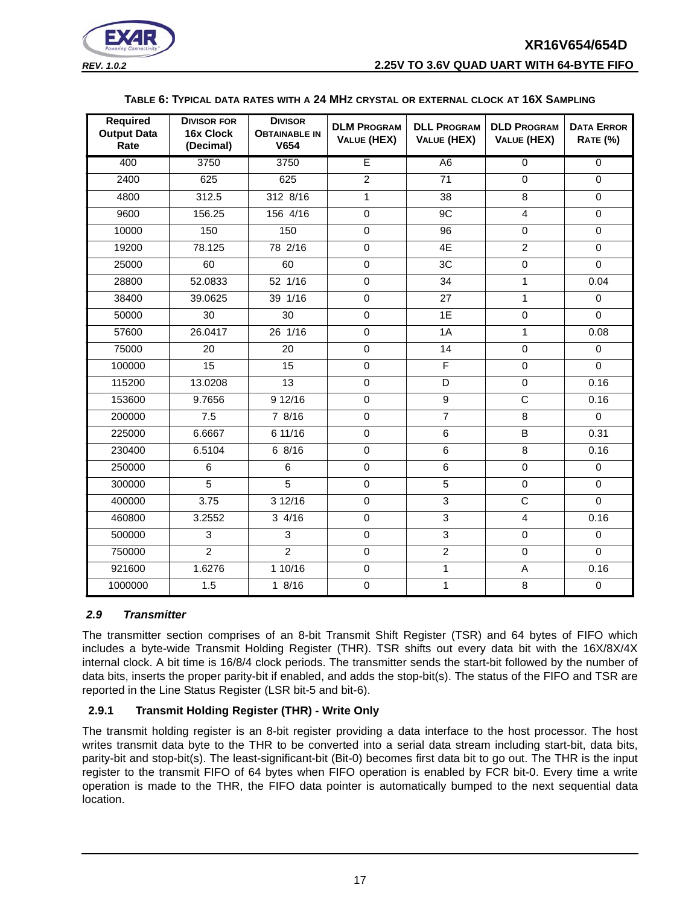**TABLE 6: TYPICAL DATA RATES WITH A 24 MHZ CRYSTAL OR EXTERNAL CLOCK AT 16X SAMPLING**

| Required Output Data Rate | DIVISOR FOR 16x Clock (Decimal) | DIVISOR OBTAINABLE IN V654 | DLM PROGRAM VALUE (HEX) | DLL PROGRAM VALUE (HEX) | DLD PROGRAM VALUE (HEX) | DATA ERROR RATE (%) |
|---|---|---|---|---|---|---|
| 400 | 3750 | 3750 | E | A6 | 0 | 0 |
| 2400 | 625 | 625 | 2 | 71 | 0 | 0 |
| 4800 | 312.5 | 312 8/16 | 1 | 38 | 8 | 0 |
| 9600 | 156.25 | 156 4/16 | 0 | 9C | 4 | 0 |
| 10000 | 150 | 150 | 0 | 96 | 0 | 0 |
| 19200 | 78.125 | 78 2/16 | 0 | 4E | 2 | 0 |
| 25000 | 60 | 60 | 0 | 3C | 0 | 0 |
| 28800 | 52.0833 | 52 1/16 | 0 | 34 | 1 | 0.04 |
| 38400 | 39.0625 | 39 1/16 | 0 | 27 | 1 | 0 |
| 50000 | 30 | 30 | 0 | 1E | 0 | 0 |
| 57600 | 26.0417 | 26 1/16 | 0 | 1A | 1 | 0.08 |
| 75000 | 20 | 20 | 0 | 14 | 0 | 0 |
| 100000 | 15 | 15 | 0 | F | 0 | 0 |
| 115200 | 13.0208 | 13 | 0 | D | 0 | 0.16 |
| 153600 | 9.7656 | 9 12/16 | 0 | 9 | C | 0.16 |
| 200000 | 7.5 | 7 8/16 | 0 | 7 | 8 | 0 |
| 225000 | 6.6667 | 6 11/16 | 0 | 6 | B | 0.31 |
| 230400 | 6.5104 | 6 8/16 | 0 | 6 | 8 | 0.16 |
| 250000 | 6 | 6 | 0 | 6 | 0 | 0 |
| 300000 | 5 | 5 | 0 | 5 | 0 | 0 |
| 400000 | 3.75 | 3 12/16 | 0 | 3 | C | 0 |
| 460800 | 3.2552 | 3 4/16 | 0 | 3 | 4 | 0.16 |
| 500000 | 3 | 3 | 0 | 3 | 0 | 0 |
| 750000 | 2 | 2 | 0 | 2 | 0 | 0 |
| 921600 | 1.6276 | 1 10/16 | 0 | 1 | A | 0.16 |
| 1000000 | 1.5 | 1 8/16 | 0 | 1 | 8 | 0 |

### *2.9 Transmitter*

The transmitter section comprises of an 8-bit Transmit Shift Register (TSR) and 64 bytes of FIFO which includes a byte-wide Transmit Holding Register (THR). TSR shifts out every data bit with the 16X/8X/4X internal clock. A bit time is 16/8/4 clock periods. The transmitter sends the start-bit followed by the number of data bits, inserts the proper parity-bit if enabled, and adds the stop-bit(s). The status of the FIFO and TSR are reported in the Line Status Register (LSR bit-5 and bit-6).

#### 2.9.1 Transmit Holding Register (THR) - Write Only

The transmit holding register is an 8-bit register providing a data interface to the host processor. The host writes transmit data byte to the THR to be converted into a serial data stream including start-bit, data bits, parity-bit and stop-bit(s). The least-significant-bit (Bit-0) becomes first data bit to go out. The THR is the input register to the transmit FIFO of 64 bytes when FIFO operation is enabled by FCR bit-0. Every time a write operation is made to the THR, the FIFO data pointer is automatically bumped to the next sequential data location.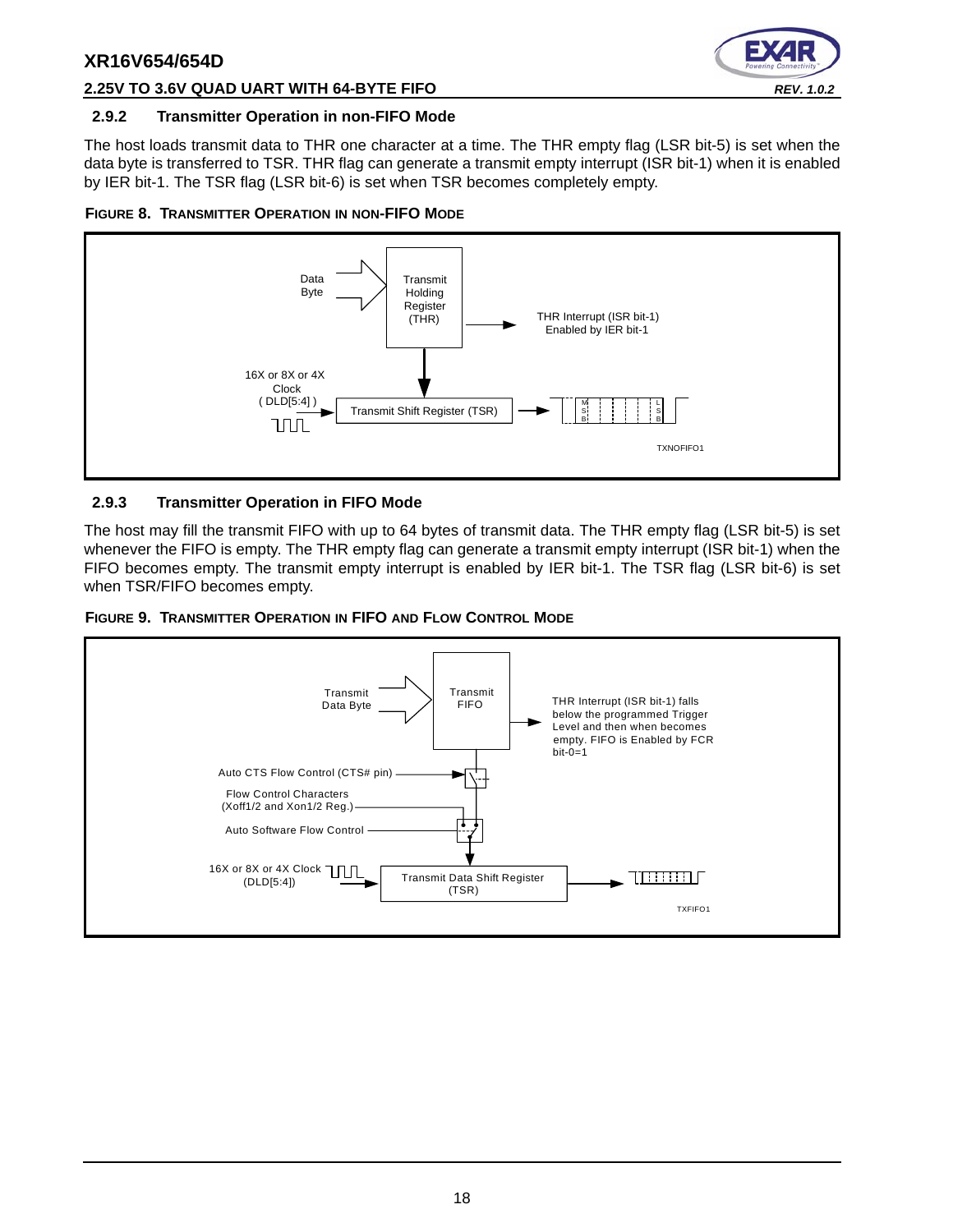### 2.9.2 Transmitter Operation in non-FIFO Mode

The host loads transmit data to THR one character at a time. The THR empty flag (LSR bit-5) is set when the data byte is transferred to TSR. THR flag can generate a transmit empty interrupt (ISR bit-1) when it is enabled by IER bit-1. The TSR flag (LSR bit-6) is set when TSR becomes completely empty.

**FIGURE 8. TRANSMITTER OPERATION IN NON-FIFO MODE**

### 2.9.3 Transmitter Operation in FIFO Mode

The host may fill the transmit FIFO with up to 64 bytes of transmit data. The THR empty flag (LSR bit-5) is set whenever the FIFO is empty. The THR empty flag can generate a transmit empty interrupt (ISR bit-1) when the FIFO becomes empty. The transmit empty interrupt is enabled by IER bit-1. The TSR flag (LSR bit-6) is set when TSR/FIFO becomes empty.

**FIGURE 9. TRANSMITTER OPERATION IN FIFO AND FLOW CONTROL MODE**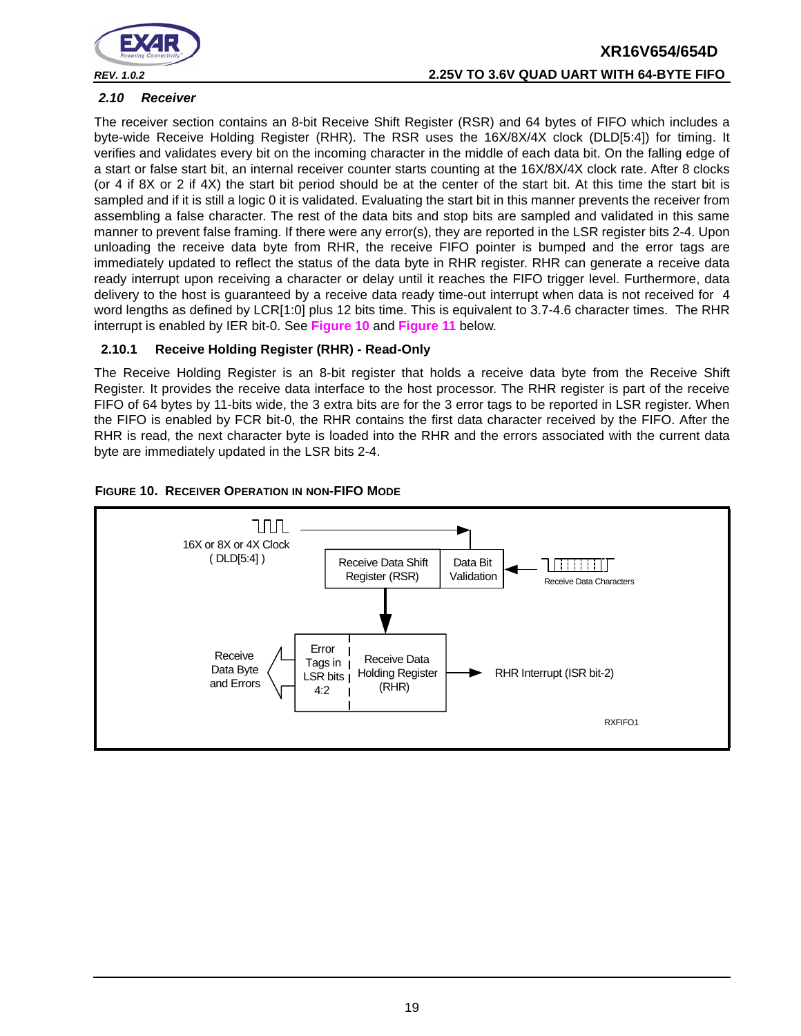### 2.10 Receiver

The receiver section contains an 8-bit Receive Shift Register (RSR) and 64 bytes of FIFO which includes a byte-wide Receive Holding Register (RHR). The RSR uses the 16X/8X/4X clock (DLD[5:4]) for timing. It verifies and validates every bit on the incoming character in the middle of each data bit. On the falling edge of a start or false start bit, an internal receiver counter starts counting at the 16X/8X/4X clock rate. After 8 clocks (or 4 if 8X or 2 if 4X) the start bit period should be at the center of the start bit. At this time the start bit is sampled and if it is still a logic 0 it is validated. Evaluating the start bit in this manner prevents the receiver from assembling a false character. The rest of the data bits and stop bits are sampled and validated in this same manner to prevent false framing. If there were any error(s), they are reported in the LSR register bits 2-4. Upon unloading the receive data byte from RHR, the receive FIFO pointer is bumped and the error tags are immediately updated to reflect the status of the data byte in RHR register. RHR can generate a receive data ready interrupt upon receiving a character or delay until it reaches the FIFO trigger level. Furthermore, data delivery to the host is guaranteed by a receive data ready time-out interrupt when data is not received for 4 word lengths as defined by LCR[1:0] plus 12 bits time. This is equivalent to 3.7-4.6 character times. The RHR interrupt is enabled by IER bit-0. See **Figure 10** and **Figure 11** below.

#### 2.10.1 Receive Holding Register (RHR) - Read-Only

The Receive Holding Register is an 8-bit register that holds a receive data byte from the Receive Shift Register. It provides the receive data interface to the host processor. The RHR register is part of the receive FIFO of 64 bytes by 11-bits wide, the 3 extra bits are for the 3 error tags to be reported in LSR register. When the FIFO is enabled by FCR bit-0, the RHR contains the first data character received by the FIFO. After the RHR is read, the next character byte is loaded into the RHR and the errors associated with the current data byte are immediately updated in the LSR bits 2-4.

**FIGURE 10. RECEIVER OPERATION IN NON-FIFO MODE**

16X or 8X or 4X Clock ( DLD[5:4] ) → Receive Data Shift Register (RSR) | Data Bit Validation ← Receive Data Characters

Receive Data Byte and Errors ⇐ Error Tags in LSR bits 4:2 | Receive Data Holding Register (RHR) → RHR Interrupt (ISR bit-2)

RXFIFO1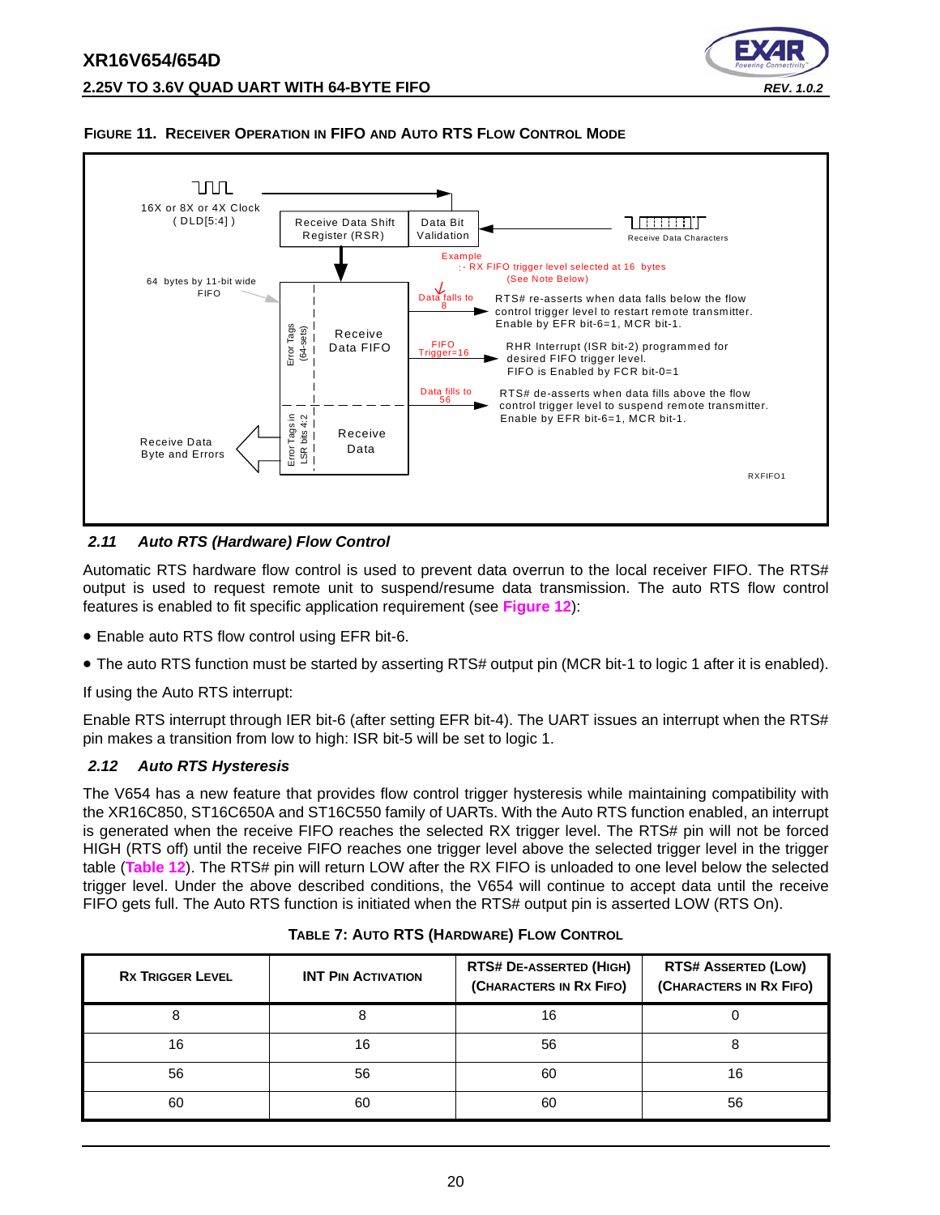**FIGURE 11. RECEIVER OPERATION IN FIFO AND AUTO RTS FLOW CONTROL MODE**

16X or 8X or 4X Clock ( DLD[5:4] )

Receive Data Shift Register (RSR)

Data Bit Validation

Receive Data Characters

64 bytes by 11-bit wide FIFO

Example :- RX FIFO trigger level selected at 16 bytes (See Note Below)

Error Tags (64-sets)

Receive Data FIFO

Data falls to 8

RTS# re-asserts when data falls below the flow control trigger level to restart remote transmitter. Enable by EFR bit-6=1, MCR bit-1.

FIFO Trigger=16

RHR Interrupt (ISR bit-2) programmed for desired FIFO trigger level. FIFO is Enabled by FCR bit-0=1

Data fills to 56

RTS# de-asserts when data fills above the flow control trigger level to suspend remote transmitter. Enable by EFR bit-6=1, MCR bit-1.

Error Tags in LSR bits 4:2

Receive Data

Receive Data Byte and Errors

RXFIFO1

### 2.11 Auto RTS (Hardware) Flow Control

Automatic RTS hardware flow control is used to prevent data overrun to the local receiver FIFO. The RTS# output is used to request remote unit to suspend/resume data transmission. The auto RTS flow control features is enabled to fit specific application requirement (see **Figure 12**):

- Enable auto RTS flow control using EFR bit-6.
- The auto RTS function must be started by asserting RTS# output pin (MCR bit-1 to logic 1 after it is enabled).

If using the Auto RTS interrupt:

Enable RTS interrupt through IER bit-6 (after setting EFR bit-4). The UART issues an interrupt when the RTS# pin makes a transition from low to high: ISR bit-5 will be set to logic 1.

### 2.12 Auto RTS Hysteresis

The V654 has a new feature that provides flow control trigger hysteresis while maintaining compatibility with the XR16C850, ST16C650A and ST16C550 family of UARTs. With the Auto RTS function enabled, an interrupt is generated when the receive FIFO reaches the selected RX trigger level. The RTS# pin will not be forced HIGH (RTS off) until the receive FIFO reaches one trigger level above the selected trigger level in the trigger table (**Table 12**). The RTS# pin will return LOW after the RX FIFO is unloaded to one level below the selected trigger level. Under the above described conditions, the V654 will continue to accept data until the receive FIFO gets full. The Auto RTS function is initiated when the RTS# output pin is asserted LOW (RTS On).

**TABLE 7: AUTO RTS (HARDWARE) FLOW CONTROL**

| RX TRIGGER LEVEL | INT PIN ACTIVATION | RTS# DE-ASSERTED (HIGH) (CHARACTERS IN RX FIFO) | RTS# ASSERTED (LOW) (CHARACTERS IN RX FIFO) |
|---|---|---|---|
| 8 | 8 | 16 | 0 |
| 16 | 16 | 56 | 8 |
| 56 | 56 | 60 | 16 |
| 60 | 60 | 60 | 56 |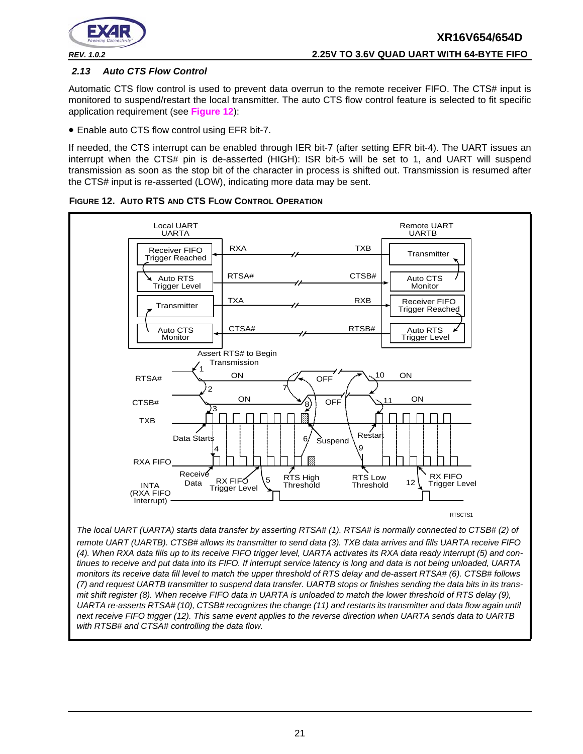### 2.13 Auto CTS Flow Control

Automatic CTS flow control is used to prevent data overrun to the remote receiver FIFO. The CTS# input is monitored to suspend/restart the local transmitter. The auto CTS flow control feature is selected to fit specific application requirement (see **Figure 12**):

- Enable auto CTS flow control using EFR bit-7.

If needed, the CTS interrupt can be enabled through IER bit-7 (after setting EFR bit-4). The UART issues an interrupt when the CTS# pin is de-asserted (HIGH): ISR bit-5 will be set to 1, and UART will suspend transmission as soon as the stop bit of the character in process is shifted out. Transmission is resumed after the CTS# input is re-asserted (LOW), indicating more data may be sent.

**FIGURE 12. AUTO RTS AND CTS FLOW CONTROL OPERATION**

*The local UART (UARTA) starts data transfer by asserting RTSA# (1). RTSA# is normally connected to CTSB# (2) of remote UART (UARTB). CTSB# allows its transmitter to send data (3). TXB data arrives and fills UARTA receive FIFO (4). When RXA data fills up to its receive FIFO trigger level, UARTA activates its RXA data ready interrupt (5) and continues to receive and put data into its FIFO. If interrupt service latency is long and data is not being unloaded, UARTA monitors its receive data fill level to match the upper threshold of RTS delay and de-assert RTSA# (6). CTSB# follows (7) and request UARTB transmitter to suspend data transfer. UARTB stops or finishes sending the data bits in its transmit shift register (8). When receive FIFO data in UARTA is unloaded to match the lower threshold of RTS delay (9), UARTA re-asserts RTSA# (10), CTSB# recognizes the change (11) and restarts its transmitter and data flow again until next receive FIFO trigger (12). This same event applies to the reverse direction when UARTA sends data to UARTB with RTSB# and CTSA# controlling the data flow.*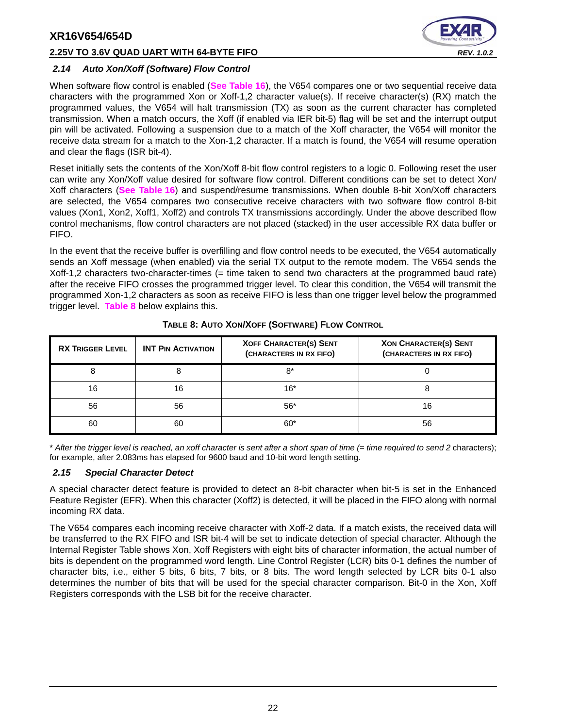### *2.14 Auto Xon/Xoff (Software) Flow Control*

When software flow control is enabled (**See Table 16**), the V654 compares one or two sequential receive data characters with the programmed Xon or Xoff-1,2 character value(s). If receive character(s) (RX) match the programmed values, the V654 will halt transmission (TX) as soon as the current character has completed transmission. When a match occurs, the Xoff (if enabled via IER bit-5) flag will be set and the interrupt output pin will be activated. Following a suspension due to a match of the Xoff character, the V654 will monitor the receive data stream for a match to the Xon-1,2 character. If a match is found, the V654 will resume operation and clear the flags (ISR bit-4).

Reset initially sets the contents of the Xon/Xoff 8-bit flow control registers to a logic 0. Following reset the user can write any Xon/Xoff value desired for software flow control. Different conditions can be set to detect Xon/Xoff characters (**See Table 16**) and suspend/resume transmissions. When double 8-bit Xon/Xoff characters are selected, the V654 compares two consecutive receive characters with two software flow control 8-bit values (Xon1, Xon2, Xoff1, Xoff2) and controls TX transmissions accordingly. Under the above described flow control mechanisms, flow control characters are not placed (stacked) in the user accessible RX data buffer or FIFO.

In the event that the receive buffer is overfilling and flow control needs to be executed, the V654 automatically sends an Xoff message (when enabled) via the serial TX output to the remote modem. The V654 sends the Xoff-1,2 characters two-character-times (= time taken to send two characters at the programmed baud rate) after the receive FIFO crosses the programmed trigger level. To clear this condition, the V654 will transmit the programmed Xon-1,2 characters as soon as receive FIFO is less than one trigger level below the programmed trigger level. **Table 8** below explains this.

**TABLE 8: AUTO XON/XOFF (SOFTWARE) FLOW CONTROL**

| RX TRIGGER LEVEL | INT PIN ACTIVATION | XOFF CHARACTER(S) SENT (CHARACTERS IN RX FIFO) | XON CHARACTER(S) SENT (CHARACTERS IN RX FIFO) |
|---|---|---|---|
| 8 | 8 | 8* | 0 |
| 16 | 16 | 16* | 8 |
| 56 | 56 | 56* | 16 |
| 60 | 60 | 60* | 56 |

* *After the trigger level is reached, an xoff character is sent after a short span of time (= time required to send 2* characters); for example, after 2.083ms has elapsed for 9600 baud and 10-bit word length setting.

### *2.15 Special Character Detect*

A special character detect feature is provided to detect an 8-bit character when bit-5 is set in the Enhanced Feature Register (EFR). When this character (Xoff2) is detected, it will be placed in the FIFO along with normal incoming RX data.

The V654 compares each incoming receive character with Xoff-2 data. If a match exists, the received data will be transferred to the RX FIFO and ISR bit-4 will be set to indicate detection of special character. Although the Internal Register Table shows Xon, Xoff Registers with eight bits of character information, the actual number of bits is dependent on the programmed word length. Line Control Register (LCR) bits 0-1 defines the number of character bits, i.e., either 5 bits, 6 bits, 7 bits, or 8 bits. The word length selected by LCR bits 0-1 also determines the number of bits that will be used for the special character comparison. Bit-0 in the Xon, Xoff Registers corresponds with the LSB bit for the receive character.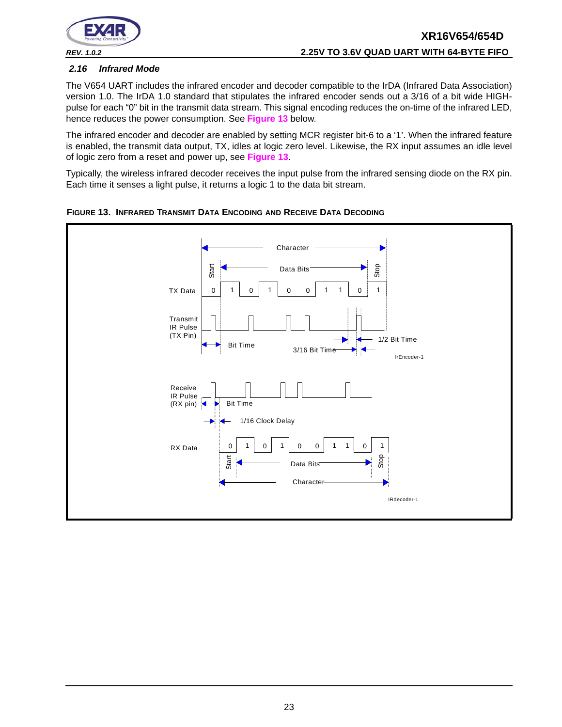### 2.16 Infrared Mode

The V654 UART includes the infrared encoder and decoder compatible to the IrDA (Infrared Data Association) version 1.0. The IrDA 1.0 standard that stipulates the infrared encoder sends out a 3/16 of a bit wide HIGH-pulse for each "0" bit in the transmit data stream. This signal encoding reduces the on-time of the infrared LED, hence reduces the power consumption. See **Figure 13** below.

The infrared encoder and decoder are enabled by setting MCR register bit-6 to a '1'. When the infrared feature is enabled, the transmit data output, TX, idles at logic zero level. Likewise, the RX input assumes an idle level of logic zero from a reset and power up, see **Figure 13**.

Typically, the wireless infrared decoder receives the input pulse from the infrared sensing diode on the RX pin. Each time it senses a light pulse, it returns a logic 1 to the data bit stream.

**FIGURE 13. INFRARED TRANSMIT DATA ENCODING AND RECEIVE DATA DECODING**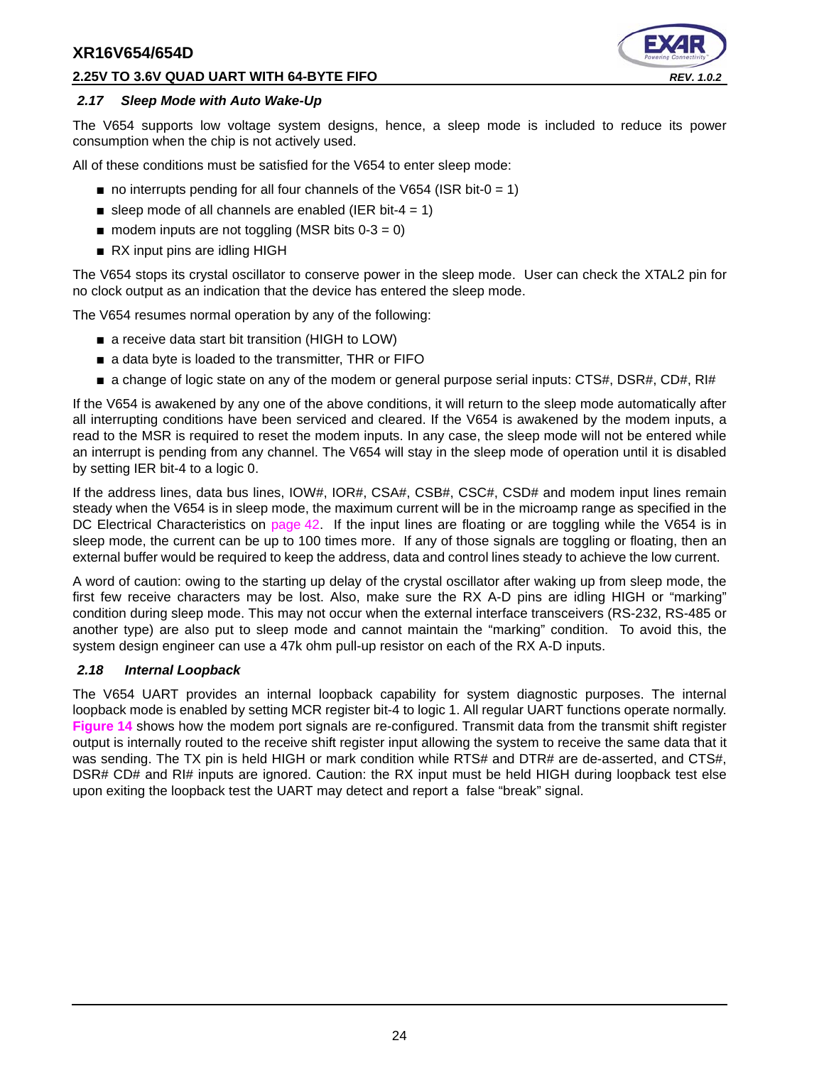### 2.17 Sleep Mode with Auto Wake-Up

The V654 supports low voltage system designs, hence, a sleep mode is included to reduce its power consumption when the chip is not actively used.

All of these conditions must be satisfied for the V654 to enter sleep mode:

- no interrupts pending for all four channels of the V654 (ISR bit-0 = 1)
- sleep mode of all channels are enabled (IER bit-4 = 1)
- modem inputs are not toggling (MSR bits 0-3 = 0)
- RX input pins are idling HIGH

The V654 stops its crystal oscillator to conserve power in the sleep mode. User can check the XTAL2 pin for no clock output as an indication that the device has entered the sleep mode.

The V654 resumes normal operation by any of the following:

- a receive data start bit transition (HIGH to LOW)
- a data byte is loaded to the transmitter, THR or FIFO
- a change of logic state on any of the modem or general purpose serial inputs: CTS#, DSR#, CD#, RI#

If the V654 is awakened by any one of the above conditions, it will return to the sleep mode automatically after all interrupting conditions have been serviced and cleared. If the V654 is awakened by the modem inputs, a read to the MSR is required to reset the modem inputs. In any case, the sleep mode will not be entered while an interrupt is pending from any channel. The V654 will stay in the sleep mode of operation until it is disabled by setting IER bit-4 to a logic 0.

If the address lines, data bus lines, IOW#, IOR#, CSA#, CSB#, CSC#, CSD# and modem input lines remain steady when the V654 is in sleep mode, the maximum current will be in the microamp range as specified in the DC Electrical Characteristics on page 42. If the input lines are floating or are toggling while the V654 is in sleep mode, the current can be up to 100 times more. If any of those signals are toggling or floating, then an external buffer would be required to keep the address, data and control lines steady to achieve the low current.

A word of caution: owing to the starting up delay of the crystal oscillator after waking up from sleep mode, the first few receive characters may be lost. Also, make sure the RX A-D pins are idling HIGH or "marking" condition during sleep mode. This may not occur when the external interface transceivers (RS-232, RS-485 or another type) are also put to sleep mode and cannot maintain the "marking" condition. To avoid this, the system design engineer can use a 47k ohm pull-up resistor on each of the RX A-D inputs.

### 2.18 Internal Loopback

The V654 UART provides an internal loopback capability for system diagnostic purposes. The internal loopback mode is enabled by setting MCR register bit-4 to logic 1. All regular UART functions operate normally. **Figure 14** shows how the modem port signals are re-configured. Transmit data from the transmit shift register output is internally routed to the receive shift register input allowing the system to receive the same data that it was sending. The TX pin is held HIGH or mark condition while RTS# and DTR# are de-asserted, and CTS#, DSR# CD# and RI# inputs are ignored. Caution: the RX input must be held HIGH during loopback test else upon exiting the loopback test the UART may detect and report a false "break" signal.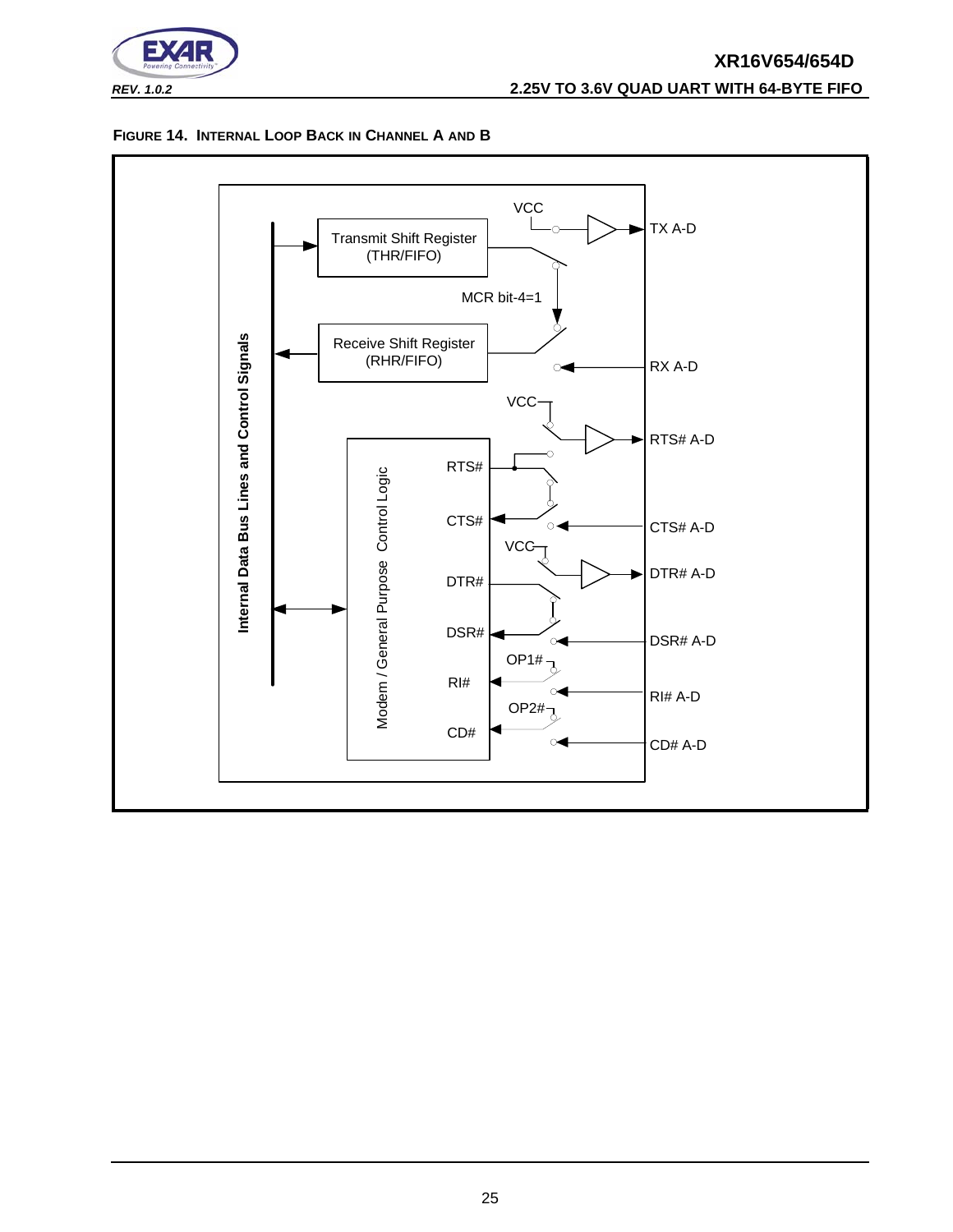**FIGURE 14. INTERNAL LOOP BACK IN CHANNEL A AND B**

Internal Data Bus Lines and Control Signals

Transmit Shift Register (THR/FIFO)

Receive Shift Register (RHR/FIFO)

VCC

TX A-D

MCR bit-4=1

RX A-D

VCC

RTS# A-D

Modem / General Purpose Control Logic

RTS#

CTS#

CTS# A-D

VCC

DTR#

DTR# A-D

DSR#

DSR# A-D

OP1#

RI#

RI# A-D

OP2#

CD#

CD# A-D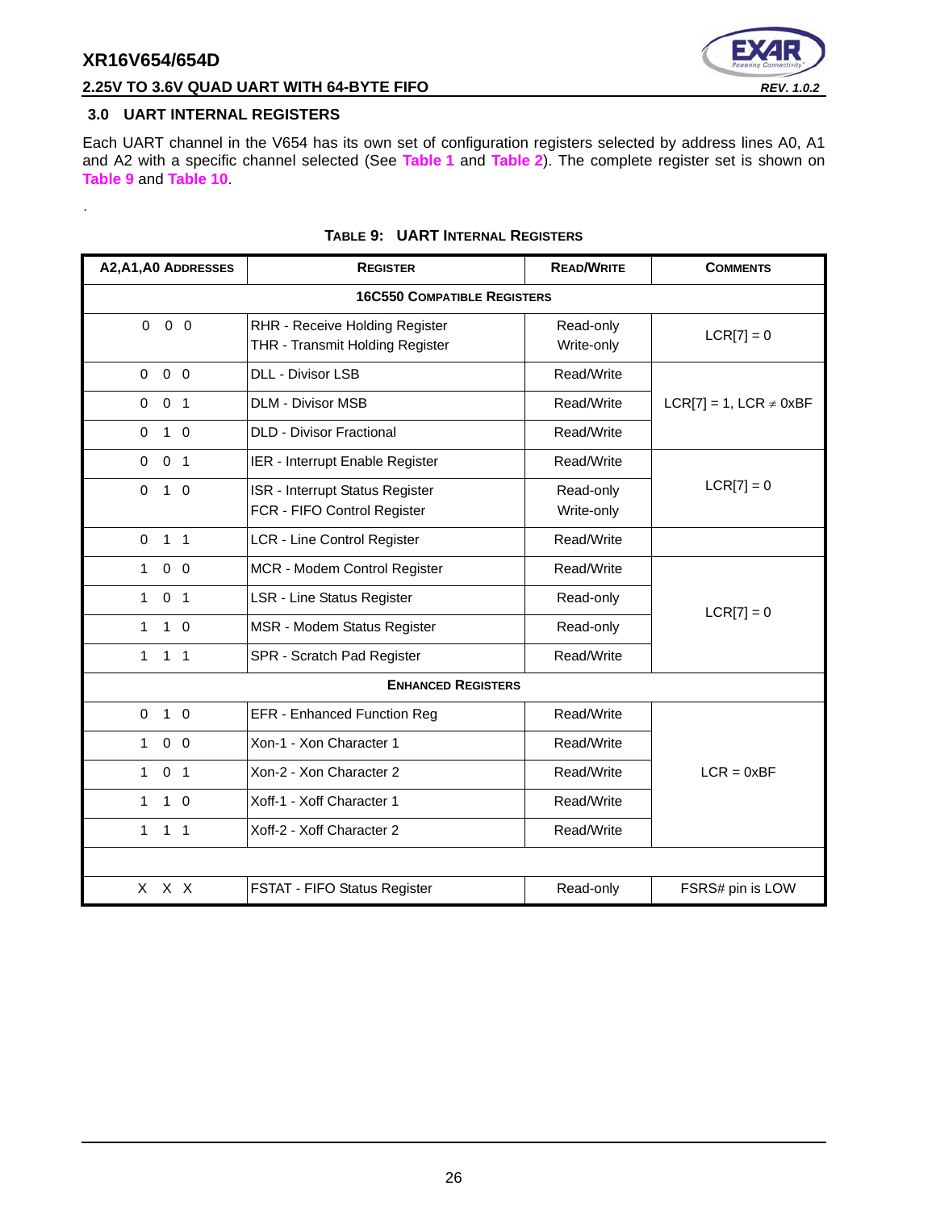## 3.0 UART INTERNAL REGISTERS

Each UART channel in the V654 has its own set of configuration registers selected by address lines A0, A1 and A2 with a specific channel selected (See **Table 1** and **Table 2**). The complete register set is shown on **Table 9** and **Table 10**.

.

**TABLE 9: UART INTERNAL REGISTERS**

| A2,A1,A0 ADDRESSES | REGISTER | READ/WRITE | COMMENTS |
|---|---|---|---|
| **16C550 COMPATIBLE REGISTERS** | | | |
| 0 0 0 | RHR - Receive Holding Register<br>THR - Transmit Holding Register | Read-only<br>Write-only | LCR[7] = 0 |
| 0 0 0 | DLL - Divisor LSB | Read/Write | LCR[7] = 1, LCR ≠ 0xBF |
| 0 0 1 | DLM - Divisor MSB | Read/Write | LCR[7] = 1, LCR ≠ 0xBF |
| 0 1 0 | DLD - Divisor Fractional | Read/Write | LCR[7] = 1, LCR ≠ 0xBF |
| 0 0 1 | IER - Interrupt Enable Register | Read/Write | LCR[7] = 0 |
| 0 1 0 | ISR - Interrupt Status Register<br>FCR - FIFO Control Register | Read-only<br>Write-only | LCR[7] = 0 |
| 0 1 1 | LCR - Line Control Register | Read/Write | |
| 1 0 0 | MCR - Modem Control Register | Read/Write | LCR[7] = 0 |
| 1 0 1 | LSR - Line Status Register | Read-only | LCR[7] = 0 |
| 1 1 0 | MSR - Modem Status Register | Read-only | LCR[7] = 0 |
| 1 1 1 | SPR - Scratch Pad Register | Read/Write | LCR[7] = 0 |
| **ENHANCED REGISTERS** | | | |
| 0 1 0 | EFR - Enhanced Function Reg | Read/Write | LCR = 0xBF |
| 1 0 0 | Xon-1 - Xon Character 1 | Read/Write | LCR = 0xBF |
| 1 0 1 | Xon-2 - Xon Character 2 | Read/Write | LCR = 0xBF |
| 1 1 0 | Xoff-1 - Xoff Character 1 | Read/Write | LCR = 0xBF |
| 1 1 1 | Xoff-2 - Xoff Character 2 | Read/Write | LCR = 0xBF |
| | | | |
| X X X | FSTAT - FIFO Status Register | Read-only | FSRS# pin is LOW |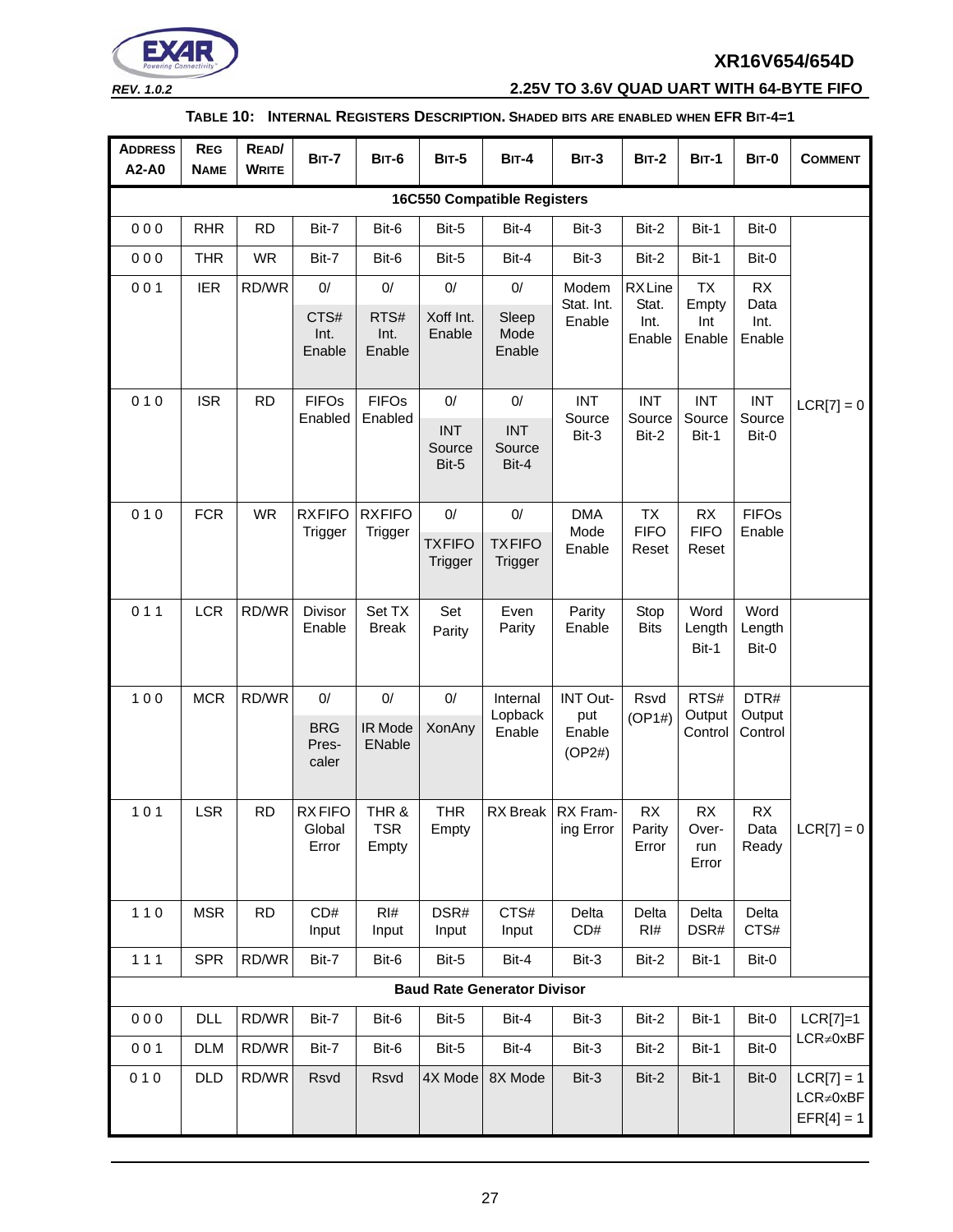#### TABLE 10: INTERNAL REGISTERS DESCRIPTION. SHADED BITS ARE ENABLED WHEN EFR BIT-4=1

| ADDRESS A2-A0 | REG NAME | READ/ WRITE | BIT-7 | BIT-6 | BIT-5 | BIT-4 | BIT-3 | BIT-2 | BIT-1 | BIT-0 | COMMENT |
|---|---|---|---|---|---|---|---|---|---|---|---|
| **16C550 Compatible Registers** | | | | | | | | | | | |
| 0 0 0 | RHR | RD | Bit-7 | Bit-6 | Bit-5 | Bit-4 | Bit-3 | Bit-2 | Bit-1 | Bit-0 | LCR[7] = 0 |
| 0 0 0 | THR | WR | Bit-7 | Bit-6 | Bit-5 | Bit-4 | Bit-3 | Bit-2 | Bit-1 | Bit-0 | |
| 0 0 1 | IER | RD/WR | 0/ CTS# Int. Enable | 0/ RTS# Int. Enable | 0/ Xoff Int. Enable | 0/ Sleep Mode Enable | Modem Stat. Int. Enable | RX Line Stat. Int. Enable | TX Empty Int Enable | RX Data Int. Enable | |
| 0 1 0 | ISR | RD | FIFOs Enabled | FIFOs Enabled | 0/ INT Source Bit-5 | 0/ INT Source Bit-4 | INT Source Bit-3 | INT Source Bit-2 | INT Source Bit-1 | INT Source Bit-0 | |
| 0 1 0 | FCR | WR | RXFIFO Trigger | RXFIFO Trigger | 0/ TXFIFO Trigger | 0/ TXFIFO Trigger | DMA Mode Enable | TX FIFO Reset | RX FIFO Reset | FIFOs Enable | |
| 0 1 1 | LCR | RD/WR | Divisor Enable | Set TX Break | Set Parity | Even Parity | Parity Enable | Stop Bits | Word Length Bit-1 | Word Length Bit-0 | |
| 1 0 0 | MCR | RD/WR | 0/ BRG Pres-caler | 0/ IR Mode ENable | 0/ XonAny | Internal Lopback Enable | INT Out-put Enable (OP2#) | Rsvd (OP1#) | RTS# Output Control | DTR# Output Control | |
| 1 0 1 | LSR | RD | RX FIFO Global Error | THR & TSR Empty | THR Empty | RX Break | RX Fram-ing Error | RX Parity Error | RX Over-run Error | RX Data Ready | LCR[7] = 0 |
| 1 1 0 | MSR | RD | CD# Input | RI# Input | DSR# Input | CTS# Input | Delta CD# | Delta RI# | Delta DSR# | Delta CTS# | |
| 1 1 1 | SPR | RD/WR | Bit-7 | Bit-6 | Bit-5 | Bit-4 | Bit-3 | Bit-2 | Bit-1 | Bit-0 | |
| **Baud Rate Generator Divisor** | | | | | | | | | | | |
| 0 0 0 | DLL | RD/WR | Bit-7 | Bit-6 | Bit-5 | Bit-4 | Bit-3 | Bit-2 | Bit-1 | Bit-0 | LCR[7]=1 LCR≠0xBF |
| 0 0 1 | DLM | RD/WR | Bit-7 | Bit-6 | Bit-5 | Bit-4 | Bit-3 | Bit-2 | Bit-1 | Bit-0 | |
| 0 1 0 | DLD | RD/WR | Rsvd | Rsvd | 4X Mode | 8X Mode | Bit-3 | Bit-2 | Bit-1 | Bit-0 | LCR[7] = 1 LCR≠0xBF EFR[4] = 1 |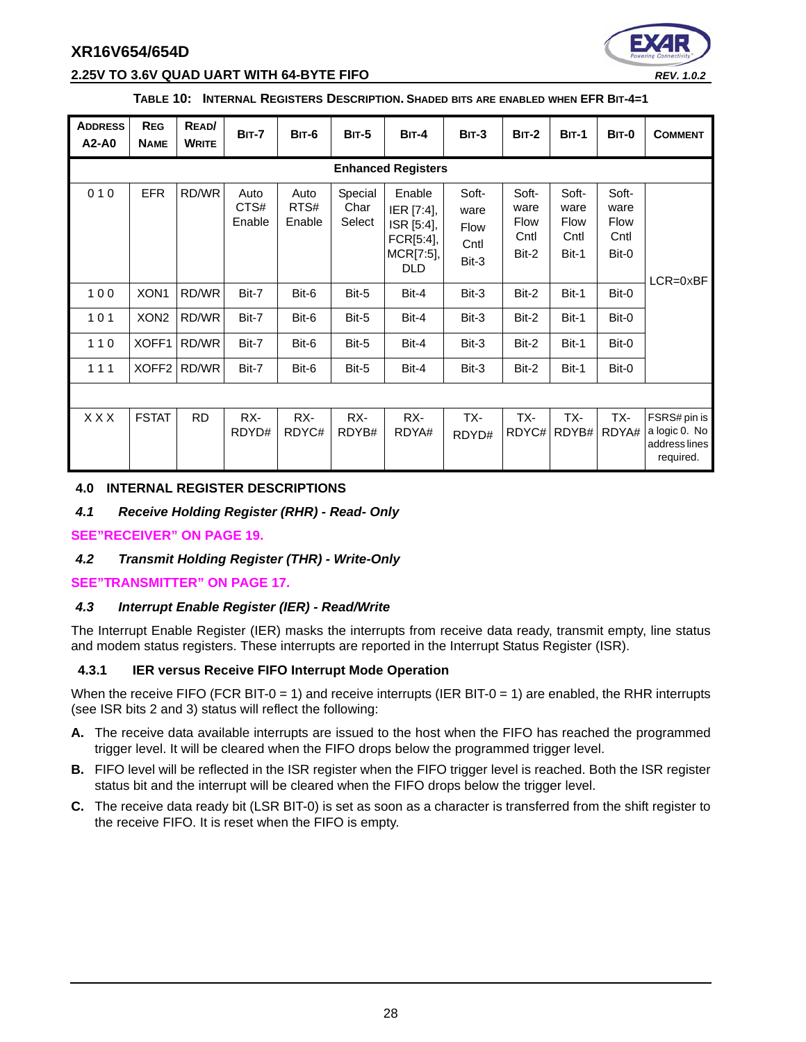**TABLE 10: INTERNAL REGISTERS DESCRIPTION. SHADED BITS ARE ENABLED WHEN EFR BIT-4=1**

| ADDRESS A2-A0 | REG NAME | READ/ WRITE | BIT-7 | BIT-6 | BIT-5 | BIT-4 | BIT-3 | BIT-2 | BIT-1 | BIT-0 | COMMENT |
|---|---|---|---|---|---|---|---|---|---|---|---|
| | | | | | | **Enhanced Registers** | | | | | |
| 0 1 0 | EFR | RD/WR | Auto CTS# Enable | Auto RTS# Enable | Special Char Select | Enable IER [7:4], ISR [5:4], FCR[5:4], MCR[7:5], DLD | Software Flow Cntl Bit-3 | Software Flow Cntl Bit-2 | Software Flow Cntl Bit-1 | Software Flow Cntl Bit-0 | LCR=0xBF |
| 1 0 0 | XON1 | RD/WR | Bit-7 | Bit-6 | Bit-5 | Bit-4 | Bit-3 | Bit-2 | Bit-1 | Bit-0 | |
| 1 0 1 | XON2 | RD/WR | Bit-7 | Bit-6 | Bit-5 | Bit-4 | Bit-3 | Bit-2 | Bit-1 | Bit-0 | |
| 1 1 0 | XOFF1 | RD/WR | Bit-7 | Bit-6 | Bit-5 | Bit-4 | Bit-3 | Bit-2 | Bit-1 | Bit-0 | |
| 1 1 1 | XOFF2 | RD/WR | Bit-7 | Bit-6 | Bit-5 | Bit-4 | Bit-3 | Bit-2 | Bit-1 | Bit-0 | |
| | | | | | | | | | | | |
| X X X | FSTAT | RD | RX-RDYD# | RX-RDYC# | RX-RDYB# | RX-RDYA# | TX-RDYD# | TX-RDYC# | TX-RDYB# | TX-RDYA# | FSRS# pin is a logic 0. No address lines required. |

## 4.0 INTERNAL REGISTER DESCRIPTIONS

### *4.1 Receive Holding Register (RHR) - Read- Only*

**SEE"RECEIVER" ON PAGE 19.**

### *4.2 Transmit Holding Register (THR) - Write-Only*

**SEE"TRANSMITTER" ON PAGE 17.**

### *4.3 Interrupt Enable Register (IER) - Read/Write*

The Interrupt Enable Register (IER) masks the interrupts from receive data ready, transmit empty, line status and modem status registers. These interrupts are reported in the Interrupt Status Register (ISR).

#### 4.3.1 IER versus Receive FIFO Interrupt Mode Operation

When the receive FIFO (FCR BIT-0 = 1) and receive interrupts (IER BIT-0 = 1) are enabled, the RHR interrupts (see ISR bits 2 and 3) status will reflect the following:

**A.** The receive data available interrupts are issued to the host when the FIFO has reached the programmed trigger level. It will be cleared when the FIFO drops below the programmed trigger level.

**B.** FIFO level will be reflected in the ISR register when the FIFO trigger level is reached. Both the ISR register status bit and the interrupt will be cleared when the FIFO drops below the trigger level.

**C.** The receive data ready bit (LSR BIT-0) is set as soon as a character is transferred from the shift register to the receive FIFO. It is reset when the FIFO is empty.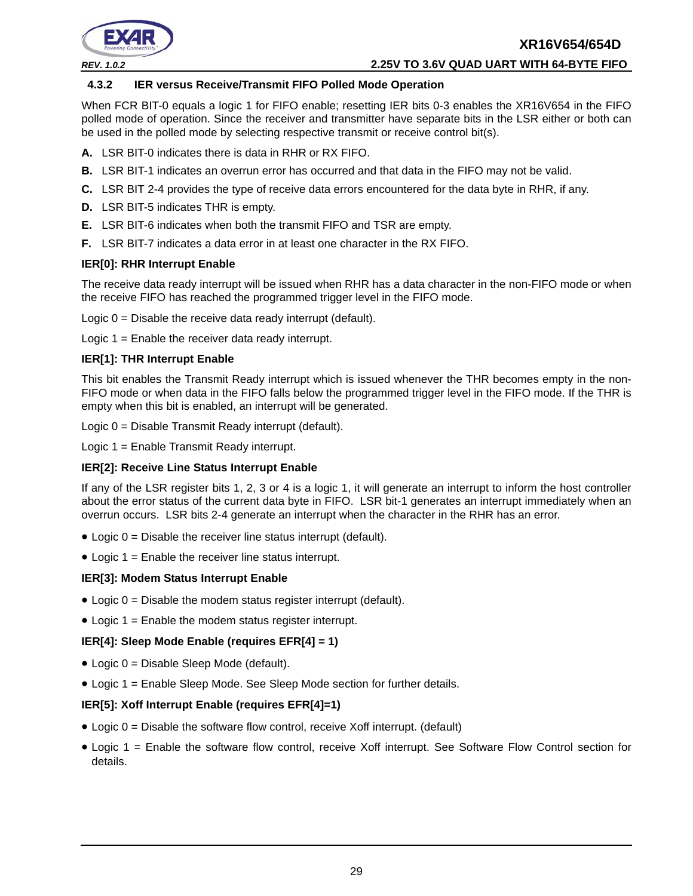### 4.3.2 IER versus Receive/Transmit FIFO Polled Mode Operation

When FCR BIT-0 equals a logic 1 for FIFO enable; resetting IER bits 0-3 enables the XR16V654 in the FIFO polled mode of operation. Since the receiver and transmitter have separate bits in the LSR either or both can be used in the polled mode by selecting respective transmit or receive control bit(s).

**A.** LSR BIT-0 indicates there is data in RHR or RX FIFO.

**B.** LSR BIT-1 indicates an overrun error has occurred and that data in the FIFO may not be valid.

**C.** LSR BIT 2-4 provides the type of receive data errors encountered for the data byte in RHR, if any.

**D.** LSR BIT-5 indicates THR is empty.

**E.** LSR BIT-6 indicates when both the transmit FIFO and TSR are empty.

**F.** LSR BIT-7 indicates a data error in at least one character in the RX FIFO.

**IER[0]: RHR Interrupt Enable**

The receive data ready interrupt will be issued when RHR has a data character in the non-FIFO mode or when the receive FIFO has reached the programmed trigger level in the FIFO mode.

Logic 0 = Disable the receive data ready interrupt (default).

Logic 1 = Enable the receiver data ready interrupt.

**IER[1]: THR Interrupt Enable**

This bit enables the Transmit Ready interrupt which is issued whenever the THR becomes empty in the non-FIFO mode or when data in the FIFO falls below the programmed trigger level in the FIFO mode. If the THR is empty when this bit is enabled, an interrupt will be generated.

Logic 0 = Disable Transmit Ready interrupt (default).

Logic 1 = Enable Transmit Ready interrupt.

**IER[2]: Receive Line Status Interrupt Enable**

If any of the LSR register bits 1, 2, 3 or 4 is a logic 1, it will generate an interrupt to inform the host controller about the error status of the current data byte in FIFO. LSR bit-1 generates an interrupt immediately when an overrun occurs. LSR bits 2-4 generate an interrupt when the character in the RHR has an error.

- Logic 0 = Disable the receiver line status interrupt (default).
- Logic 1 = Enable the receiver line status interrupt.

**IER[3]: Modem Status Interrupt Enable**

- Logic 0 = Disable the modem status register interrupt (default).
- Logic 1 = Enable the modem status register interrupt.

**IER[4]: Sleep Mode Enable (requires EFR[4] = 1)**

- Logic 0 = Disable Sleep Mode (default).
- Logic 1 = Enable Sleep Mode. See Sleep Mode section for further details.

**IER[5]: Xoff Interrupt Enable (requires EFR[4]=1)**

- Logic 0 = Disable the software flow control, receive Xoff interrupt. (default)
- Logic 1 = Enable the software flow control, receive Xoff interrupt. See Software Flow Control section for details.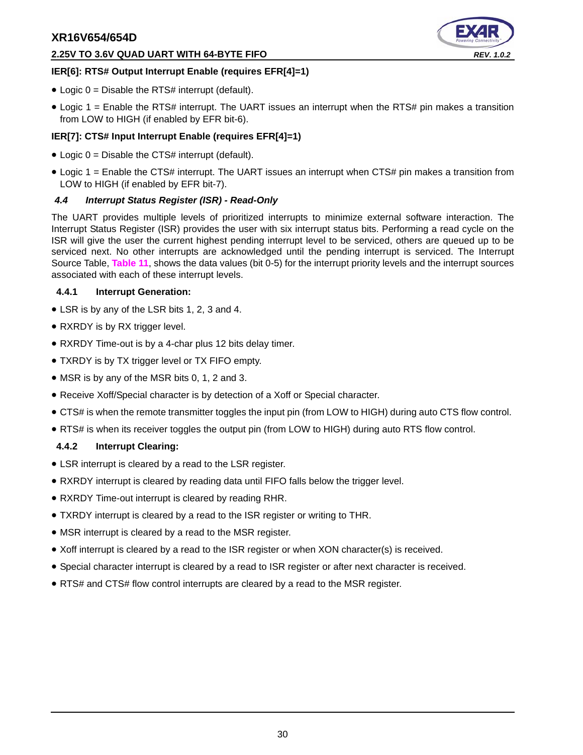**IER[6]: RTS# Output Interrupt Enable (requires EFR[4]=1)**

- Logic 0 = Disable the RTS# interrupt (default).
- Logic 1 = Enable the RTS# interrupt. The UART issues an interrupt when the RTS# pin makes a transition from LOW to HIGH (if enabled by EFR bit-6).

**IER[7]: CTS# Input Interrupt Enable (requires EFR[4]=1)**

- Logic 0 = Disable the CTS# interrupt (default).
- Logic 1 = Enable the CTS# interrupt. The UART issues an interrupt when CTS# pin makes a transition from LOW to HIGH (if enabled by EFR bit-7).

### *4.4 Interrupt Status Register (ISR) - Read-Only*

The UART provides multiple levels of prioritized interrupts to minimize external software interaction. The Interrupt Status Register (ISR) provides the user with six interrupt status bits. Performing a read cycle on the ISR will give the user the current highest pending interrupt level to be serviced, others are queued up to be serviced next. No other interrupts are acknowledged until the pending interrupt is serviced. The Interrupt Source Table, **Table 11**, shows the data values (bit 0-5) for the interrupt priority levels and the interrupt sources associated with each of these interrupt levels.

#### 4.4.1 Interrupt Generation:

- LSR is by any of the LSR bits 1, 2, 3 and 4.
- RXRDY is by RX trigger level.
- RXRDY Time-out is by a 4-char plus 12 bits delay timer.
- TXRDY is by TX trigger level or TX FIFO empty.
- MSR is by any of the MSR bits 0, 1, 2 and 3.
- Receive Xoff/Special character is by detection of a Xoff or Special character.
- CTS# is when the remote transmitter toggles the input pin (from LOW to HIGH) during auto CTS flow control.
- RTS# is when its receiver toggles the output pin (from LOW to HIGH) during auto RTS flow control.

#### 4.4.2 Interrupt Clearing:

- LSR interrupt is cleared by a read to the LSR register.
- RXRDY interrupt is cleared by reading data until FIFO falls below the trigger level.
- RXRDY Time-out interrupt is cleared by reading RHR.
- TXRDY interrupt is cleared by a read to the ISR register or writing to THR.
- MSR interrupt is cleared by a read to the MSR register.
- Xoff interrupt is cleared by a read to the ISR register or when XON character(s) is received.
- Special character interrupt is cleared by a read to ISR register or after next character is received.
- RTS# and CTS# flow control interrupts are cleared by a read to the MSR register.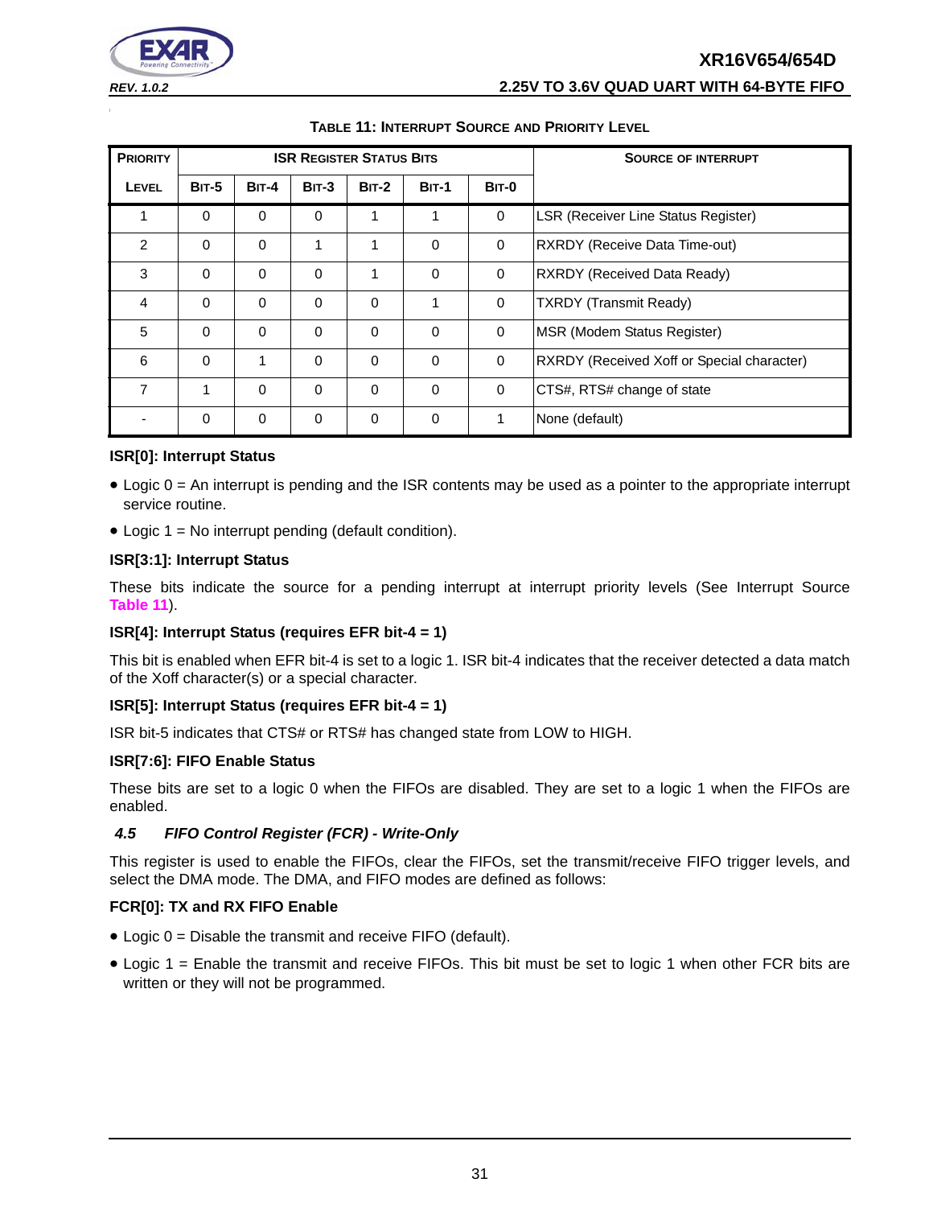**TABLE 11: INTERRUPT SOURCE AND PRIORITY LEVEL**

| PRIORITY | ISR REGISTER STATUS BITS | | | | | | SOURCE OF INTERRUPT |
|---|---|---|---|---|---|---|---|
| LEVEL | BIT-5 | BIT-4 | BIT-3 | BIT-2 | BIT-1 | BIT-0 | |
| 1 | 0 | 0 | 0 | 1 | 1 | 0 | LSR (Receiver Line Status Register) |
| 2 | 0 | 0 | 1 | 1 | 0 | 0 | RXRDY (Receive Data Time-out) |
| 3 | 0 | 0 | 0 | 1 | 0 | 0 | RXRDY (Received Data Ready) |
| 4 | 0 | 0 | 0 | 0 | 1 | 0 | TXRDY (Transmit Ready) |
| 5 | 0 | 0 | 0 | 0 | 0 | 0 | MSR (Modem Status Register) |
| 6 | 0 | 1 | 0 | 0 | 0 | 0 | RXRDY (Received Xoff or Special character) |
| 7 | 1 | 0 | 0 | 0 | 0 | 0 | CTS#, RTS# change of state |
| - | 0 | 0 | 0 | 0 | 0 | 1 | None (default) |

**ISR[0]: Interrupt Status**

- Logic 0 = An interrupt is pending and the ISR contents may be used as a pointer to the appropriate interrupt service routine.
- Logic 1 = No interrupt pending (default condition).

**ISR[3:1]: Interrupt Status**

These bits indicate the source for a pending interrupt at interrupt priority levels (See Interrupt Source Table 11).

**ISR[4]: Interrupt Status (requires EFR bit-4 = 1)**

This bit is enabled when EFR bit-4 is set to a logic 1. ISR bit-4 indicates that the receiver detected a data match of the Xoff character(s) or a special character.

**ISR[5]: Interrupt Status (requires EFR bit-4 = 1)**

ISR bit-5 indicates that CTS# or RTS# has changed state from LOW to HIGH.

**ISR[7:6]: FIFO Enable Status**

These bits are set to a logic 0 when the FIFOs are disabled. They are set to a logic 1 when the FIFOs are enabled.

### *4.5 FIFO Control Register (FCR) - Write-Only*

This register is used to enable the FIFOs, clear the FIFOs, set the transmit/receive FIFO trigger levels, and select the DMA mode. The DMA, and FIFO modes are defined as follows:

**FCR[0]: TX and RX FIFO Enable**

- Logic 0 = Disable the transmit and receive FIFO (default).
- Logic 1 = Enable the transmit and receive FIFOs. This bit must be set to logic 1 when other FCR bits are written or they will not be programmed.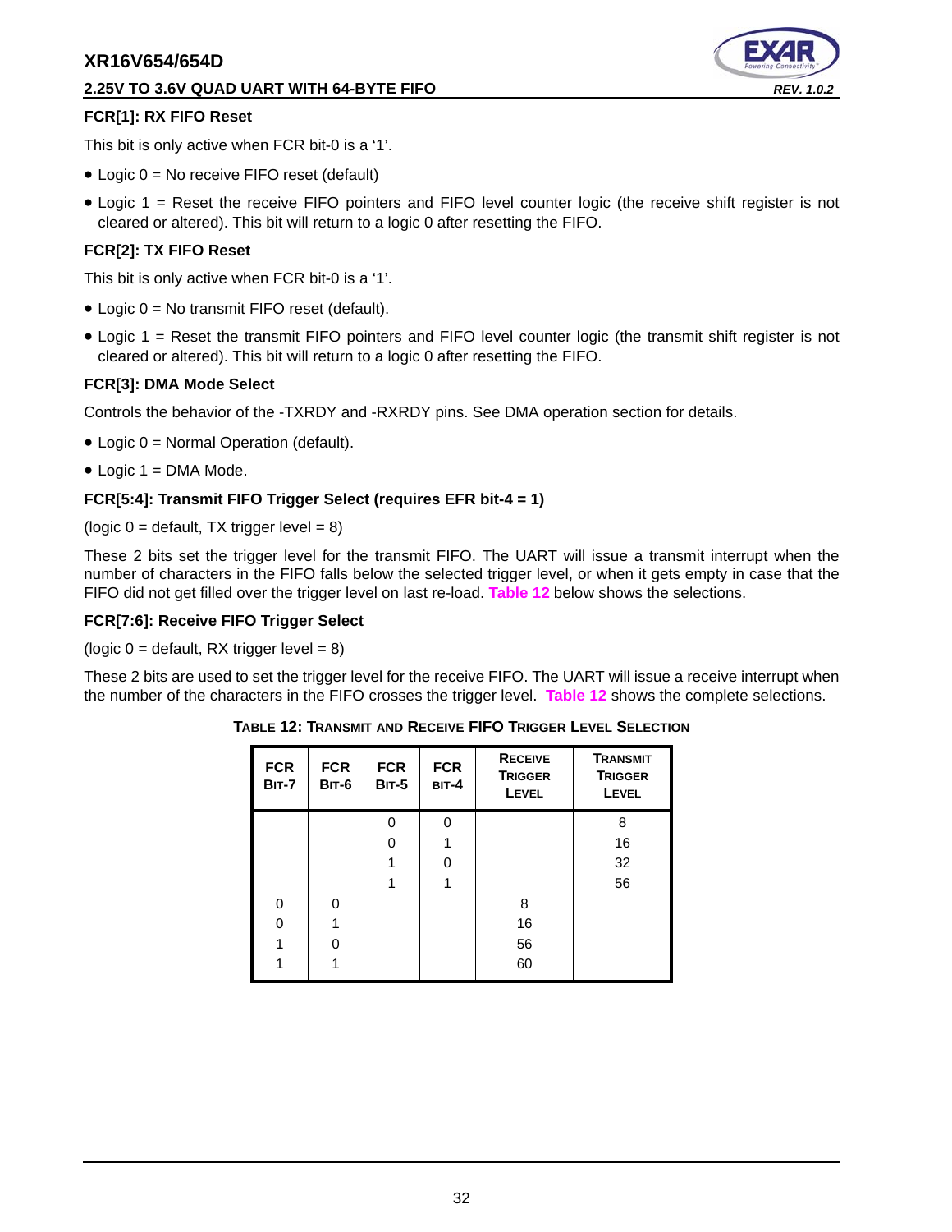### FCR[1]: RX FIFO Reset

This bit is only active when FCR bit-0 is a '1'.

- Logic 0 = No receive FIFO reset (default)
- Logic 1 = Reset the receive FIFO pointers and FIFO level counter logic (the receive shift register is not cleared or altered). This bit will return to a logic 0 after resetting the FIFO.

### FCR[2]: TX FIFO Reset

This bit is only active when FCR bit-0 is a '1'.

- Logic 0 = No transmit FIFO reset (default).
- Logic 1 = Reset the transmit FIFO pointers and FIFO level counter logic (the transmit shift register is not cleared or altered). This bit will return to a logic 0 after resetting the FIFO.

### FCR[3]: DMA Mode Select

Controls the behavior of the -TXRDY and -RXRDY pins. See DMA operation section for details.

- Logic 0 = Normal Operation (default).
- Logic 1 = DMA Mode.

### FCR[5:4]: Transmit FIFO Trigger Select (requires EFR bit-4 = 1)

(logic 0 = default, TX trigger level = 8)

These 2 bits set the trigger level for the transmit FIFO. The UART will issue a transmit interrupt when the number of characters in the FIFO falls below the selected trigger level, or when it gets empty in case that the FIFO did not get filled over the trigger level on last re-load. **Table 12** below shows the selections.

### FCR[7:6]: Receive FIFO Trigger Select

(logic 0 = default, RX trigger level = 8)

These 2 bits are used to set the trigger level for the receive FIFO. The UART will issue a receive interrupt when the number of the characters in the FIFO crosses the trigger level. **Table 12** shows the complete selections.

**TABLE 12: TRANSMIT AND RECEIVE FIFO TRIGGER LEVEL SELECTION**

| FCR BIT-7 | FCR BIT-6 | FCR BIT-5 | FCR BIT-4 | RECEIVE TRIGGER LEVEL | TRANSMIT TRIGGER LEVEL |
|---|---|---|---|---|---|
| | | 0 | 0 | | 8 |
| | | 0 | 1 | | 16 |
| | | 1 | 0 | | 32 |
| | | 1 | 1 | | 56 |
| 0 | 0 | | | 8 | |
| 0 | 1 | | | 16 | |
| 1 | 0 | | | 56 | |
| 1 | 1 | | | 60 | |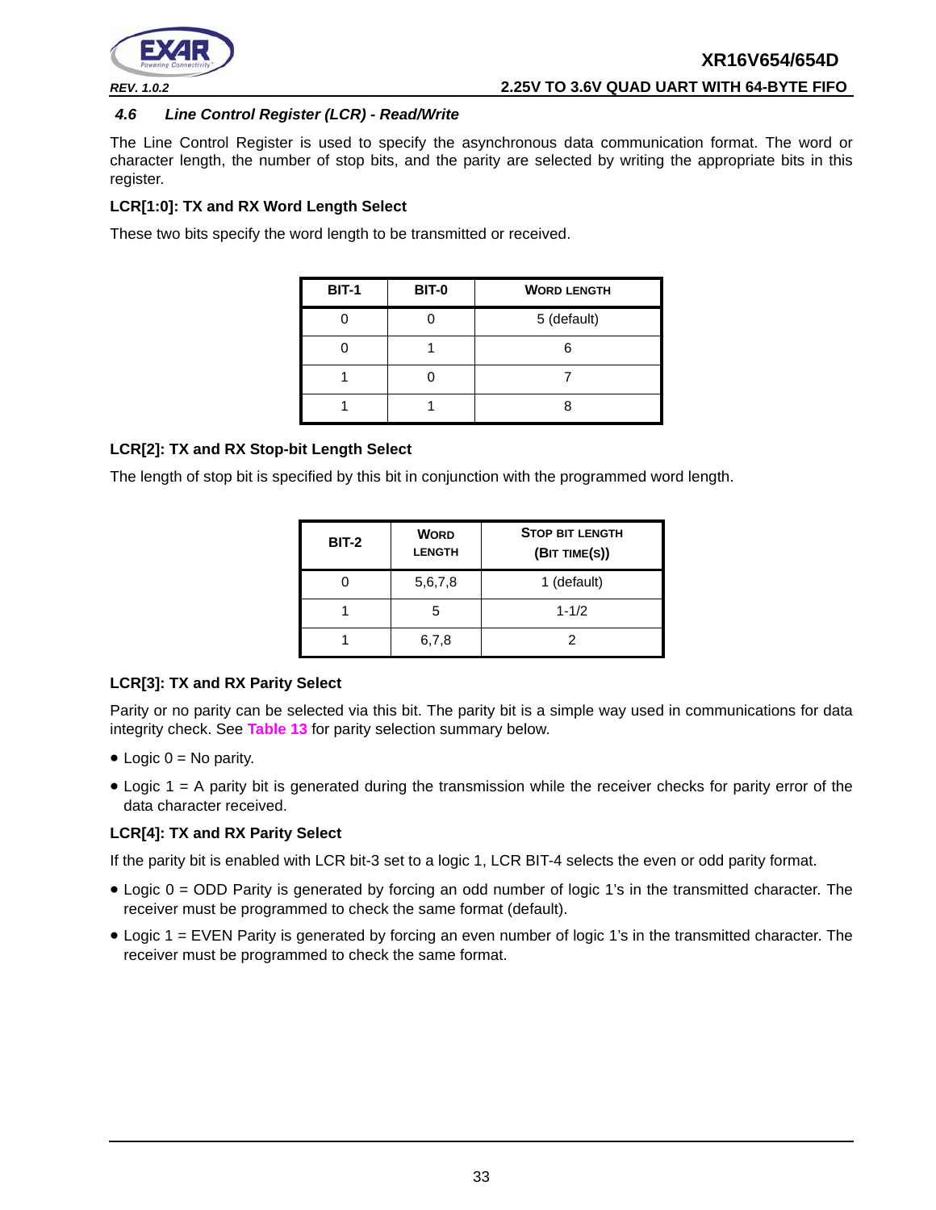### 4.6 Line Control Register (LCR) - Read/Write

The Line Control Register is used to specify the asynchronous data communication format. The word or character length, the number of stop bits, and the parity are selected by writing the appropriate bits in this register.

**LCR[1:0]: TX and RX Word Length Select**

These two bits specify the word length to be transmitted or received.

| BIT-1 | BIT-0 | WORD LENGTH |
|---|---|---|
| 0 | 0 | 5 (default) |
| 0 | 1 | 6 |
| 1 | 0 | 7 |
| 1 | 1 | 8 |

**LCR[2]: TX and RX Stop-bit Length Select**

The length of stop bit is specified by this bit in conjunction with the programmed word length.

| BIT-2 | WORD LENGTH | STOP BIT LENGTH (BIT TIME(S)) |
|---|---|---|
| 0 | 5,6,7,8 | 1 (default) |
| 1 | 5 | 1-1/2 |
| 1 | 6,7,8 | 2 |

**LCR[3]: TX and RX Parity Select**

Parity or no parity can be selected via this bit. The parity bit is a simple way used in communications for data integrity check. See **Table 13** for parity selection summary below.

- Logic 0 = No parity.
- Logic 1 = A parity bit is generated during the transmission while the receiver checks for parity error of the data character received.

**LCR[4]: TX and RX Parity Select**

If the parity bit is enabled with LCR bit-3 set to a logic 1, LCR BIT-4 selects the even or odd parity format.

- Logic 0 = ODD Parity is generated by forcing an odd number of logic 1's in the transmitted character. The receiver must be programmed to check the same format (default).
- Logic 1 = EVEN Parity is generated by forcing an even number of logic 1's in the transmitted character. The receiver must be programmed to check the same format.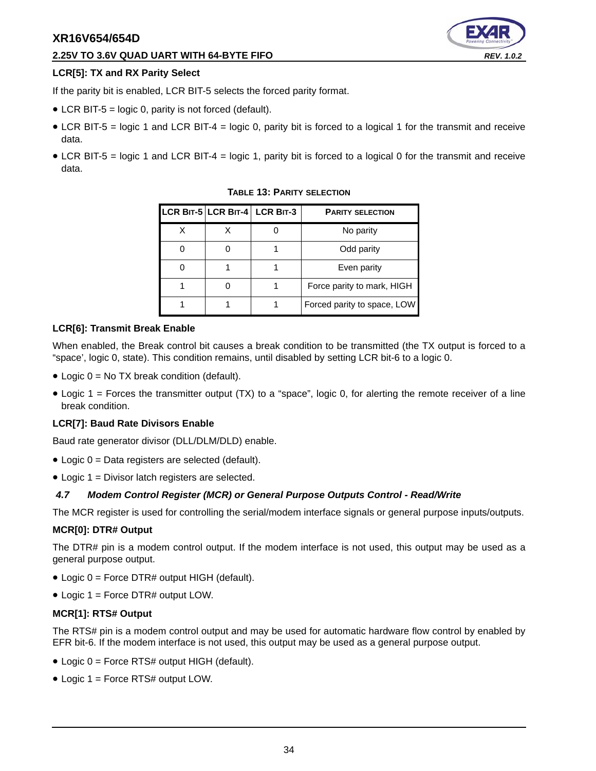**LCR[5]: TX and RX Parity Select**

If the parity bit is enabled, LCR BIT-5 selects the forced parity format.

- LCR BIT-5 = logic 0, parity is not forced (default).
- LCR BIT-5 = logic 1 and LCR BIT-4 = logic 0, parity bit is forced to a logical 1 for the transmit and receive data.
- LCR BIT-5 = logic 1 and LCR BIT-4 = logic 1, parity bit is forced to a logical 0 for the transmit and receive data.

**TABLE 13: PARITY SELECTION**

| LCR BIT-5 | LCR BIT-4 | LCR BIT-3 | PARITY SELECTION |
|---|---|---|---|
| X | X | 0 | No parity |
| 0 | 0 | 1 | Odd parity |
| 0 | 1 | 1 | Even parity |
| 1 | 0 | 1 | Force parity to mark, HIGH |
| 1 | 1 | 1 | Forced parity to space, LOW |

**LCR[6]: Transmit Break Enable**

When enabled, the Break control bit causes a break condition to be transmitted (the TX output is forced to a "space', logic 0, state). This condition remains, until disabled by setting LCR bit-6 to a logic 0.

- Logic 0 = No TX break condition (default).
- Logic 1 = Forces the transmitter output (TX) to a "space", logic 0, for alerting the remote receiver of a line break condition.

**LCR[7]: Baud Rate Divisors Enable**

Baud rate generator divisor (DLL/DLM/DLD) enable.

- Logic 0 = Data registers are selected (default).
- Logic 1 = Divisor latch registers are selected.

### *4.7 Modem Control Register (MCR) or General Purpose Outputs Control - Read/Write*

The MCR register is used for controlling the serial/modem interface signals or general purpose inputs/outputs.

**MCR[0]: DTR# Output**

The DTR# pin is a modem control output. If the modem interface is not used, this output may be used as a general purpose output.

- Logic 0 = Force DTR# output HIGH (default).
- Logic 1 = Force DTR# output LOW.

**MCR[1]: RTS# Output**

The RTS# pin is a modem control output and may be used for automatic hardware flow control by enabled by EFR bit-6. If the modem interface is not used, this output may be used as a general purpose output.

- Logic 0 = Force RTS# output HIGH (default).
- Logic 1 = Force RTS# output LOW.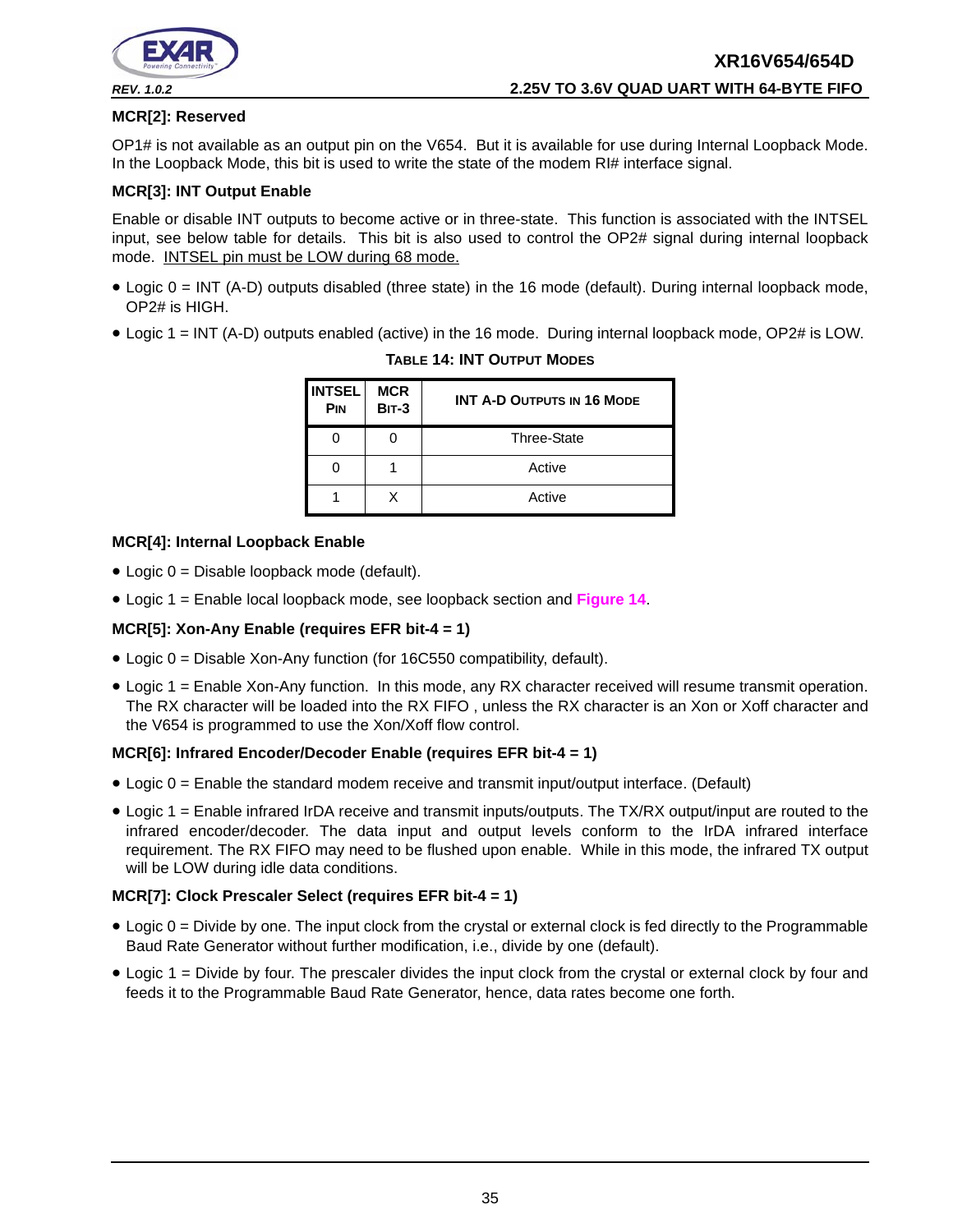### MCR[2]: Reserved

OP1# is not available as an output pin on the V654. But it is available for use during Internal Loopback Mode. In the Loopback Mode, this bit is used to write the state of the modem RI# interface signal.

### MCR[3]: INT Output Enable

Enable or disable INT outputs to become active or in three-state. This function is associated with the INTSEL input, see below table for details. This bit is also used to control the OP2# signal during internal loopback mode. INTSEL pin must be LOW during 68 mode.

- Logic 0 = INT (A-D) outputs disabled (three state) in the 16 mode (default). During internal loopback mode, OP2# is HIGH.
- Logic 1 = INT (A-D) outputs enabled (active) in the 16 mode. During internal loopback mode, OP2# is LOW.

**TABLE 14: INT OUTPUT MODES**

| INTSEL PIN | MCR BIT-3 | INT A-D OUTPUTS IN 16 MODE |
|---|---|---|
| 0 | 0 | Three-State |
| 0 | 1 | Active |
| 1 | X | Active |

### MCR[4]: Internal Loopback Enable

- Logic 0 = Disable loopback mode (default).
- Logic 1 = Enable local loopback mode, see loopback section and Figure 14.

### MCR[5]: Xon-Any Enable (requires EFR bit-4 = 1)

- Logic 0 = Disable Xon-Any function (for 16C550 compatibility, default).
- Logic 1 = Enable Xon-Any function. In this mode, any RX character received will resume transmit operation. The RX character will be loaded into the RX FIFO , unless the RX character is an Xon or Xoff character and the V654 is programmed to use the Xon/Xoff flow control.

### MCR[6]: Infrared Encoder/Decoder Enable (requires EFR bit-4 = 1)

- Logic 0 = Enable the standard modem receive and transmit input/output interface. (Default)
- Logic 1 = Enable infrared IrDA receive and transmit inputs/outputs. The TX/RX output/input are routed to the infrared encoder/decoder. The data input and output levels conform to the IrDA infrared interface requirement. The RX FIFO may need to be flushed upon enable. While in this mode, the infrared TX output will be LOW during idle data conditions.

### MCR[7]: Clock Prescaler Select (requires EFR bit-4 = 1)

- Logic 0 = Divide by one. The input clock from the crystal or external clock is fed directly to the Programmable Baud Rate Generator without further modification, i.e., divide by one (default).
- Logic 1 = Divide by four. The prescaler divides the input clock from the crystal or external clock by four and feeds it to the Programmable Baud Rate Generator, hence, data rates become one forth.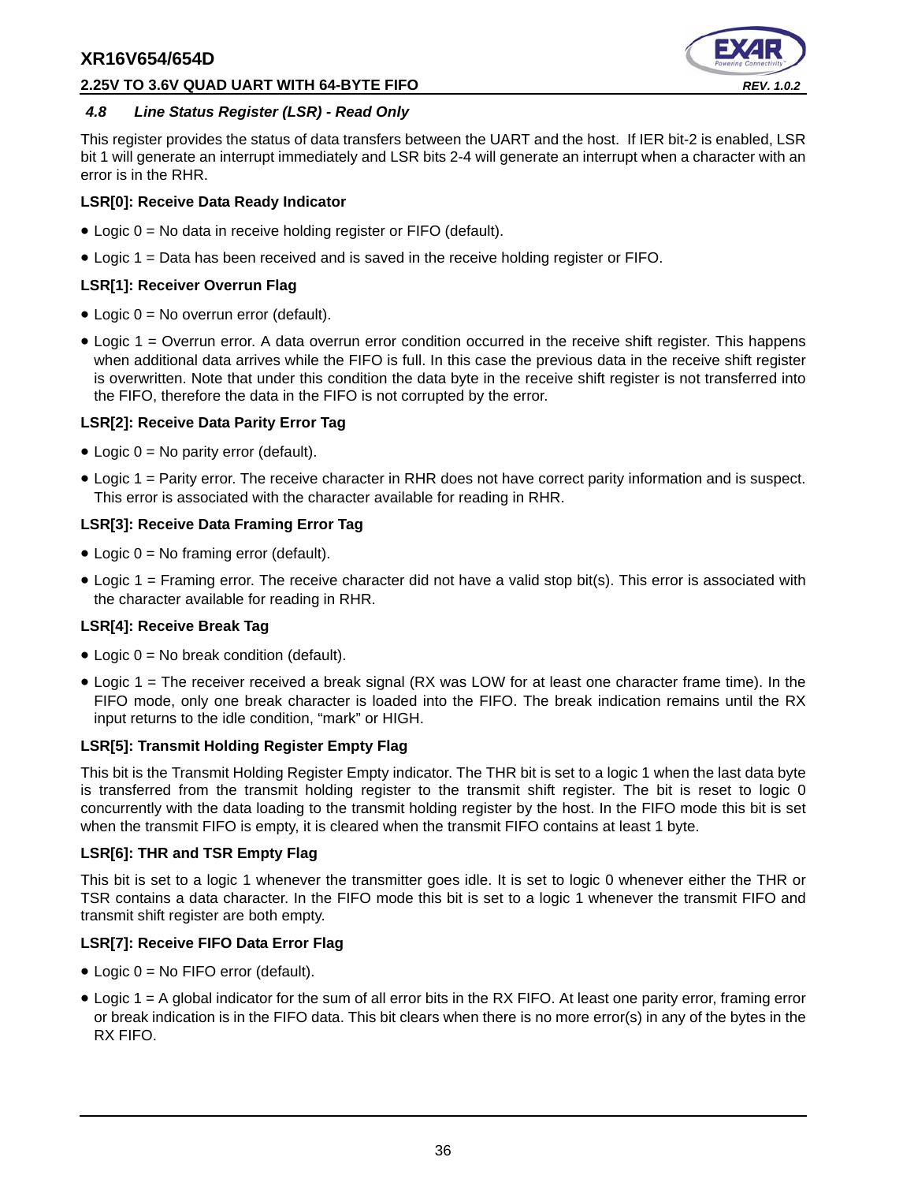### 4.8 *Line Status Register (LSR) - Read Only*

This register provides the status of data transfers between the UART and the host. If IER bit-2 is enabled, LSR bit 1 will generate an interrupt immediately and LSR bits 2-4 will generate an interrupt when a character with an error is in the RHR.

**LSR[0]: Receive Data Ready Indicator**

- Logic 0 = No data in receive holding register or FIFO (default).
- Logic 1 = Data has been received and is saved in the receive holding register or FIFO.

**LSR[1]: Receiver Overrun Flag**

- Logic 0 = No overrun error (default).
- Logic 1 = Overrun error. A data overrun error condition occurred in the receive shift register. This happens when additional data arrives while the FIFO is full. In this case the previous data in the receive shift register is overwritten. Note that under this condition the data byte in the receive shift register is not transferred into the FIFO, therefore the data in the FIFO is not corrupted by the error.

**LSR[2]: Receive Data Parity Error Tag**

- Logic 0 = No parity error (default).
- Logic 1 = Parity error. The receive character in RHR does not have correct parity information and is suspect. This error is associated with the character available for reading in RHR.

**LSR[3]: Receive Data Framing Error Tag**

- Logic 0 = No framing error (default).
- Logic 1 = Framing error. The receive character did not have a valid stop bit(s). This error is associated with the character available for reading in RHR.

**LSR[4]: Receive Break Tag**

- Logic 0 = No break condition (default).
- Logic 1 = The receiver received a break signal (RX was LOW for at least one character frame time). In the FIFO mode, only one break character is loaded into the FIFO. The break indication remains until the RX input returns to the idle condition, "mark" or HIGH.

**LSR[5]: Transmit Holding Register Empty Flag**

This bit is the Transmit Holding Register Empty indicator. The THR bit is set to a logic 1 when the last data byte is transferred from the transmit holding register to the transmit shift register. The bit is reset to logic 0 concurrently with the data loading to the transmit holding register by the host. In the FIFO mode this bit is set when the transmit FIFO is empty, it is cleared when the transmit FIFO contains at least 1 byte.

**LSR[6]: THR and TSR Empty Flag**

This bit is set to a logic 1 whenever the transmitter goes idle. It is set to logic 0 whenever either the THR or TSR contains a data character. In the FIFO mode this bit is set to a logic 1 whenever the transmit FIFO and transmit shift register are both empty.

**LSR[7]: Receive FIFO Data Error Flag**

- Logic 0 = No FIFO error (default).
- Logic 1 = A global indicator for the sum of all error bits in the RX FIFO. At least one parity error, framing error or break indication is in the FIFO data. This bit clears when there is no more error(s) in any of the bytes in the RX FIFO.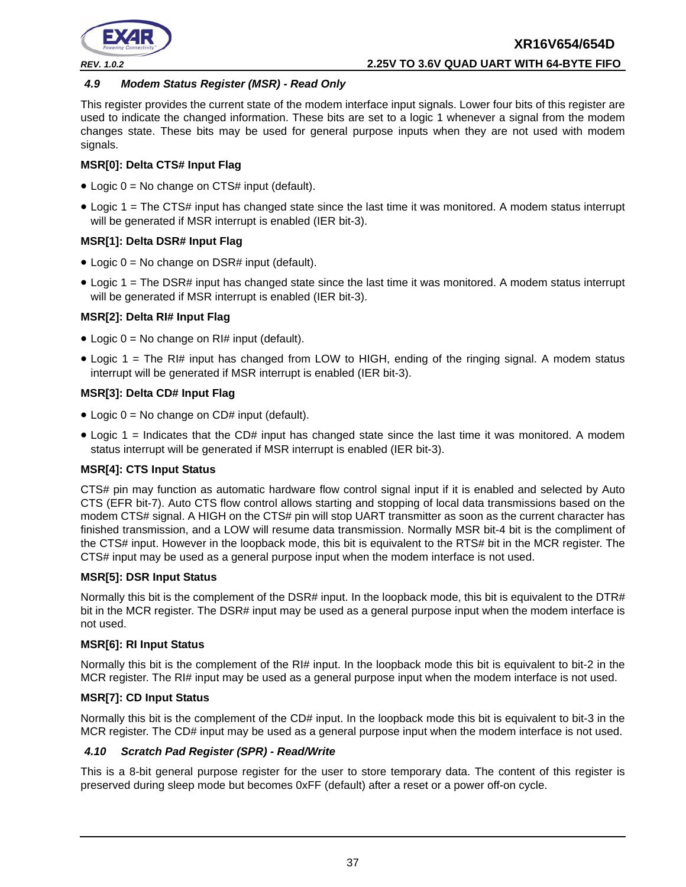### *4.9 Modem Status Register (MSR) - Read Only*

This register provides the current state of the modem interface input signals. Lower four bits of this register are used to indicate the changed information. These bits are set to a logic 1 whenever a signal from the modem changes state. These bits may be used for general purpose inputs when they are not used with modem signals.

**MSR[0]: Delta CTS# Input Flag**

- Logic 0 = No change on CTS# input (default).
- Logic 1 = The CTS# input has changed state since the last time it was monitored. A modem status interrupt will be generated if MSR interrupt is enabled (IER bit-3).

**MSR[1]: Delta DSR# Input Flag**

- Logic 0 = No change on DSR# input (default).
- Logic 1 = The DSR# input has changed state since the last time it was monitored. A modem status interrupt will be generated if MSR interrupt is enabled (IER bit-3).

**MSR[2]: Delta RI# Input Flag**

- Logic 0 = No change on RI# input (default).
- Logic 1 = The RI# input has changed from LOW to HIGH, ending of the ringing signal. A modem status interrupt will be generated if MSR interrupt is enabled (IER bit-3).

**MSR[3]: Delta CD# Input Flag**

- Logic 0 = No change on CD# input (default).
- Logic 1 = Indicates that the CD# input has changed state since the last time it was monitored. A modem status interrupt will be generated if MSR interrupt is enabled (IER bit-3).

**MSR[4]: CTS Input Status**

CTS# pin may function as automatic hardware flow control signal input if it is enabled and selected by Auto CTS (EFR bit-7). Auto CTS flow control allows starting and stopping of local data transmissions based on the modem CTS# signal. A HIGH on the CTS# pin will stop UART transmitter as soon as the current character has finished transmission, and a LOW will resume data transmission. Normally MSR bit-4 bit is the compliment of the CTS# input. However in the loopback mode, this bit is equivalent to the RTS# bit in the MCR register. The CTS# input may be used as a general purpose input when the modem interface is not used.

**MSR[5]: DSR Input Status**

Normally this bit is the complement of the DSR# input. In the loopback mode, this bit is equivalent to the DTR# bit in the MCR register. The DSR# input may be used as a general purpose input when the modem interface is not used.

**MSR[6]: RI Input Status**

Normally this bit is the complement of the RI# input. In the loopback mode this bit is equivalent to bit-2 in the MCR register. The RI# input may be used as a general purpose input when the modem interface is not used.

**MSR[7]: CD Input Status**

Normally this bit is the complement of the CD# input. In the loopback mode this bit is equivalent to bit-3 in the MCR register. The CD# input may be used as a general purpose input when the modem interface is not used.

### *4.10 Scratch Pad Register (SPR) - Read/Write*

This is a 8-bit general purpose register for the user to store temporary data. The content of this register is preserved during sleep mode but becomes 0xFF (default) after a reset or a power off-on cycle.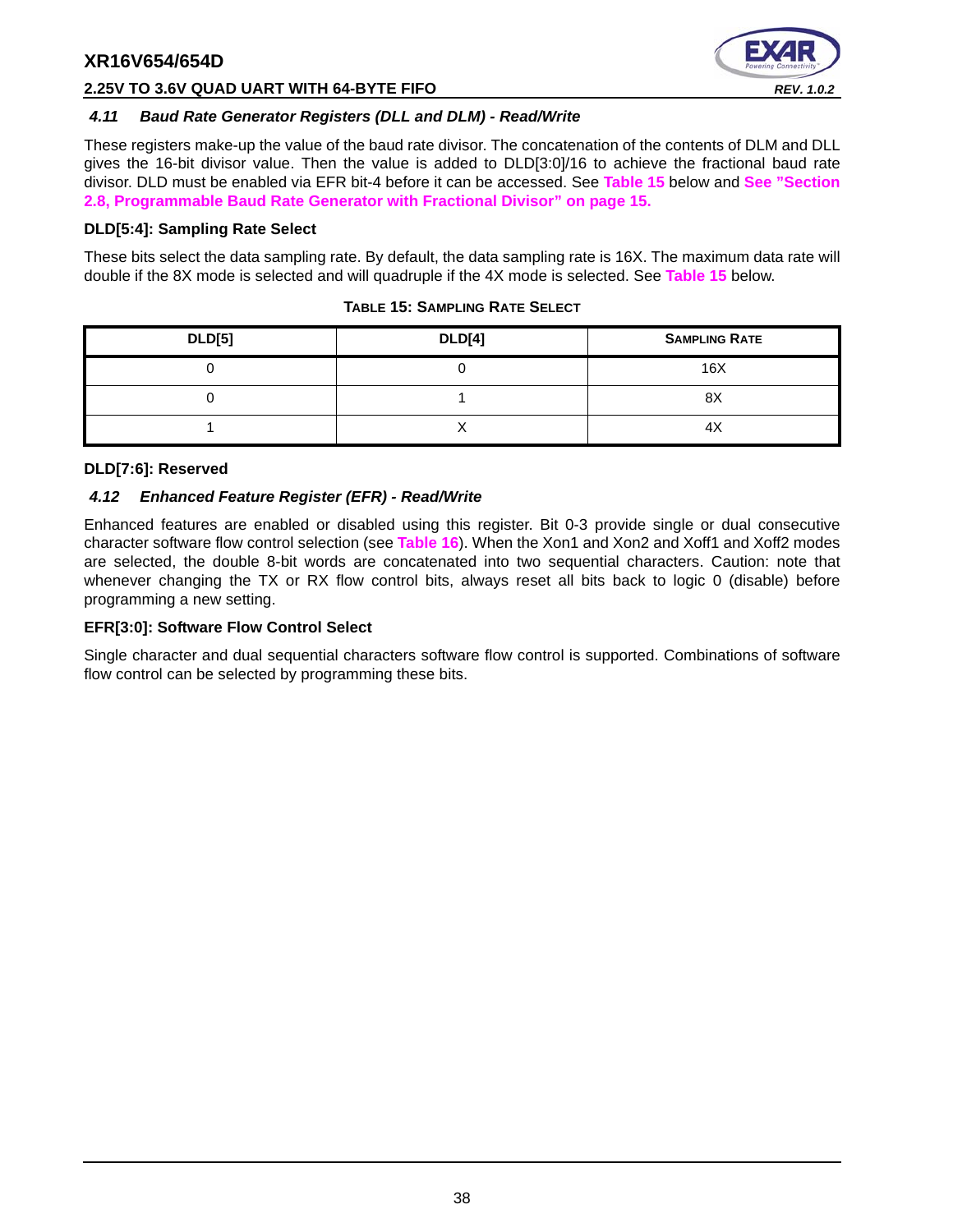### *4.11 Baud Rate Generator Registers (DLL and DLM) - Read/Write*

These registers make-up the value of the baud rate divisor. The concatenation of the contents of DLM and DLL gives the 16-bit divisor value. Then the value is added to DLD[3:0]/16 to achieve the fractional baud rate divisor. DLD must be enabled via EFR bit-4 before it can be accessed. See **Table 15** below and **See "Section 2.8, Programmable Baud Rate Generator with Fractional Divisor" on page 15.**

**DLD[5:4]: Sampling Rate Select**

These bits select the data sampling rate. By default, the data sampling rate is 16X. The maximum data rate will double if the 8X mode is selected and will quadruple if the 4X mode is selected. See **Table 15** below.

**TABLE 15: SAMPLING RATE SELECT**

| DLD[5] | DLD[4] | SAMPLING RATE |
|---|---|---|
| 0 | 0 | 16X |
| 0 | 1 | 8X |
| 1 | X | 4X |

**DLD[7:6]: Reserved**

### *4.12 Enhanced Feature Register (EFR) - Read/Write*

Enhanced features are enabled or disabled using this register. Bit 0-3 provide single or dual consecutive character software flow control selection (see **Table 16**). When the Xon1 and Xon2 and Xoff1 and Xoff2 modes are selected, the double 8-bit words are concatenated into two sequential characters. Caution: note that whenever changing the TX or RX flow control bits, always reset all bits back to logic 0 (disable) before programming a new setting.

**EFR[3:0]: Software Flow Control Select**

Single character and dual sequential characters software flow control is supported. Combinations of software flow control can be selected by programming these bits.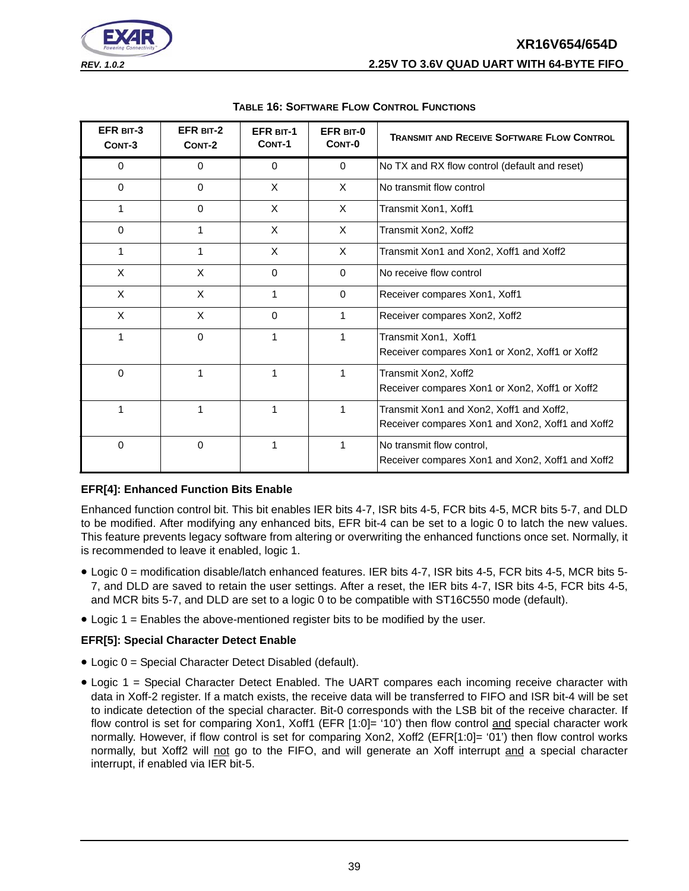**TABLE 16: SOFTWARE FLOW CONTROL FUNCTIONS**

| EFR BIT-3 CONT-3 | EFR BIT-2 CONT-2 | EFR BIT-1 CONT-1 | EFR BIT-0 CONT-0 | TRANSMIT AND RECEIVE SOFTWARE FLOW CONTROL |
|---|---|---|---|---|
| 0 | 0 | 0 | 0 | No TX and RX flow control (default and reset) |
| 0 | 0 | X | X | No transmit flow control |
| 1 | 0 | X | X | Transmit Xon1, Xoff1 |
| 0 | 1 | X | X | Transmit Xon2, Xoff2 |
| 1 | 1 | X | X | Transmit Xon1 and Xon2, Xoff1 and Xoff2 |
| X | X | 0 | 0 | No receive flow control |
| X | X | 1 | 0 | Receiver compares Xon1, Xoff1 |
| X | X | 0 | 1 | Receiver compares Xon2, Xoff2 |
| 1 | 0 | 1 | 1 | Transmit Xon1, Xoff1<br>Receiver compares Xon1 or Xon2, Xoff1 or Xoff2 |
| 0 | 1 | 1 | 1 | Transmit Xon2, Xoff2<br>Receiver compares Xon1 or Xon2, Xoff1 or Xoff2 |
| 1 | 1 | 1 | 1 | Transmit Xon1 and Xon2, Xoff1 and Xoff2,<br>Receiver compares Xon1 and Xon2, Xoff1 and Xoff2 |
| 0 | 0 | 1 | 1 | No transmit flow control,<br>Receiver compares Xon1 and Xon2, Xoff1 and Xoff2 |

**EFR[4]: Enhanced Function Bits Enable**

Enhanced function control bit. This bit enables IER bits 4-7, ISR bits 4-5, FCR bits 4-5, MCR bits 5-7, and DLD to be modified. After modifying any enhanced bits, EFR bit-4 can be set to a logic 0 to latch the new values. This feature prevents legacy software from altering or overwriting the enhanced functions once set. Normally, it is recommended to leave it enabled, logic 1.

- Logic 0 = modification disable/latch enhanced features. IER bits 4-7, ISR bits 4-5, FCR bits 4-5, MCR bits 5-7, and DLD are saved to retain the user settings. After a reset, the IER bits 4-7, ISR bits 4-5, FCR bits 4-5, and MCR bits 5-7, and DLD are set to a logic 0 to be compatible with ST16C550 mode (default).
- Logic 1 = Enables the above-mentioned register bits to be modified by the user.

**EFR[5]: Special Character Detect Enable**

- Logic 0 = Special Character Detect Disabled (default).
- Logic 1 = Special Character Detect Enabled. The UART compares each incoming receive character with data in Xoff-2 register. If a match exists, the receive data will be transferred to FIFO and ISR bit-4 will be set to indicate detection of the special character. Bit-0 corresponds with the LSB bit of the receive character. If flow control is set for comparing Xon1, Xoff1 (EFR [1:0]= '10') then flow control and special character work normally. However, if flow control is set for comparing Xon2, Xoff2 (EFR[1:0]= '01') then flow control works normally, but Xoff2 will not go to the FIFO, and will generate an Xoff interrupt and a special character interrupt, if enabled via IER bit-5.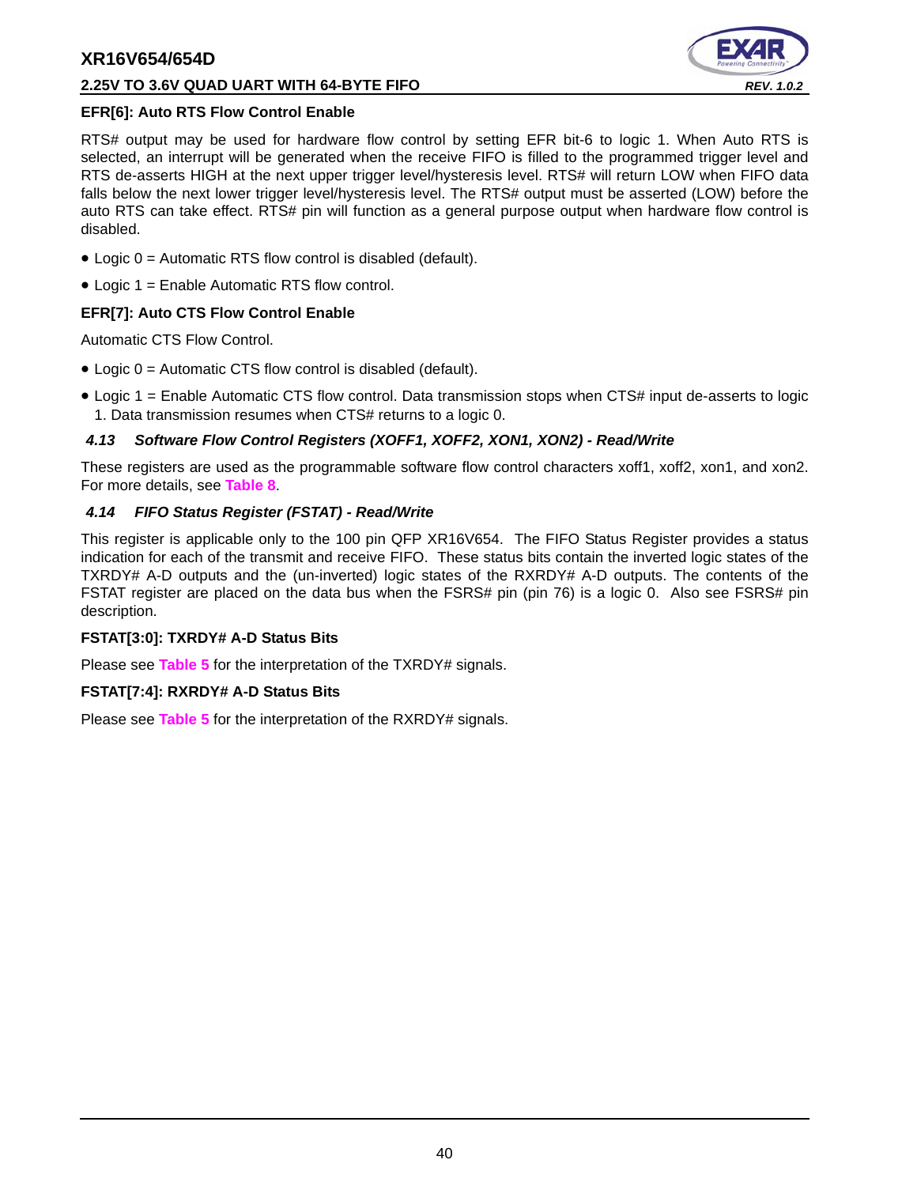**EFR[6]: Auto RTS Flow Control Enable**

RTS# output may be used for hardware flow control by setting EFR bit-6 to logic 1. When Auto RTS is selected, an interrupt will be generated when the receive FIFO is filled to the programmed trigger level and RTS de-asserts HIGH at the next upper trigger level/hysteresis level. RTS# will return LOW when FIFO data falls below the next lower trigger level/hysteresis level. The RTS# output must be asserted (LOW) before the auto RTS can take effect. RTS# pin will function as a general purpose output when hardware flow control is disabled.

- Logic 0 = Automatic RTS flow control is disabled (default).
- Logic 1 = Enable Automatic RTS flow control.

**EFR[7]: Auto CTS Flow Control Enable**

Automatic CTS Flow Control.

- Logic 0 = Automatic CTS flow control is disabled (default).
- Logic 1 = Enable Automatic CTS flow control. Data transmission stops when CTS# input de-asserts to logic 1. Data transmission resumes when CTS# returns to a logic 0.

### *4.13 Software Flow Control Registers (XOFF1, XOFF2, XON1, XON2) - Read/Write*

These registers are used as the programmable software flow control characters xoff1, xoff2, xon1, and xon2. For more details, see Table 8.

### *4.14 FIFO Status Register (FSTAT) - Read/Write*

This register is applicable only to the 100 pin QFP XR16V654. The FIFO Status Register provides a status indication for each of the transmit and receive FIFO. These status bits contain the inverted logic states of the TXRDY# A-D outputs and the (un-inverted) logic states of the RXRDY# A-D outputs. The contents of the FSTAT register are placed on the data bus when the FSRS# pin (pin 76) is a logic 0. Also see FSRS# pin description.

**FSTAT[3:0]: TXRDY# A-D Status Bits**

Please see Table 5 for the interpretation of the TXRDY# signals.

**FSTAT[7:4]: RXRDY# A-D Status Bits**

Please see Table 5 for the interpretation of the RXRDY# signals.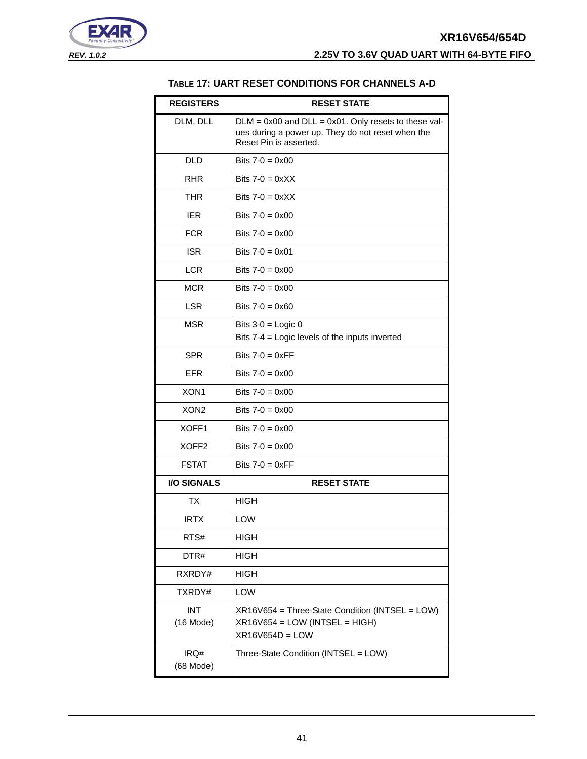### TABLE 17: UART RESET CONDITIONS FOR CHANNELS A-D

| REGISTERS | RESET STATE |
|---|---|
| DLM, DLL | DLM = 0x00 and DLL = 0x01. Only resets to these values during a power up. They do not reset when the Reset Pin is asserted. |
| DLD | Bits 7-0 = 0x00 |
| RHR | Bits 7-0 = 0xXX |
| THR | Bits 7-0 = 0xXX |
| IER | Bits 7-0 = 0x00 |
| FCR | Bits 7-0 = 0x00 |
| ISR | Bits 7-0 = 0x01 |
| LCR | Bits 7-0 = 0x00 |
| MCR | Bits 7-0 = 0x00 |
| LSR | Bits 7-0 = 0x60 |
| MSR | Bits 3-0 = Logic 0<br>Bits 7-4 = Logic levels of the inputs inverted |
| SPR | Bits 7-0 = 0xFF |
| EFR | Bits 7-0 = 0x00 |
| XON1 | Bits 7-0 = 0x00 |
| XON2 | Bits 7-0 = 0x00 |
| XOFF1 | Bits 7-0 = 0x00 |
| XOFF2 | Bits 7-0 = 0x00 |
| FSTAT | Bits 7-0 = 0xFF |
| **I/O SIGNALS** | **RESET STATE** |
| TX | HIGH |
| IRTX | LOW |
| RTS# | HIGH |
| DTR# | HIGH |
| RXRDY# | HIGH |
| TXRDY# | LOW |
| INT<br>(16 Mode) | XR16V654 = Three-State Condition (INTSEL = LOW)<br>XR16V654 = LOW (INTSEL = HIGH)<br>XR16V654D = LOW |
| IRQ#<br>(68 Mode) | Three-State Condition (INTSEL = LOW) |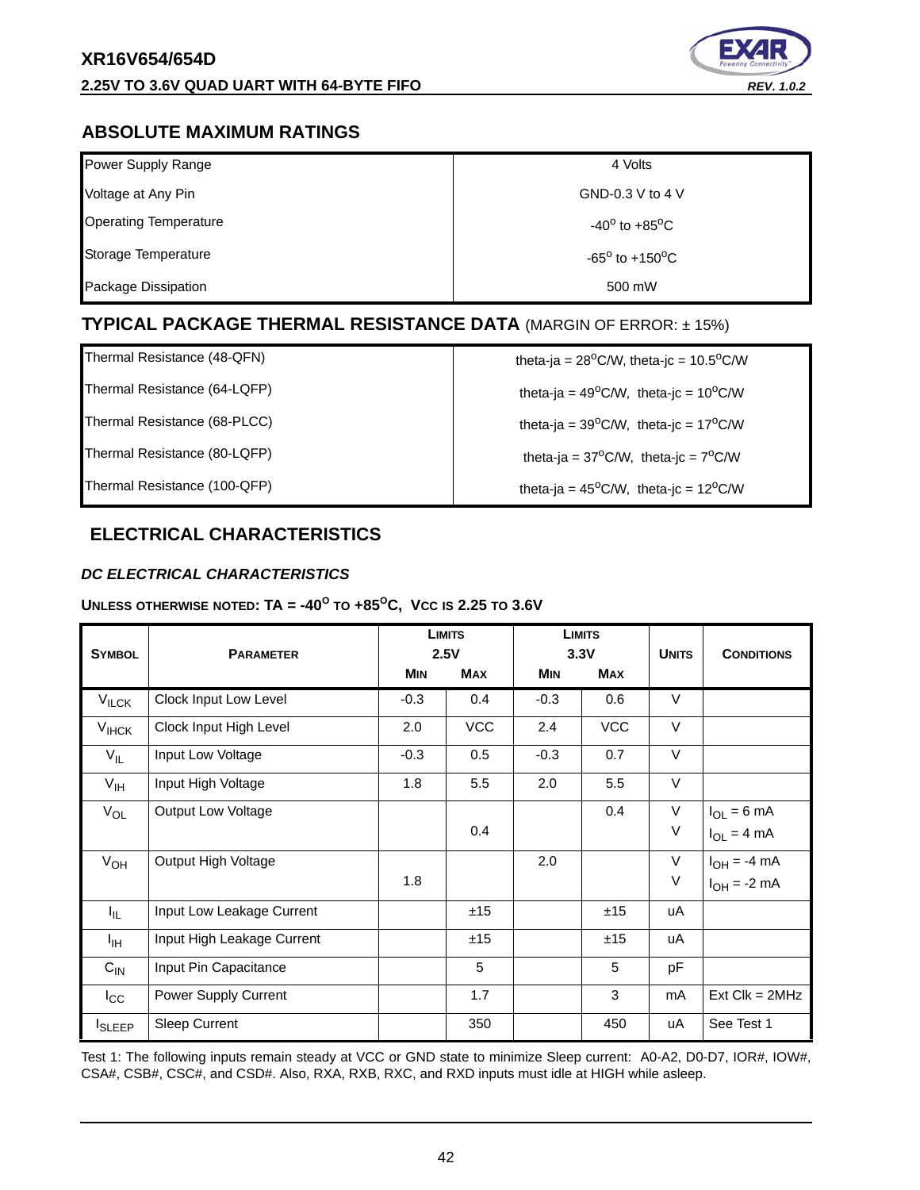## ABSOLUTE MAXIMUM RATINGS

| | |
|---|---|
| Power Supply Range | 4 Volts |
| Voltage at Any Pin | GND-0.3 V to 4 V |
| Operating Temperature | $-40^{o}$ to $+85^{o}C$ |
| Storage Temperature | $-65^{o}$ to $+150^{o}C$ |
| Package Dissipation | 500 mW |

## TYPICAL PACKAGE THERMAL RESISTANCE DATA (MARGIN OF ERROR: ± 15%)

| | |
|---|---|
| Thermal Resistance (48-QFN) | theta-ja = $28^{o}C/W$, theta-jc = $10.5^{o}C/W$ |
| Thermal Resistance (64-LQFP) | theta-ja = $49^{o}C/W$, theta-jc = $10^{o}C/W$ |
| Thermal Resistance (68-PLCC) | theta-ja = $39^{o}C/W$, theta-jc = $17^{o}C/W$ |
| Thermal Resistance (80-LQFP) | theta-ja = $37^{o}C/W$, theta-jc = $7^{o}C/W$ |
| Thermal Resistance (100-QFP) | theta-ja = $45^{o}C/W$, theta-jc = $12^{o}C/W$ |

## ELECTRICAL CHARACTERISTICS

### *DC ELECTRICAL CHARACTERISTICS*

**UNLESS OTHERWISE NOTED: TA = $-40^{O}$ TO $+85^{O}C$, VCC IS 2.25 TO 3.6V**

| SYMBOL | PARAMETER | LIMITS 2.5V | | LIMITS 3.3V | | UNITS | CONDITIONS |
|---|---|---|---|---|---|---|---|
| | | MIN | MAX | MIN | MAX | | |
| $V_{ILCK}$ | Clock Input Low Level | -0.3 | 0.4 | -0.3 | 0.6 | V | |
| $V_{IHCK}$ | Clock Input High Level | 2.0 | VCC | 2.4 | VCC | V | |
| $V_{IL}$ | Input Low Voltage | -0.3 | 0.5 | -0.3 | 0.7 | V | |
| $V_{IH}$ | Input High Voltage | 1.8 | 5.5 | 2.0 | 5.5 | V | |
| $V_{OL}$ | Output Low Voltage | | | | 0.4 | V | $I_{OL}$ = 6 mA |
| | | | 0.4 | | | V | $I_{OL}$ = 4 mA |
| $V_{OH}$ | Output High Voltage | | | 2.0 | | V | $I_{OH}$ = -4 mA |
| | | 1.8 | | | | V | $I_{OH}$ = -2 mA |
| $I_{IL}$ | Input Low Leakage Current | | ±15 | | ±15 | uA | |
| $I_{IH}$ | Input High Leakage Current | | ±15 | | ±15 | uA | |
| $C_{IN}$ | Input Pin Capacitance | | 5 | | 5 | pF | |
| $I_{CC}$ | Power Supply Current | | 1.7 | | 3 | mA | Ext Clk = 2MHz |
| $I_{SLEEP}$ | Sleep Current | | 350 | | 450 | uA | See Test 1 |

Test 1: The following inputs remain steady at VCC or GND state to minimize Sleep current: A0-A2, D0-D7, IOR#, IOW#, CSA#, CSB#, CSC#, and CSD#. Also, RXA, RXB, RXC, and RXD inputs must idle at HIGH while asleep.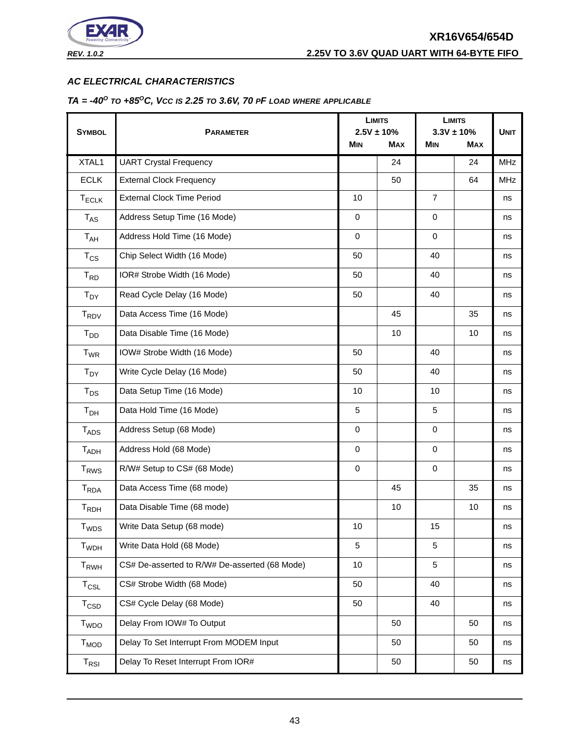### AC ELECTRICAL CHARACTERISTICS

#### TA = -40°C TO +85°C, VCC IS 2.25 TO 3.6V, 70 PF LOAD WHERE APPLICABLE

| Symbol | Parameter | Limits 2.5V ± 10% Min | Limits 2.5V ± 10% Max | Limits 3.3V ± 10% Min | Limits 3.3V ± 10% Max | Unit |
|---|---|---|---|---|---|---|
| XTAL1 | UART Crystal Frequency | | 24 | | 24 | MHz |
| ECLK | External Clock Frequency | | 50 | | 64 | MHz |
| $T_{ECLK}$ | External Clock Time Period | 10 | | 7 | | ns |
| $T_{AS}$ | Address Setup Time (16 Mode) | 0 | | 0 | | ns |
| $T_{AH}$ | Address Hold Time (16 Mode) | 0 | | 0 | | ns |
| $T_{CS}$ | Chip Select Width (16 Mode) | 50 | | 40 | | ns |
| $T_{RD}$ | IOR# Strobe Width (16 Mode) | 50 | | 40 | | ns |
| $T_{DY}$ | Read Cycle Delay (16 Mode) | 50 | | 40 | | ns |
| $T_{RDV}$ | Data Access Time (16 Mode) | | 45 | | 35 | ns |
| $T_{DD}$ | Data Disable Time (16 Mode) | | 10 | | 10 | ns |
| $T_{WR}$ | IOW# Strobe Width (16 Mode) | 50 | | 40 | | ns |
| $T_{DY}$ | Write Cycle Delay (16 Mode) | 50 | | 40 | | ns |
| $T_{DS}$ | Data Setup Time (16 Mode) | 10 | | 10 | | ns |
| $T_{DH}$ | Data Hold Time (16 Mode) | 5 | | 5 | | ns |
| $T_{ADS}$ | Address Setup (68 Mode) | 0 | | 0 | | ns |
| $T_{ADH}$ | Address Hold (68 Mode) | 0 | | 0 | | ns |
| $T_{RWS}$ | R/W# Setup to CS# (68 Mode) | 0 | | 0 | | ns |
| $T_{RDA}$ | Data Access Time (68 mode) | | 45 | | 35 | ns |
| $T_{RDH}$ | Data Disable Time (68 mode) | | 10 | | 10 | ns |
| $T_{WDS}$ | Write Data Setup (68 mode) | 10 | | 15 | | ns |
| $T_{WDH}$ | Write Data Hold (68 Mode) | 5 | | 5 | | ns |
| $T_{RWH}$ | CS# De-asserted to R/W# De-asserted (68 Mode) | 10 | | 5 | | ns |
| $T_{CSL}$ | CS# Strobe Width (68 Mode) | 50 | | 40 | | ns |
| $T_{CSD}$ | CS# Cycle Delay (68 Mode) | 50 | | 40 | | ns |
| $T_{WDO}$ | Delay From IOW# To Output | | 50 | | 50 | ns |
| $T_{MOD}$ | Delay To Set Interrupt From MODEM Input | | 50 | | 50 | ns |
| $T_{RSI}$ | Delay To Reset Interrupt From IOR# | | 50 | | 50 | ns |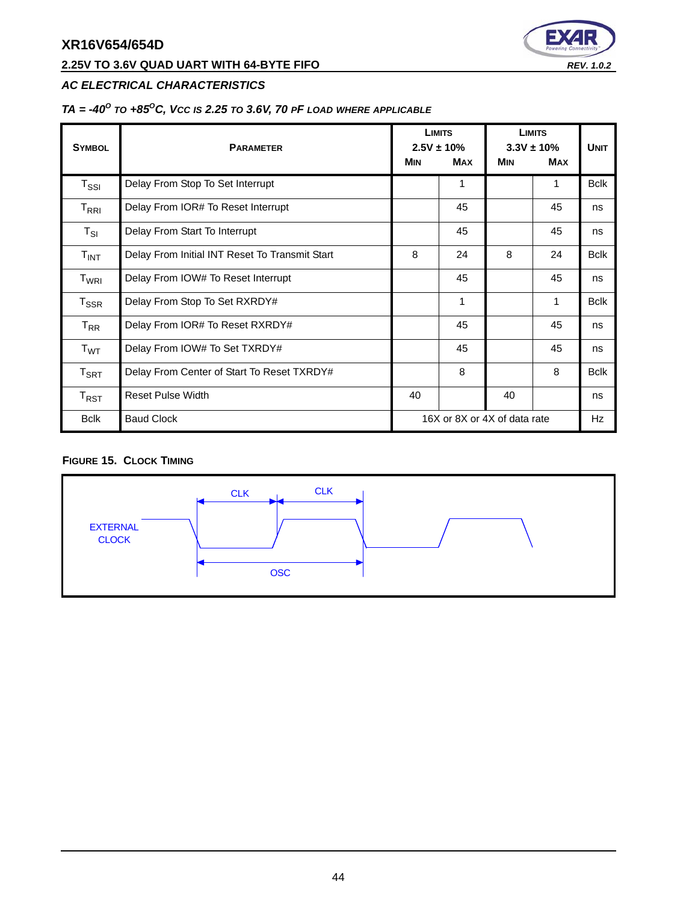### AC ELECTRICAL CHARACTERISTICS

#### TA = -40$^O$ to +85$^O$C, Vcc is 2.25 to 3.6V, 70 pF load where applicable

| Symbol | Parameter | Limits 2.5V ± 10% Min | Limits 2.5V ± 10% Max | Limits 3.3V ± 10% Min | Limits 3.3V ± 10% Max | Unit |
|---|---|---|---|---|---|---|
| $T_{SSI}$ | Delay From Stop To Set Interrupt | | 1 | | 1 | Bclk |
| $T_{RRI}$ | Delay From IOR# To Reset Interrupt | | 45 | | 45 | ns |
| $T_{SI}$ | Delay From Start To Interrupt | | 45 | | 45 | ns |
| $T_{INT}$ | Delay From Initial INT Reset To Transmit Start | 8 | 24 | 8 | 24 | Bclk |
| $T_{WRI}$ | Delay From IOW# To Reset Interrupt | | 45 | | 45 | ns |
| $T_{SSR}$ | Delay From Stop To Set RXRDY# | | 1 | | 1 | Bclk |
| $T_{RR}$ | Delay From IOR# To Reset RXRDY# | | 45 | | 45 | ns |
| $T_{WT}$ | Delay From IOW# To Set TXRDY# | | 45 | | 45 | ns |
| $T_{SRT}$ | Delay From Center of Start To Reset TXRDY# | | 8 | | 8 | Bclk |
| $T_{RST}$ | Reset Pulse Width | 40 | | 40 | | ns |
| Bclk | Baud Clock | 16X or 8X or 4X of data rate | | | | Hz |

**FIGURE 15. CLOCK TIMING**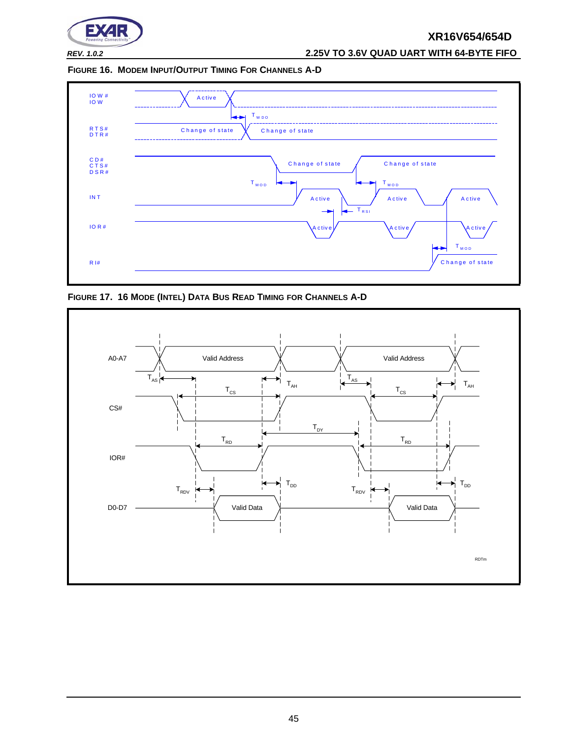**FIGURE 16. MODEM INPUT/OUTPUT TIMING FOR CHANNELS A-D**

IOW#
IOW

Active

$T_{WDO}$

RTS#
DTR#

Change of state

Change of state

CD#
CTS#
DSR#

Change of state

Change of state

$T_{MOD}$

$T_{MOD}$

INT

Active

Active

Active

$T_{RSI}$

IOR#

Active

Active

Active

$T_{MOD}$

RI#

Change of state

**FIGURE 17. 16 MODE (INTEL) DATA BUS READ TIMING FOR CHANNELS A-D**

A0-A7

Valid Address

Valid Address

$T_{AS}$

$T_{AH}$

$T_{AS}$

$T_{AH}$

$T_{CS}$

$T_{CS}$

CS#

$T_{DY}$

$T_{RD}$

$T_{RD}$

IOR#

$T_{RDV}$

$T_{DD}$

$T_{RDV}$

$T_{DD}$

D0-D7

Valid Data

Valid Data

RDTm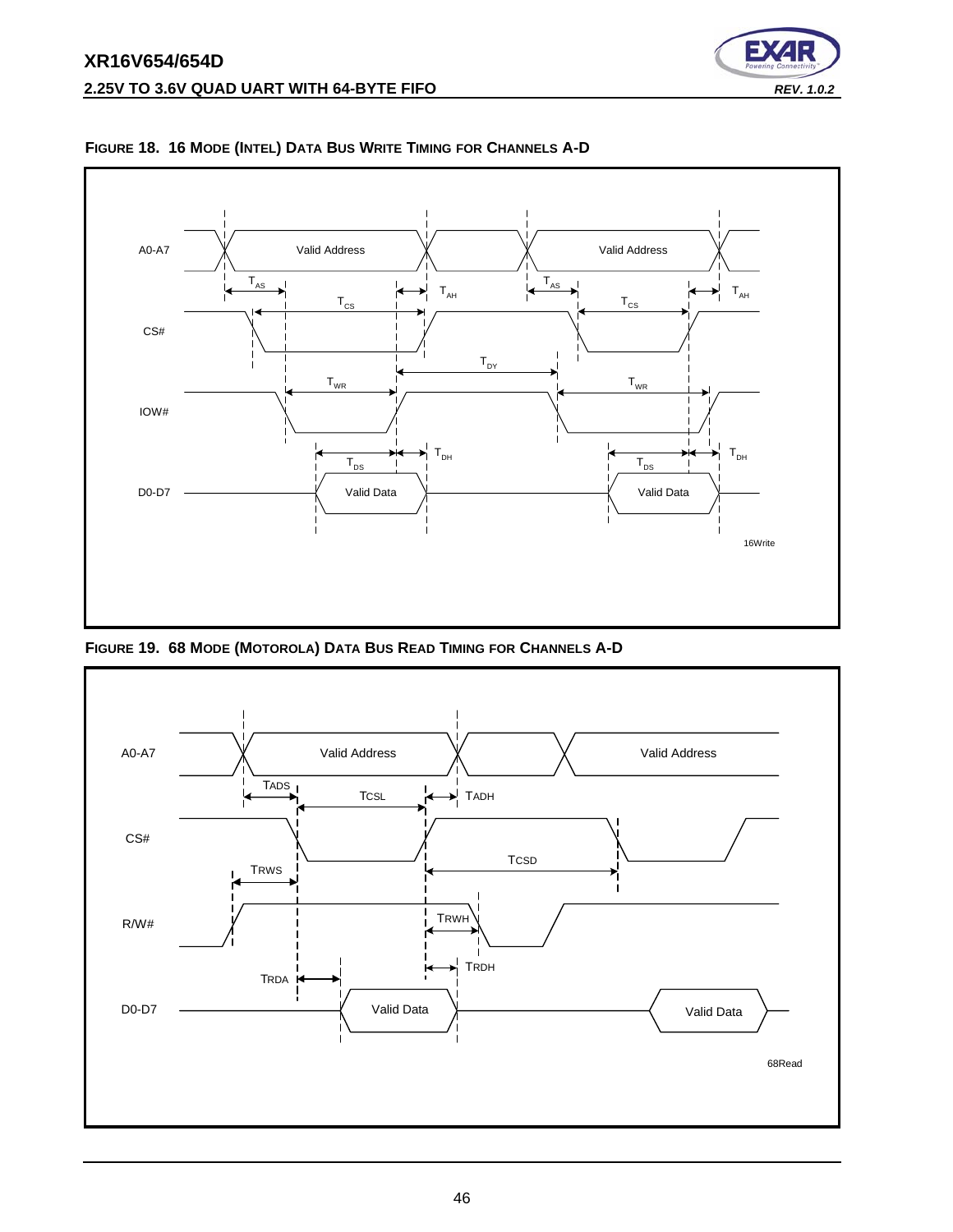**FIGURE 18. 16 MODE (INTEL) DATA BUS WRITE TIMING FOR CHANNELS A-D**

A0-A7 Valid Address Valid Address

$T_{AS}$ $T_{AH}$ $T_{AS}$ $T_{AH}$

$T_{CS}$ $T_{CS}$

CS#

$T_{DY}$

$T_{WR}$ $T_{WR}$

IOW#

$T_{DH}$ $T_{DH}$

$T_{DS}$ $T_{DS}$

D0-D7 Valid Data Valid Data

16Write

**FIGURE 19. 68 MODE (MOTOROLA) DATA BUS READ TIMING FOR CHANNELS A-D**

A0-A7 Valid Address Valid Address

TADS TCSL TADH

CS#

TRWS TCSD

R/W# TRWH

TRDA TRDH

D0-D7 Valid Data Valid Data

68Read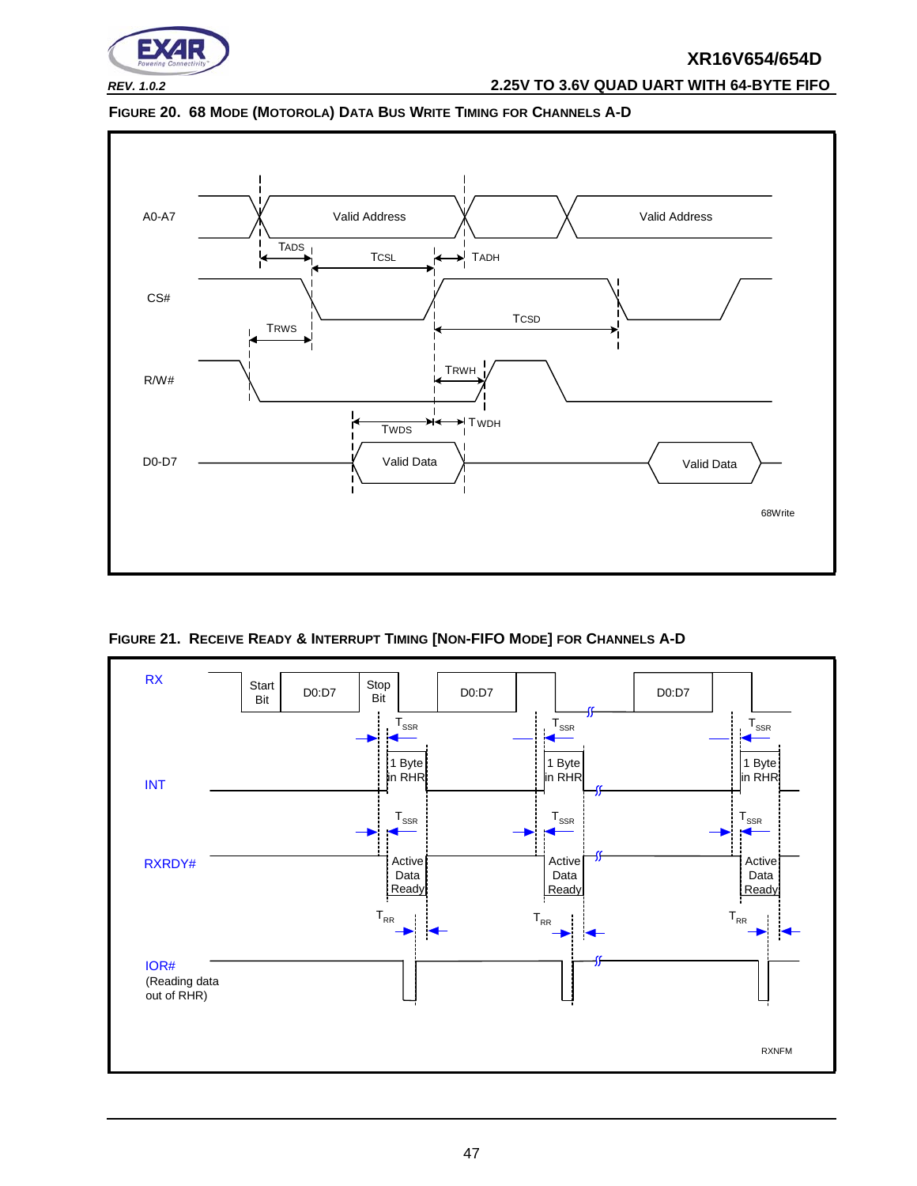**FIGURE 20. 68 MODE (MOTOROLA) DATA BUS WRITE TIMING FOR CHANNELS A-D**

A0-A7 — Valid Address — Valid Address

TADS — TCSL — TADH

CS#

TRWS — TCSD

R/W# — TRWH

TWDS — TWDH

D0-D7 — Valid Data — Valid Data

68Write

**FIGURE 21. RECEIVE READY & INTERRUPT TIMING [NON-FIFO MODE] FOR CHANNELS A-D**

RX — Start Bit — D0:D7 — Stop Bit — D0:D7 — D0:D7

$T_{SSR}$

INT — 1 Byte in RHR

$T_{SSR}$

RXRDY# — Active Data Ready

$T_{RR}$

IOR# (Reading data out of RHR)

RXNFM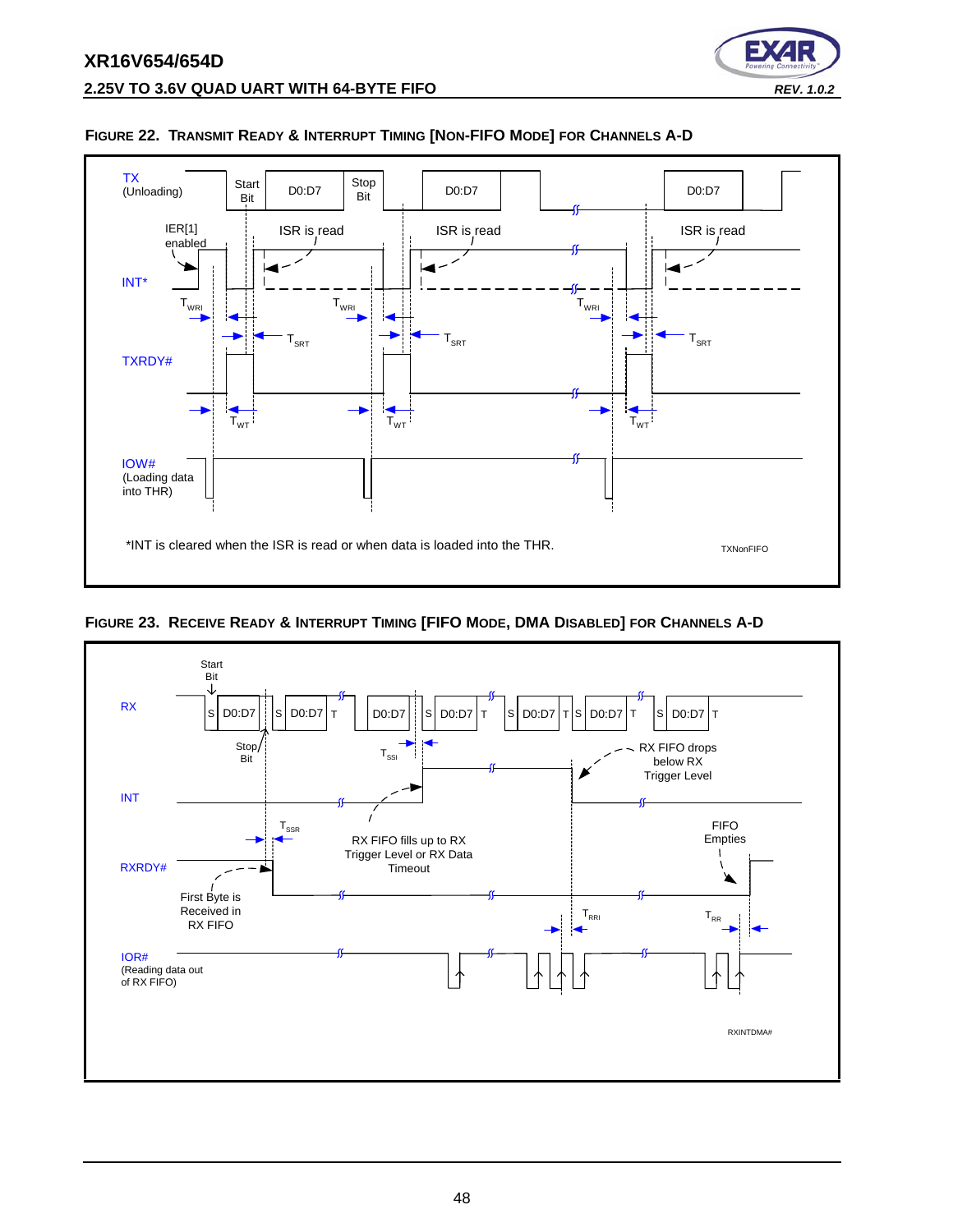**FIGURE 22. TRANSMIT READY & INTERRUPT TIMING [NON-FIFO MODE] FOR CHANNELS A-D**

TX (Unloading) — Start Bit, D0:D7, Stop Bit, D0:D7, D0:D7

IER[1] enabled

ISR is read — ISR is read — ISR is read

INT*

$T_{WRI}$ $T_{WRI}$ $T_{WRI}$

$T_{SRT}$ $T_{SRT}$ $T_{SRT}$

TXRDY#

$T_{WT}$ $T_{WT}$ $T_{WT}$

IOW# (Loading data into THR)

*INT is cleared when the ISR is read or when data is loaded into the THR.

TXNonFIFO

**FIGURE 23. RECEIVE READY & INTERRUPT TIMING [FIFO MODE, DMA DISABLED] FOR CHANNELS A-D**

Start Bit

RX — S D0:D7, S D0:D7 T, D0:D7, S D0:D7 T, S D0:D7 T S D0:D7 T, S D0:D7 T

Stop Bit

$T_{SSI}$

RX FIFO drops below RX Trigger Level

INT

$T_{SSR}$

RX FIFO fills up to RX Trigger Level or RX Data Timeout

FIFO Empties

RXRDY#

First Byte is Received in RX FIFO

$T_{RRI}$ $T_{RR}$

IOR# (Reading data out of RX FIFO)

RXINTDMA#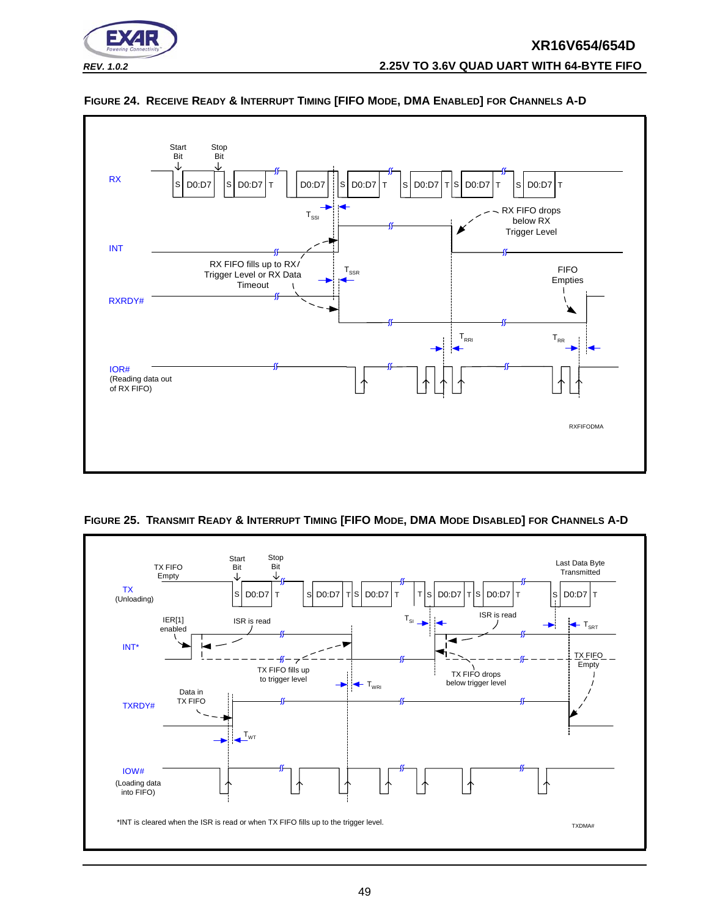#### FIGURE 24. RECEIVE READY & INTERRUPT TIMING [FIFO MODE, DMA ENABLED] FOR CHANNELS A-D

RX: Start Bit, Stop Bit — S D0:D7 | S D0:D7 T | D0:D7 | S D0:D7 T | S D0:D7 T | S D0:D7 T | S D0:D7 T

$T_{SSI}$

INT — RX FIFO drops below RX Trigger Level

RX FIFO fills up to RX Trigger Level or RX Data Timeout

$T_{SSR}$

RXRDY# — FIFO Empties

$T_{RRI}$ $T_{RR}$

IOR# (Reading data out of RX FIFO)

RXFIFODMA

#### FIGURE 25. TRANSMIT READY & INTERRUPT TIMING [FIFO MODE, DMA MODE DISABLED] FOR CHANNELS A-D

TX (Unloading): TX FIFO Empty; Start Bit, Stop Bit — S D0:D7 T | S D0:D7 T | S D0:D7 T | T | S D0:D7 T | S D0:D7 T | S D0:D7 T; Last Data Byte Transmitted

IER[1] enabled; ISR is read; $T_{SI}$; ISR is read; $T_{SRT}$

INT*

TX FIFO fills up to trigger level; $T_{WRI}$; TX FIFO drops below trigger level; TX FIFO Empty

TXRDY# — Data in TX FIFO

$T_{WT}$

IOW# (Loading data into FIFO)

*INT is cleared when the ISR is read or when TX FIFO fills up to the trigger level.

TXDMA#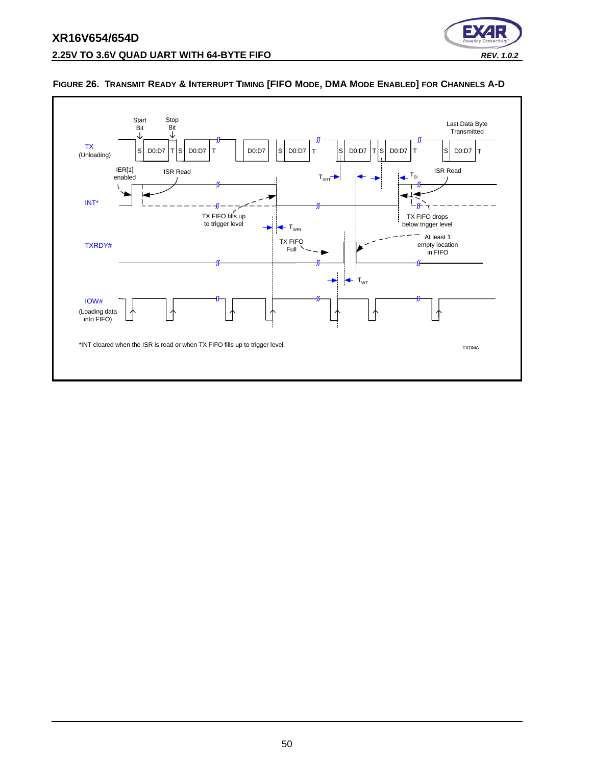**FIGURE 26. TRANSMIT READY & INTERRUPT TIMING [FIFO MODE, DMA MODE ENABLED] FOR CHANNELS A-D**

TX (Unloading)

Start Bit

Stop Bit

S D0:D7 T S D0:D7 T D0:D7 S D0:D7 T S D0:D7 T S D0:D7 T S D0:D7 T

Last Data Byte Transmitted

IER[1] enabled

ISR Read

$T_{SRT}$

$T_{SI}$

ISR Read

INT*

TX FIFO fills up to trigger level

TX FIFO drops below trigger level

$T_{WRI}$

TXRDY#

TX FIFO Full

At least 1 empty location in FIFO

$T_{WT}$

IOW# (Loading data into FIFO)

*INT cleared when the ISR is read or when TX FIFO fills up to trigger level.

TXDMA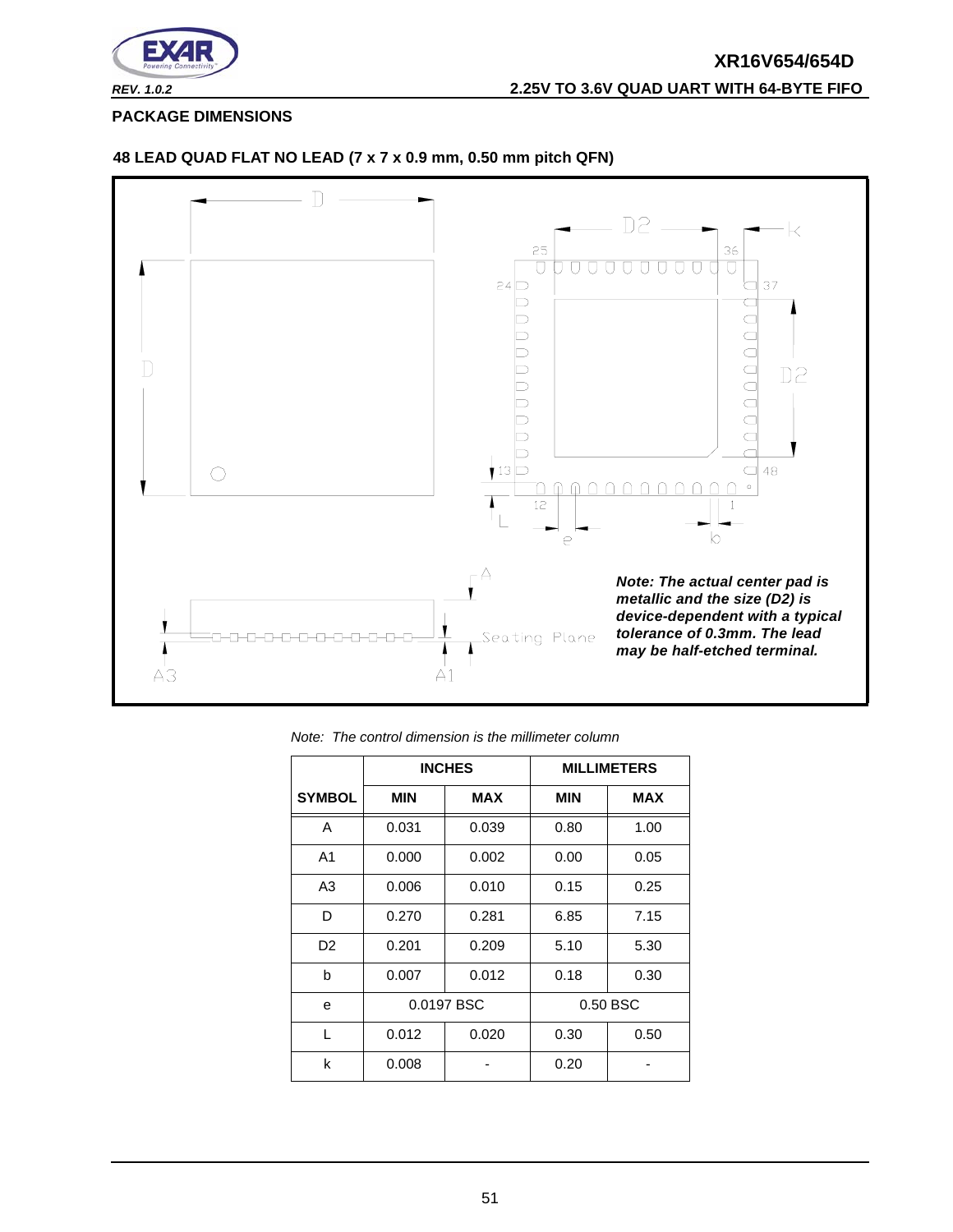## PACKAGE DIMENSIONS

### 48 LEAD QUAD FLAT NO LEAD (7 x 7 x 0.9 mm, 0.50 mm pitch QFN)

***Note: The actual center pad is metallic and the size (D2) is device-dependent with a typical tolerance of 0.3mm. The lead may be half-etched terminal.***

*Note: The control dimension is the millimeter column*

| | INCHES | | MILLIMETERS | |
|---|---|---|---|---|
| **SYMBOL** | **MIN** | **MAX** | **MIN** | **MAX** |
| A | 0.031 | 0.039 | 0.80 | 1.00 |
| A1 | 0.000 | 0.002 | 0.00 | 0.05 |
| A3 | 0.006 | 0.010 | 0.15 | 0.25 |
| D | 0.270 | 0.281 | 6.85 | 7.15 |
| D2 | 0.201 | 0.209 | 5.10 | 5.30 |
| b | 0.007 | 0.012 | 0.18 | 0.30 |
| e | 0.0197 BSC | | 0.50 BSC | |
| L | 0.012 | 0.020 | 0.30 | 0.50 |
| k | 0.008 | - | 0.20 | - |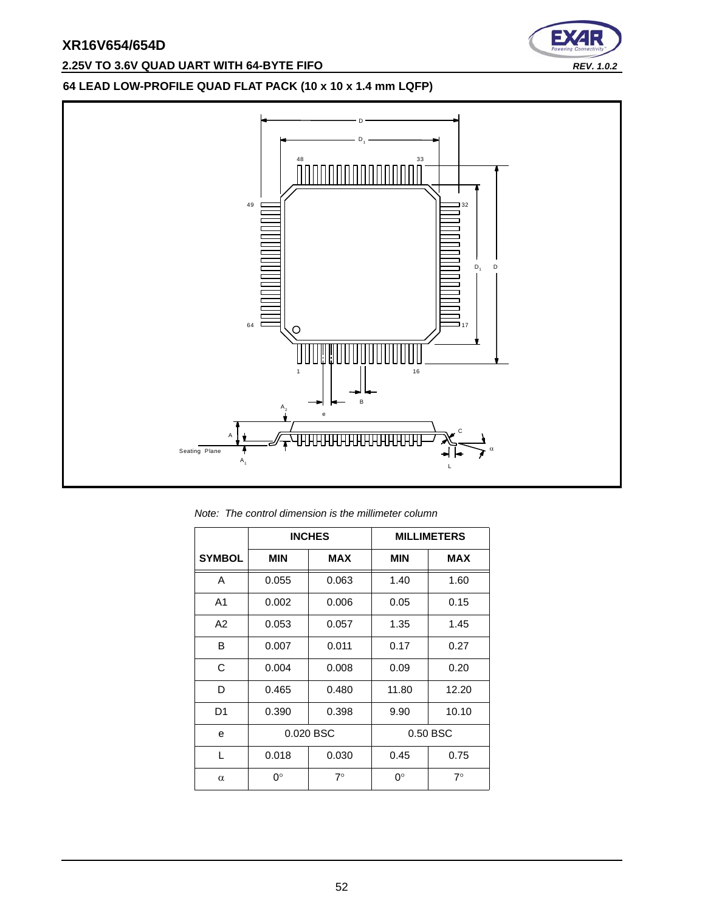## 64 LEAD LOW-PROFILE QUAD FLAT PACK (10 x 10 x 1.4 mm LQFP)

*Note: The control dimension is the millimeter column*

| | INCHES | | MILLIMETERS | |
|---|---|---|---|---|
| SYMBOL | MIN | MAX | MIN | MAX |
| A | 0.055 | 0.063 | 1.40 | 1.60 |
| A1 | 0.002 | 0.006 | 0.05 | 0.15 |
| A2 | 0.053 | 0.057 | 1.35 | 1.45 |
| B | 0.007 | 0.011 | 0.17 | 0.27 |
| C | 0.004 | 0.008 | 0.09 | 0.20 |
| D | 0.465 | 0.480 | 11.80 | 12.20 |
| D1 | 0.390 | 0.398 | 9.90 | 10.10 |
| e | 0.020 BSC | | 0.50 BSC | |
| L | 0.018 | 0.030 | 0.45 | 0.75 |
| $\alpha$ | 0° | 7° | 0° | 7° |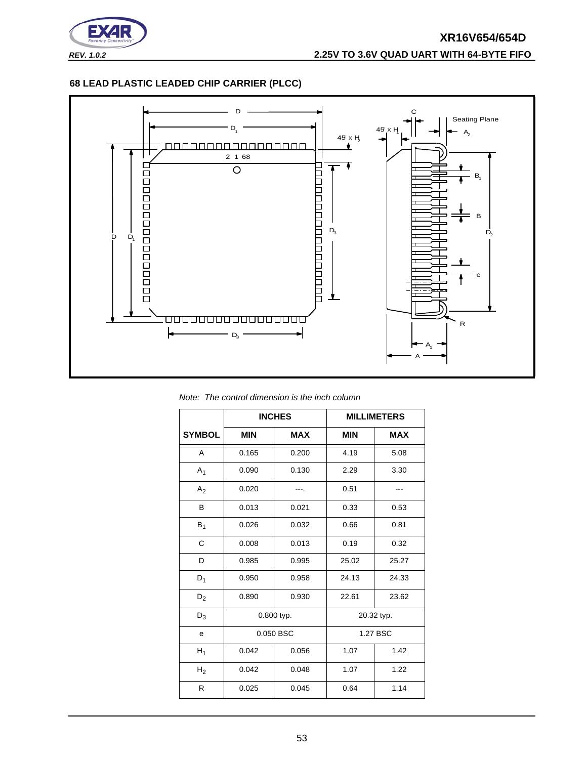## 68 LEAD PLASTIC LEADED CHIP CARRIER (PLCC)

*Note: The control dimension is the inch column*

| | INCHES | | MILLIMETERS | |
|---|---|---|---|---|
| SYMBOL | MIN | MAX | MIN | MAX |
| A | 0.165 | 0.200 | 4.19 | 5.08 |
| $A_1$ | 0.090 | 0.130 | 2.29 | 3.30 |
| $A_2$ | 0.020 | ---. | 0.51 | --- |
| B | 0.013 | 0.021 | 0.33 | 0.53 |
| $B_1$ | 0.026 | 0.032 | 0.66 | 0.81 |
| C | 0.008 | 0.013 | 0.19 | 0.32 |
| D | 0.985 | 0.995 | 25.02 | 25.27 |
| $D_1$ | 0.950 | 0.958 | 24.13 | 24.33 |
| $D_2$ | 0.890 | 0.930 | 22.61 | 23.62 |
| $D_3$ | 0.800 typ. | | 20.32 typ. | |
| e | 0.050 BSC | | 1.27 BSC | |
| $H_1$ | 0.042 | 0.056 | 1.07 | 1.42 |
| $H_2$ | 0.042 | 0.048 | 1.07 | 1.22 |
| R | 0.025 | 0.045 | 0.64 | 1.14 |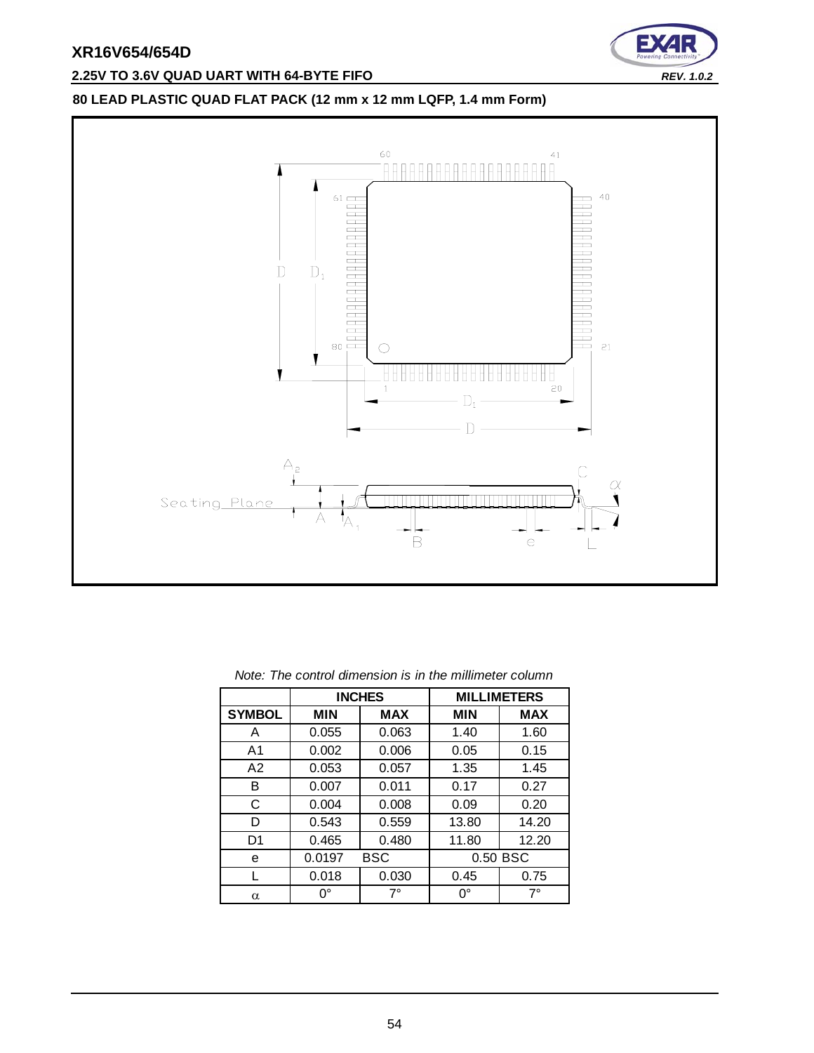## 80 LEAD PLASTIC QUAD FLAT PACK (12 mm x 12 mm LQFP, 1.4 mm Form)

*Note: The control dimension is in the millimeter column*

| | INCHES | | MILLIMETERS | |
|---|---|---|---|---|
| SYMBOL | MIN | MAX | MIN | MAX |
| A | 0.055 | 0.063 | 1.40 | 1.60 |
| A1 | 0.002 | 0.006 | 0.05 | 0.15 |
| A2 | 0.053 | 0.057 | 1.35 | 1.45 |
| B | 0.007 | 0.011 | 0.17 | 0.27 |
| C | 0.004 | 0.008 | 0.09 | 0.20 |
| D | 0.543 | 0.559 | 13.80 | 14.20 |
| D1 | 0.465 | 0.480 | 11.80 | 12.20 |
| e | 0.0197 | BSC | 0.50 BSC | |
| L | 0.018 | 0.030 | 0.45 | 0.75 |
| $\alpha$ | 0° | 7° | 0° | 7° |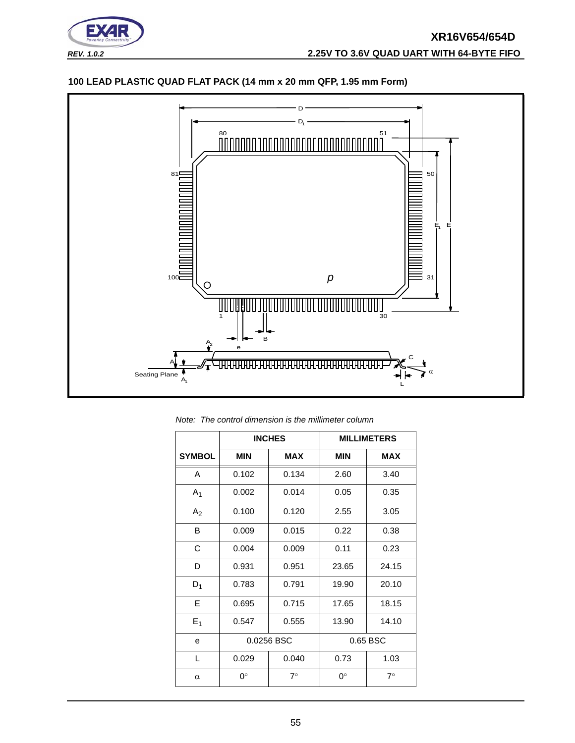## 100 LEAD PLASTIC QUAD FLAT PACK (14 mm x 20 mm QFP, 1.95 mm Form)

*Note: The control dimension is the millimeter column*

| | INCHES | | MILLIMETERS | |
|---|---|---|---|---|
| SYMBOL | MIN | MAX | MIN | MAX |
| A | 0.102 | 0.134 | 2.60 | 3.40 |
| $A_1$ | 0.002 | 0.014 | 0.05 | 0.35 |
| $A_2$ | 0.100 | 0.120 | 2.55 | 3.05 |
| B | 0.009 | 0.015 | 0.22 | 0.38 |
| C | 0.004 | 0.009 | 0.11 | 0.23 |
| D | 0.931 | 0.951 | 23.65 | 24.15 |
| $D_1$ | 0.783 | 0.791 | 19.90 | 20.10 |
| E | 0.695 | 0.715 | 17.65 | 18.15 |
| $E_1$ | 0.547 | 0.555 | 13.90 | 14.10 |
| e | 0.0256 BSC | | 0.65 BSC | |
| L | 0.029 | 0.040 | 0.73 | 1.03 |
| $\alpha$ | 0° | 7° | 0° | 7° |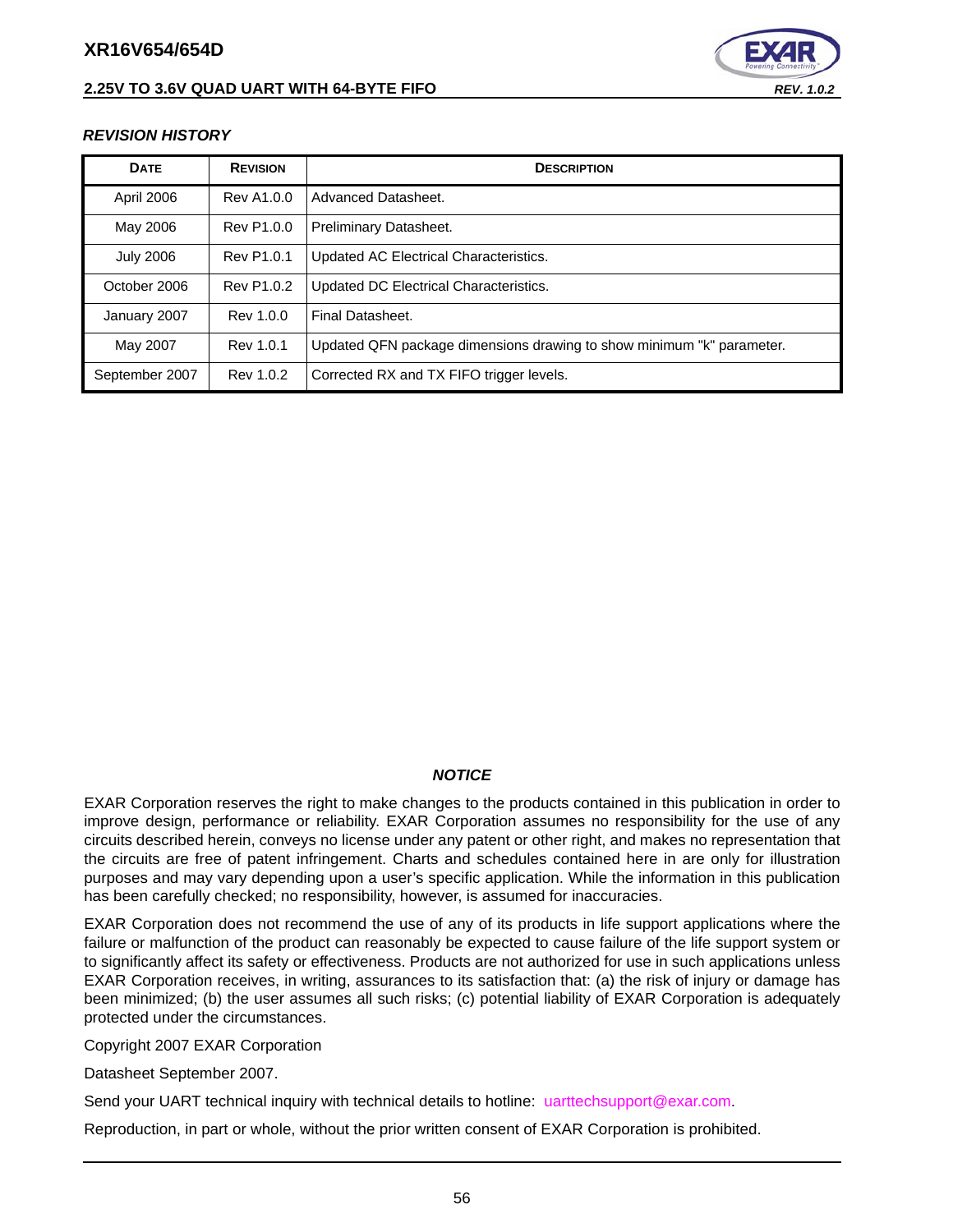### *REVISION HISTORY*

| DATE | REVISION | DESCRIPTION |
|---|---|---|
| April 2006 | Rev A1.0.0 | Advanced Datasheet. |
| May 2006 | Rev P1.0.0 | Preliminary Datasheet. |
| July 2006 | Rev P1.0.1 | Updated AC Electrical Characteristics. |
| October 2006 | Rev P1.0.2 | Updated DC Electrical Characteristics. |
| January 2007 | Rev 1.0.0 | Final Datasheet. |
| May 2007 | Rev 1.0.1 | Updated QFN package dimensions drawing to show minimum "k" parameter. |
| September 2007 | Rev 1.0.2 | Corrected RX and TX FIFO trigger levels. |

### *NOTICE*

EXAR Corporation reserves the right to make changes to the products contained in this publication in order to improve design, performance or reliability. EXAR Corporation assumes no responsibility for the use of any circuits described herein, conveys no license under any patent or other right, and makes no representation that the circuits are free of patent infringement. Charts and schedules contained here in are only for illustration purposes and may vary depending upon a user's specific application. While the information in this publication has been carefully checked; no responsibility, however, is assumed for inaccuracies.

EXAR Corporation does not recommend the use of any of its products in life support applications where the failure or malfunction of the product can reasonably be expected to cause failure of the life support system or to significantly affect its safety or effectiveness. Products are not authorized for use in such applications unless EXAR Corporation receives, in writing, assurances to its satisfaction that: (a) the risk of injury or damage has been minimized; (b) the user assumes all such risks; (c) potential liability of EXAR Corporation is adequately protected under the circumstances.

Copyright 2007 EXAR Corporation

Datasheet September 2007.

Send your UART technical inquiry with technical details to hotline: uarttechsupport@exar.com.

Reproduction, in part or whole, without the prior written consent of EXAR Corporation is prohibited.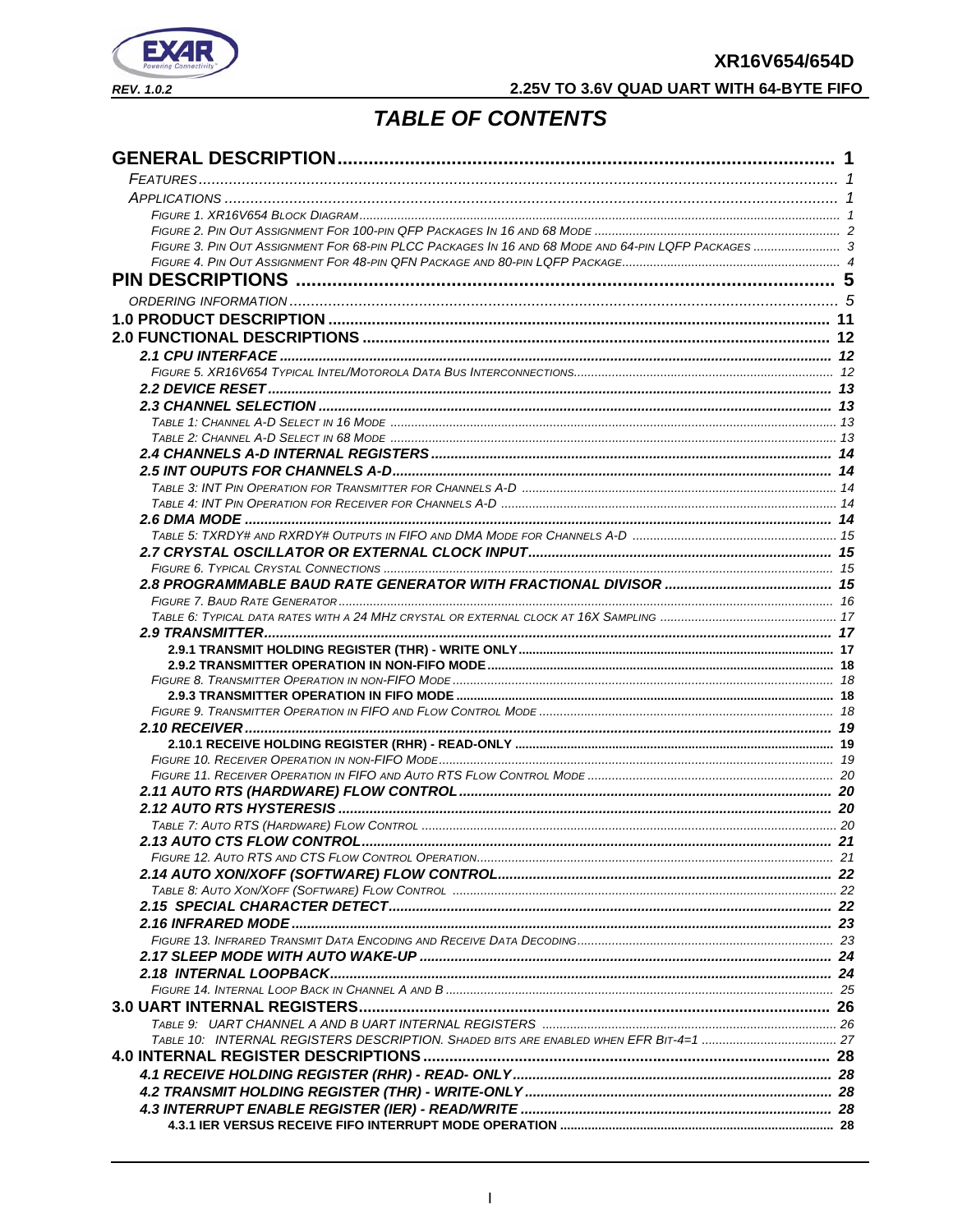# TABLE OF CONTENTS

**GENERAL DESCRIPTION** ................................................ 1

*FEATURES* ................................................ 1

*APPLICATIONS* ................................................ 1

*FIGURE 1. XR16V654 BLOCK DIAGRAM* ................................................ 1

*FIGURE 2. PIN OUT ASSIGNMENT FOR 100-PIN QFP PACKAGES IN 16 AND 68 MODE* ................................................ 2

*FIGURE 3. PIN OUT ASSIGNMENT FOR 68-PIN PLCC PACKAGES IN 16 AND 68 MODE AND 64-PIN LQFP PACKAGES* ................................................ 3

*FIGURE 4. PIN OUT ASSIGNMENT FOR 48-PIN QFN PACKAGE AND 80-PIN LQFP PACKAGE* ................................................ 4

**PIN DESCRIPTIONS** ................................................ 5

*ORDERING INFORMATION* ................................................ 5

**1.0 PRODUCT DESCRIPTION** ................................................ 11

**2.0 FUNCTIONAL DESCRIPTIONS** ................................................ 12

***2.1 CPU INTERFACE*** ................................................ 12

*FIGURE 5. XR16V654 TYPICAL INTEL/MOTOROLA DATA BUS INTERCONNECTIONS* ................................................ 12

***2.2 DEVICE RESET*** ................................................ 13

***2.3 CHANNEL SELECTION*** ................................................ 13

*TABLE 1: CHANNEL A-D SELECT IN 16 MODE* ................................................ 13

*TABLE 2: CHANNEL A-D SELECT IN 68 MODE* ................................................ 13

***2.4 CHANNELS A-D INTERNAL REGISTERS*** ................................................ 14

***2.5 INT OUPUTS FOR CHANNELS A-D*** ................................................ 14

*TABLE 3: INT PIN OPERATION FOR TRANSMITTER FOR CHANNELS A-D* ................................................ 14

*TABLE 4: INT PIN OPERATION FOR RECEIVER FOR CHANNELS A-D* ................................................ 14

***2.6 DMA MODE*** ................................................ 14

*TABLE 5: TXRDY# AND RXRDY# OUTPUTS IN FIFO AND DMA MODE FOR CHANNELS A-D* ................................................ 15

***2.7 CRYSTAL OSCILLATOR OR EXTERNAL CLOCK INPUT*** ................................................ 15

*FIGURE 6. TYPICAL CRYSTAL CONNECTIONS* ................................................ 15

***2.8 PROGRAMMABLE BAUD RATE GENERATOR WITH FRACTIONAL DIVISOR*** ................................................ 15

*FIGURE 7. BAUD RATE GENERATOR* ................................................ 16

*TABLE 6: TYPICAL DATA RATES WITH A 24 MHZ CRYSTAL OR EXTERNAL CLOCK AT 16X SAMPLING* ................................................ 17

***2.9 TRANSMITTER*** ................................................ 17

**2.9.1 TRANSMIT HOLDING REGISTER (THR) - WRITE ONLY** ................................................ 17

**2.9.2 TRANSMITTER OPERATION IN NON-FIFO MODE** ................................................ 18

*FIGURE 8. TRANSMITTER OPERATION IN NON-FIFO MODE* ................................................ 18

**2.9.3 TRANSMITTER OPERATION IN FIFO MODE** ................................................ 18

*FIGURE 9. TRANSMITTER OPERATION IN FIFO AND FLOW CONTROL MODE* ................................................ 18

***2.10 RECEIVER*** ................................................ 19

**2.10.1 RECEIVE HOLDING REGISTER (RHR) - READ-ONLY** ................................................ 19

*FIGURE 10. RECEIVER OPERATION IN NON-FIFO MODE* ................................................ 19

*FIGURE 11. RECEIVER OPERATION IN FIFO AND AUTO RTS FLOW CONTROL MODE* ................................................ 20

***2.11 AUTO RTS (HARDWARE) FLOW CONTROL*** ................................................ 20

***2.12 AUTO RTS HYSTERESIS*** ................................................ 20

*TABLE 7: AUTO RTS (HARDWARE) FLOW CONTROL* ................................................ 20

***2.13 AUTO CTS FLOW CONTROL*** ................................................ 21

*FIGURE 12. AUTO RTS AND CTS FLOW CONTROL OPERATION* ................................................ 21

***2.14 AUTO XON/XOFF (SOFTWARE) FLOW CONTROL*** ................................................ 22

*TABLE 8: AUTO XON/XOFF (SOFTWARE) FLOW CONTROL* ................................................ 22

***2.15 SPECIAL CHARACTER DETECT*** ................................................ 22

***2.16 INFRARED MODE*** ................................................ 23

*FIGURE 13. INFRARED TRANSMIT DATA ENCODING AND RECEIVE DATA DECODING* ................................................ 23

***2.17 SLEEP MODE WITH AUTO WAKE-UP*** ................................................ 24

***2.18 INTERNAL LOOPBACK*** ................................................ 24

*FIGURE 14. INTERNAL LOOP BACK IN CHANNEL A AND B* ................................................ 25

**3.0 UART INTERNAL REGISTERS** ................................................ 26

*TABLE 9: UART CHANNEL A AND B UART INTERNAL REGISTERS* ................................................ 26

*TABLE 10: INTERNAL REGISTERS DESCRIPTION. SHADED BITS ARE ENABLED WHEN EFR BIT-4=1* ................................................ 27

**4.0 INTERNAL REGISTER DESCRIPTIONS** ................................................ 28

***4.1 RECEIVE HOLDING REGISTER (RHR) - READ- ONLY*** ................................................ 28

***4.2 TRANSMIT HOLDING REGISTER (THR) - WRITE-ONLY*** ................................................ 28

***4.3 INTERRUPT ENABLE REGISTER (IER) - READ/WRITE*** ................................................ 28

**4.3.1 IER VERSUS RECEIVE FIFO INTERRUPT MODE OPERATION** ................................................ 28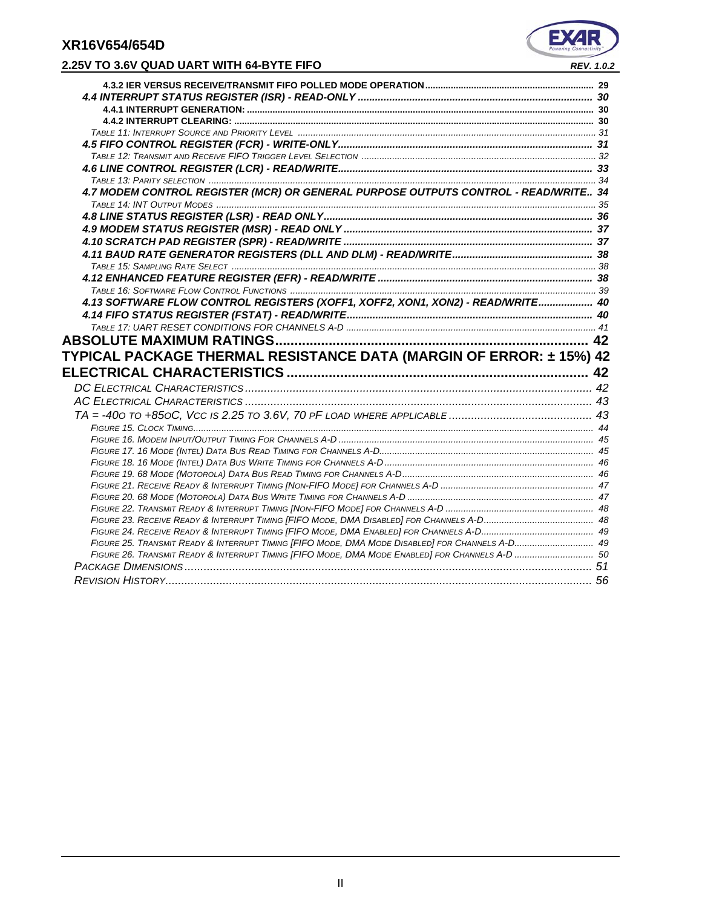4.3.2 IER VERSUS RECEIVE/TRANSMIT FIFO POLLED MODE OPERATION ........ 29

4.4 INTERRUPT STATUS REGISTER (ISR) - READ-ONLY ........ 30

4.4.1 INTERRUPT GENERATION: ........ 30

4.4.2 INTERRUPT CLEARING: ........ 30

TABLE 11: INTERRUPT SOURCE AND PRIORITY LEVEL ........ 31

4.5 FIFO CONTROL REGISTER (FCR) - WRITE-ONLY ........ 31

TABLE 12: TRANSMIT AND RECEIVE FIFO TRIGGER LEVEL SELECTION ........ 32

4.6 LINE CONTROL REGISTER (LCR) - READ/WRITE ........ 33

TABLE 13: PARITY SELECTION ........ 34

4.7 MODEM CONTROL REGISTER (MCR) OR GENERAL PURPOSE OUTPUTS CONTROL - READ/WRITE.. 34

TABLE 14: INT OUTPUT MODES ........ 35

4.8 LINE STATUS REGISTER (LSR) - READ ONLY ........ 36

4.9 MODEM STATUS REGISTER (MSR) - READ ONLY ........ 37

4.10 SCRATCH PAD REGISTER (SPR) - READ/WRITE ........ 37

4.11 BAUD RATE GENERATOR REGISTERS (DLL AND DLM) - READ/WRITE ........ 38

TABLE 15: SAMPLING RATE SELECT ........ 38

4.12 ENHANCED FEATURE REGISTER (EFR) - READ/WRITE ........ 38

TABLE 16: SOFTWARE FLOW CONTROL FUNCTIONS ........ 39

4.13 SOFTWARE FLOW CONTROL REGISTERS (XOFF1, XOFF2, XON1, XON2) - READ/WRITE ........ 40

4.14 FIFO STATUS REGISTER (FSTAT) - READ/WRITE ........ 40

TABLE 17: UART RESET CONDITIONS FOR CHANNELS A-D ........ 41

ABSOLUTE MAXIMUM RATINGS ........ 42

TYPICAL PACKAGE THERMAL RESISTANCE DATA (MARGIN OF ERROR: ± 15%) 42

ELECTRICAL CHARACTERISTICS ........ 42

DC ELECTRICAL CHARACTERISTICS ........ 42

AC ELECTRICAL CHARACTERISTICS ........ 43

TA = -40O TO +85OC, VCC IS 2.25 TO 3.6V, 70 PF LOAD WHERE APPLICABLE ........ 43

FIGURE 15. CLOCK TIMING ........ 44

FIGURE 16. MODEM INPUT/OUTPUT TIMING FOR CHANNELS A-D ........ 45

FIGURE 17. 16 MODE (INTEL) DATA BUS READ TIMING FOR CHANNELS A-D ........ 45

FIGURE 18. 16 MODE (INTEL) DATA BUS WRITE TIMING FOR CHANNELS A-D ........ 46

FIGURE 19. 68 MODE (MOTOROLA) DATA BUS READ TIMING FOR CHANNELS A-D ........ 46

FIGURE 21. RECEIVE READY & INTERRUPT TIMING [NON-FIFO MODE] FOR CHANNELS A-D ........ 47

FIGURE 20. 68 MODE (MOTOROLA) DATA BUS WRITE TIMING FOR CHANNELS A-D ........ 47

FIGURE 22. TRANSMIT READY & INTERRUPT TIMING [NON-FIFO MODE] FOR CHANNELS A-D ........ 48

FIGURE 23. RECEIVE READY & INTERRUPT TIMING [FIFO MODE, DMA DISABLED] FOR CHANNELS A-D ........ 48

FIGURE 24. RECEIVE READY & INTERRUPT TIMING [FIFO MODE, DMA ENABLED] FOR CHANNELS A-D ........ 49

FIGURE 25. TRANSMIT READY & INTERRUPT TIMING [FIFO MODE, DMA MODE DISABLED] FOR CHANNELS A-D ........ 49

FIGURE 26. TRANSMIT READY & INTERRUPT TIMING [FIFO MODE, DMA MODE ENABLED] FOR CHANNELS A-D ........ 50

PACKAGE DIMENSIONS ........ 51

REVISION HISTORY ........ 56